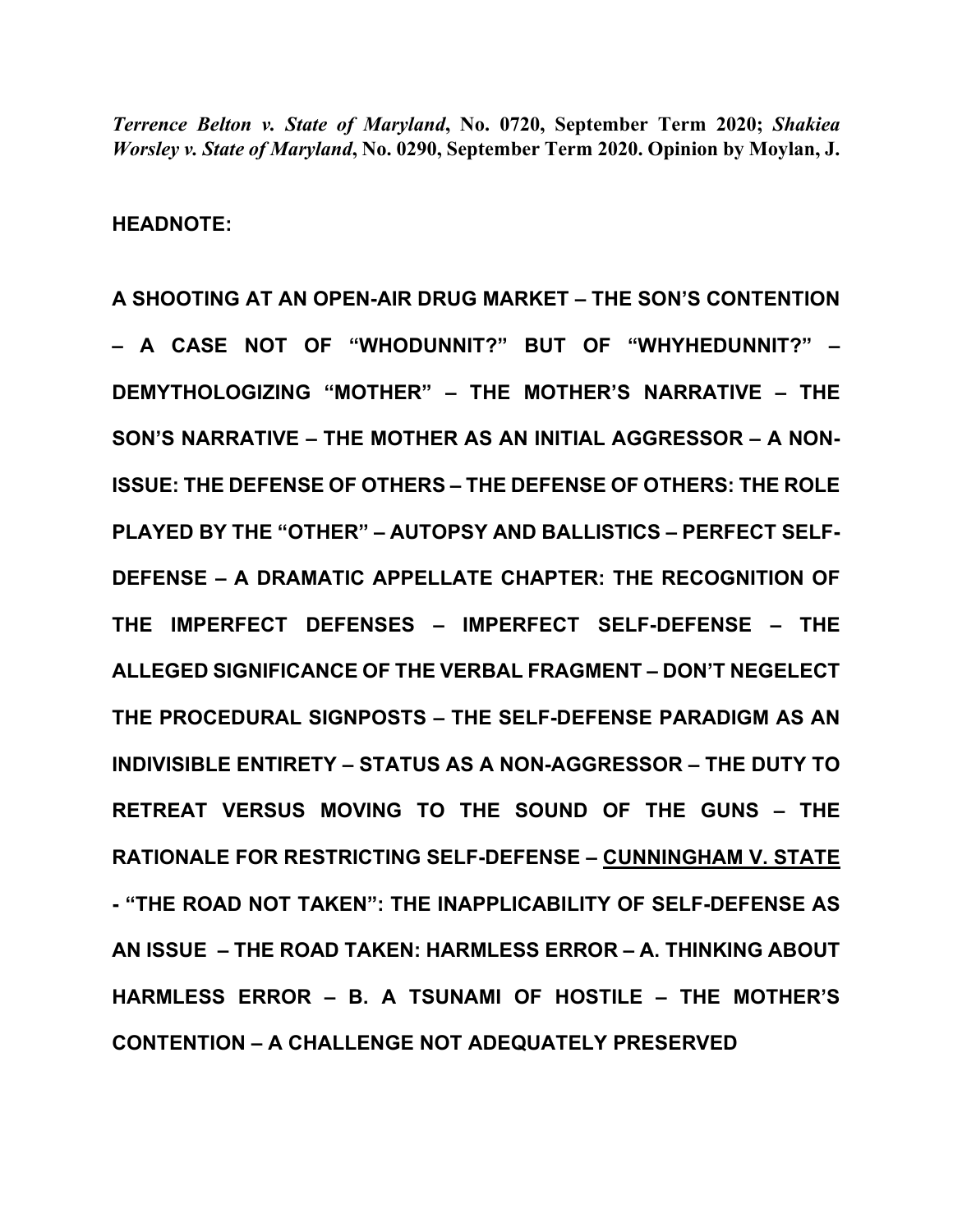***Terrence Belton v. State of Maryland*, No. 0720, September Term 2020; *Shakiea Worsley v. State of Maryland*, No. 0290, September Term 2020. Opinion by Moylan, J.**

**HEADNOTE:**

**A SHOOTING AT AN OPEN-AIR DRUG MARKET – THE SON'S CONTENTION – A CASE NOT OF "WHODUNNIT?" BUT OF "WHYHEDUNNIT?" – DEMYTHOLOGIZING "MOTHER" – THE MOTHER'S NARRATIVE – THE SON'S NARRATIVE – THE MOTHER AS AN INITIAL AGGRESSOR – A NON-ISSUE: THE DEFENSE OF OTHERS – THE DEFENSE OF OTHERS: THE ROLE PLAYED BY THE "OTHER" – AUTOPSY AND BALLISTICS – PERFECT SELF-DEFENSE – A DRAMATIC APPELLATE CHAPTER: THE RECOGNITION OF THE IMPERFECT DEFENSES – IMPERFECT SELF-DEFENSE – THE ALLEGED SIGNIFICANCE OF THE VERBAL FRAGMENT – DON'T NEGELECT THE PROCEDURAL SIGNPOSTS – THE SELF-DEFENSE PARADIGM AS AN INDIVISIBLE ENTIRETY – STATUS AS A NON-AGGRESSOR – THE DUTY TO RETREAT VERSUS MOVING TO THE SOUND OF THE GUNS – THE RATIONALE FOR RESTRICTING SELF-DEFENSE – <u>CUNNINGHAM V. STATE</u> - "THE ROAD NOT TAKEN": THE INAPPLICABILITY OF SELF-DEFENSE AS AN ISSUE – THE ROAD TAKEN: HARMLESS ERROR – A. THINKING ABOUT HARMLESS ERROR – B. A TSUNAMI OF HOSTILE – THE MOTHER'S CONTENTION – A CHALLENGE NOT ADEQUATELY PRESERVED**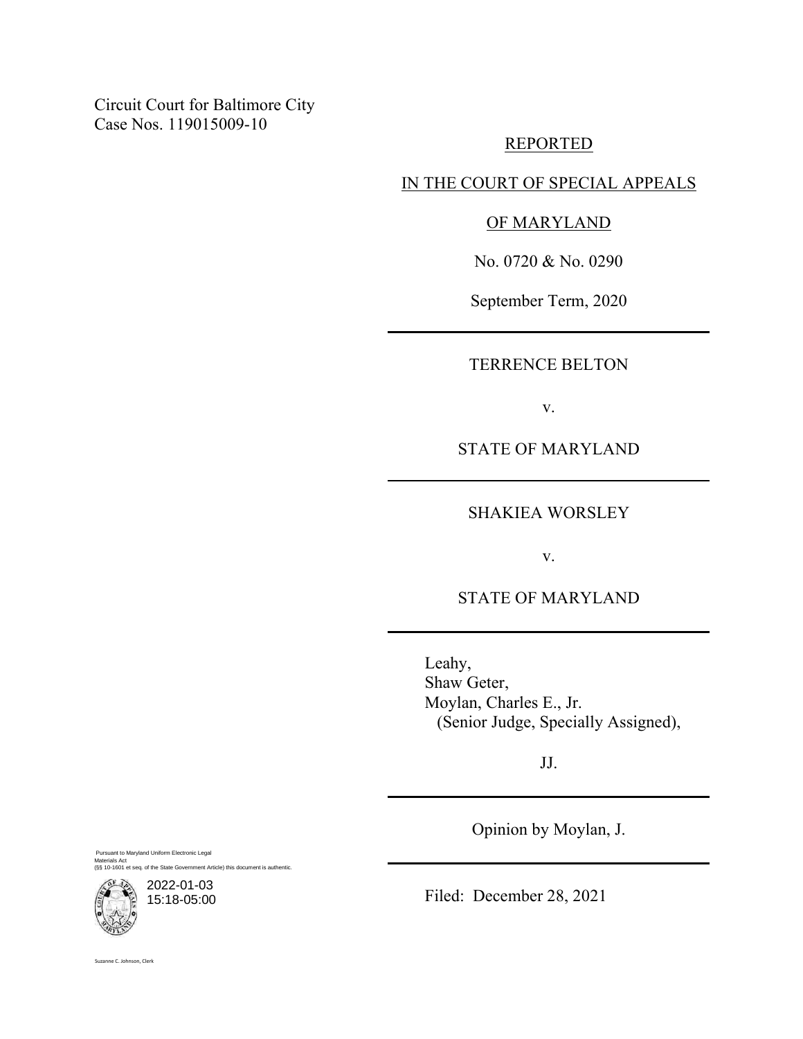Circuit Court for Baltimore City
Case Nos. 119015009-10

REPORTED

IN THE COURT OF SPECIAL APPEALS

OF MARYLAND

No. 0720 & No. 0290

September Term, 2020

---

TERRENCE BELTON

v.

STATE OF MARYLAND

---

SHAKIEA WORSLEY

v.

STATE OF MARYLAND

---

Leahy,
Shaw Geter,
Moylan, Charles E., Jr.
(Senior Judge, Specially Assigned),

JJ.

---

Opinion by Moylan, J.

---

Filed: December 28, 2021

Pursuant to Maryland Uniform Electronic Legal Materials Act
(§§ 10-1601 et seq. of the State Government Article) this document is authentic.

2022-01-03
15:18-05:00

Suzanne C. Johnson, Clerk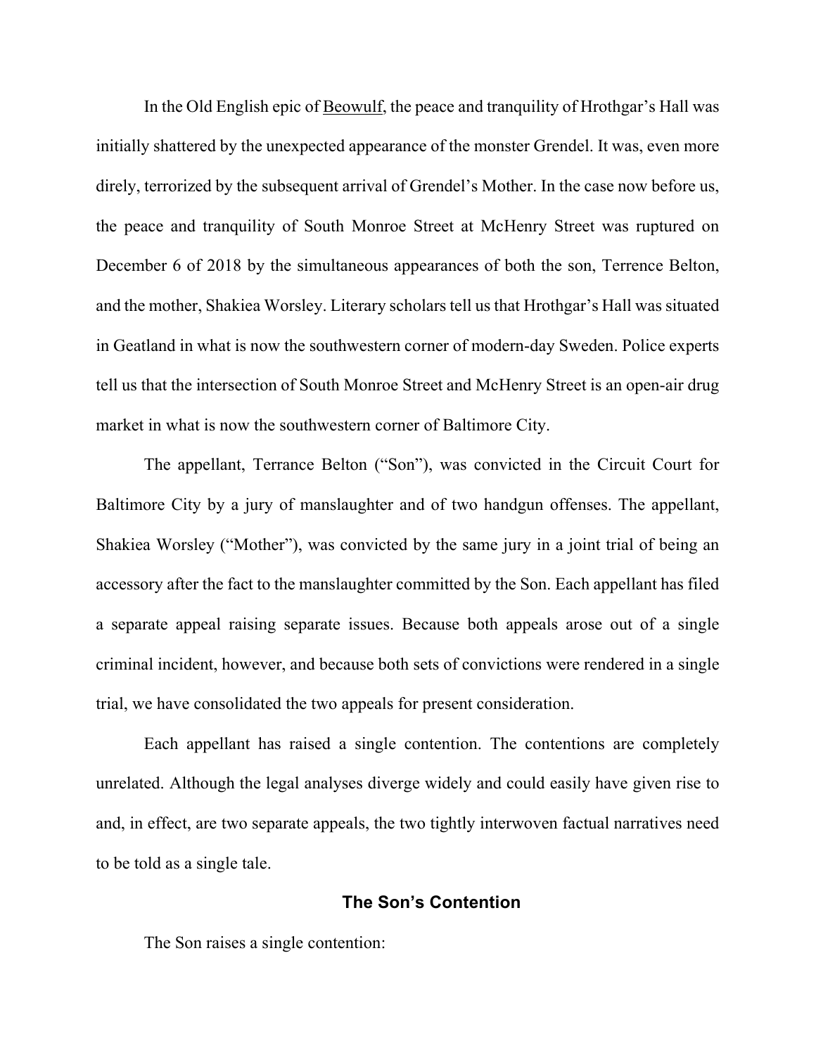In the Old English epic of <u>Beowulf</u>, the peace and tranquility of Hrothgar's Hall was initially shattered by the unexpected appearance of the monster Grendel. It was, even more direly, terrorized by the subsequent arrival of Grendel's Mother. In the case now before us, the peace and tranquility of South Monroe Street at McHenry Street was ruptured on December 6 of 2018 by the simultaneous appearances of both the son, Terrence Belton, and the mother, Shakiea Worsley. Literary scholars tell us that Hrothgar's Hall was situated in Geatland in what is now the southwestern corner of modern-day Sweden. Police experts tell us that the intersection of South Monroe Street and McHenry Street is an open-air drug market in what is now the southwestern corner of Baltimore City.

The appellant, Terrance Belton ("Son"), was convicted in the Circuit Court for Baltimore City by a jury of manslaughter and of two handgun offenses. The appellant, Shakiea Worsley ("Mother"), was convicted by the same jury in a joint trial of being an accessory after the fact to the manslaughter committed by the Son. Each appellant has filed a separate appeal raising separate issues. Because both appeals arose out of a single criminal incident, however, and because both sets of convictions were rendered in a single trial, we have consolidated the two appeals for present consideration.

Each appellant has raised a single contention. The contentions are completely unrelated. Although the legal analyses diverge widely and could easily have given rise to and, in effect, are two separate appeals, the two tightly interwoven factual narratives need to be told as a single tale.

### The Son's Contention

The Son raises a single contention: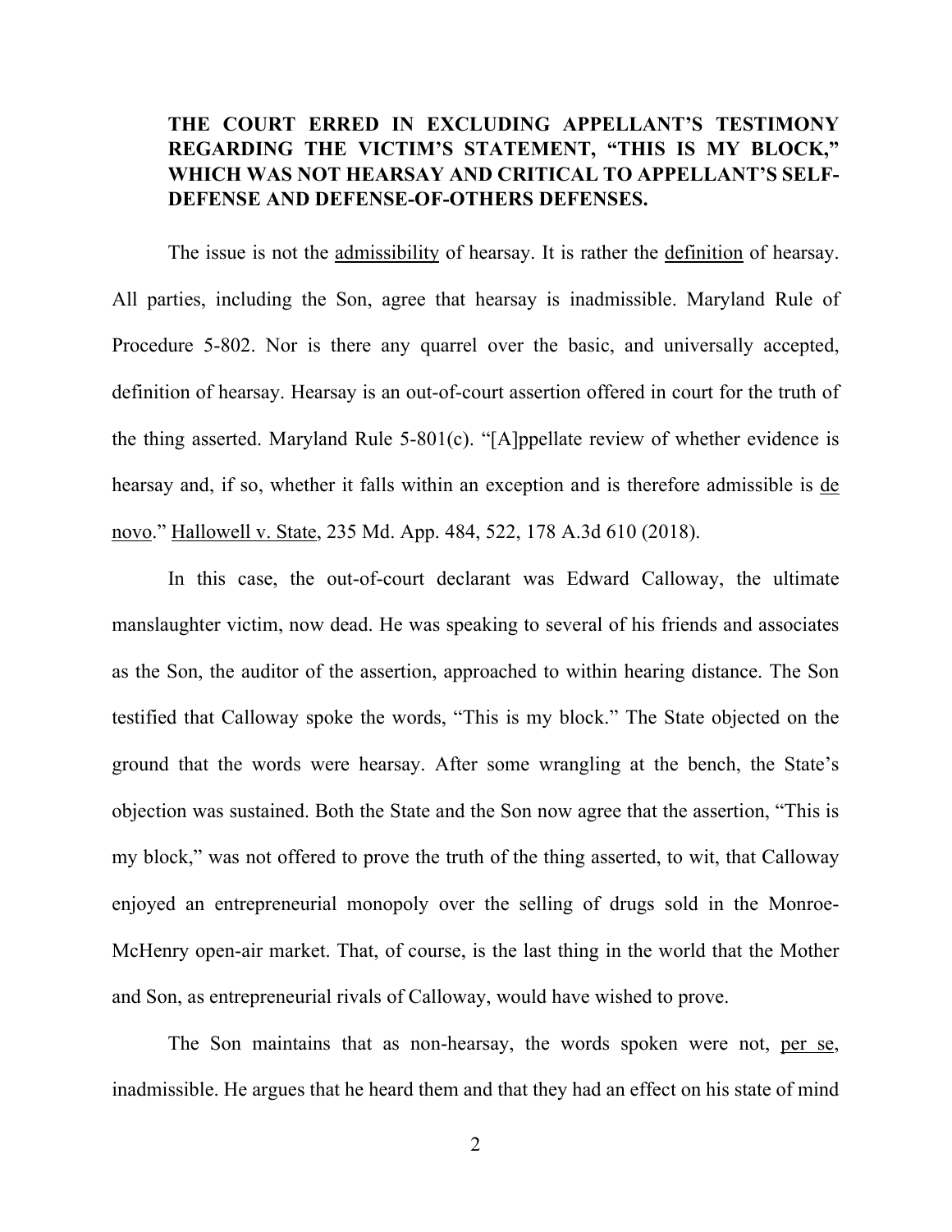**THE COURT ERRED IN EXCLUDING APPELLANT'S TESTIMONY REGARDING THE VICTIM'S STATEMENT, "THIS IS MY BLOCK," WHICH WAS NOT HEARSAY AND CRITICAL TO APPELLANT'S SELF-DEFENSE AND DEFENSE-OF-OTHERS DEFENSES.**

The issue is not the admissibility of hearsay. It is rather the definition of hearsay. All parties, including the Son, agree that hearsay is inadmissible. Maryland Rule of Procedure 5-802. Nor is there any quarrel over the basic, and universally accepted, definition of hearsay. Hearsay is an out-of-court assertion offered in court for the truth of the thing asserted. Maryland Rule 5-801(c). "[A]ppellate review of whether evidence is hearsay and, if so, whether it falls within an exception and is therefore admissible is de novo." Hallowell v. State, 235 Md. App. 484, 522, 178 A.3d 610 (2018).

In this case, the out-of-court declarant was Edward Calloway, the ultimate manslaughter victim, now dead. He was speaking to several of his friends and associates as the Son, the auditor of the assertion, approached to within hearing distance. The Son testified that Calloway spoke the words, "This is my block." The State objected on the ground that the words were hearsay. After some wrangling at the bench, the State's objection was sustained. Both the State and the Son now agree that the assertion, "This is my block," was not offered to prove the truth of the thing asserted, to wit, that Calloway enjoyed an entrepreneurial monopoly over the selling of drugs sold in the Monroe-McHenry open-air market. That, of course, is the last thing in the world that the Mother and Son, as entrepreneurial rivals of Calloway, would have wished to prove.

The Son maintains that as non-hearsay, the words spoken were not, per se, inadmissible. He argues that he heard them and that they had an effect on his state of mind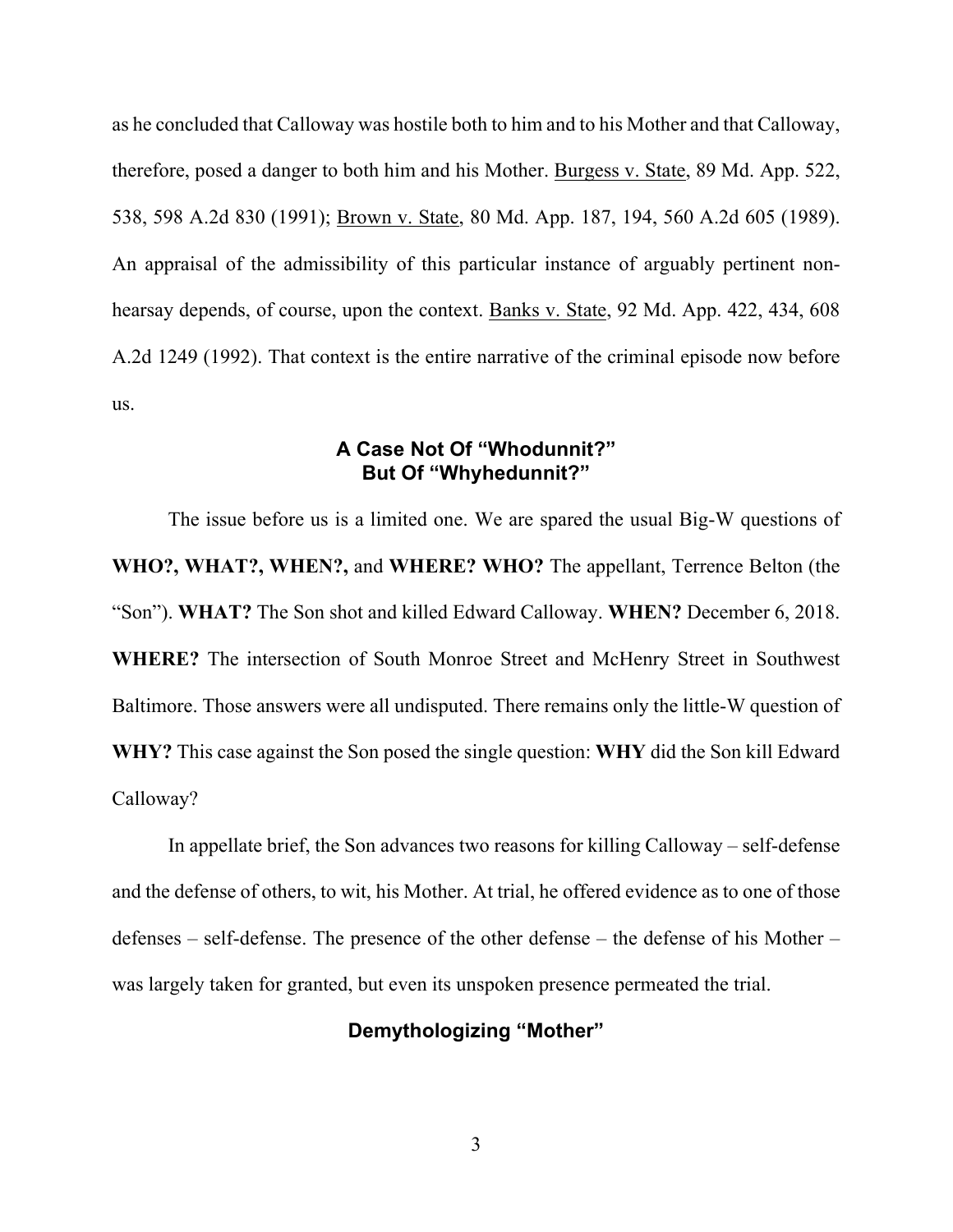as he concluded that Calloway was hostile both to him and to his Mother and that Calloway, therefore, posed a danger to both him and his Mother. Burgess v. State, 89 Md. App. 522, 538, 598 A.2d 830 (1991); Brown v. State, 80 Md. App. 187, 194, 560 A.2d 605 (1989). An appraisal of the admissibility of this particular instance of arguably pertinent non-hearsay depends, of course, upon the context. Banks v. State, 92 Md. App. 422, 434, 608 A.2d 1249 (1992). That context is the entire narrative of the criminal episode now before us.

## A Case Not Of "Whodunnit?" But Of "Whyhedunnit?"

The issue before us is a limited one. We are spared the usual Big-W questions of **WHO?, WHAT?, WHEN?,** and **WHERE? WHO?** The appellant, Terrence Belton (the "Son"). **WHAT?** The Son shot and killed Edward Calloway. **WHEN?** December 6, 2018. **WHERE?** The intersection of South Monroe Street and McHenry Street in Southwest Baltimore. Those answers were all undisputed. There remains only the little-W question of **WHY?** This case against the Son posed the single question: **WHY** did the Son kill Edward Calloway?

In appellate brief, the Son advances two reasons for killing Calloway – self-defense and the defense of others, to wit, his Mother. At trial, he offered evidence as to one of those defenses – self-defense. The presence of the other defense – the defense of his Mother – was largely taken for granted, but even its unspoken presence permeated the trial.

## Demythologizing "Mother"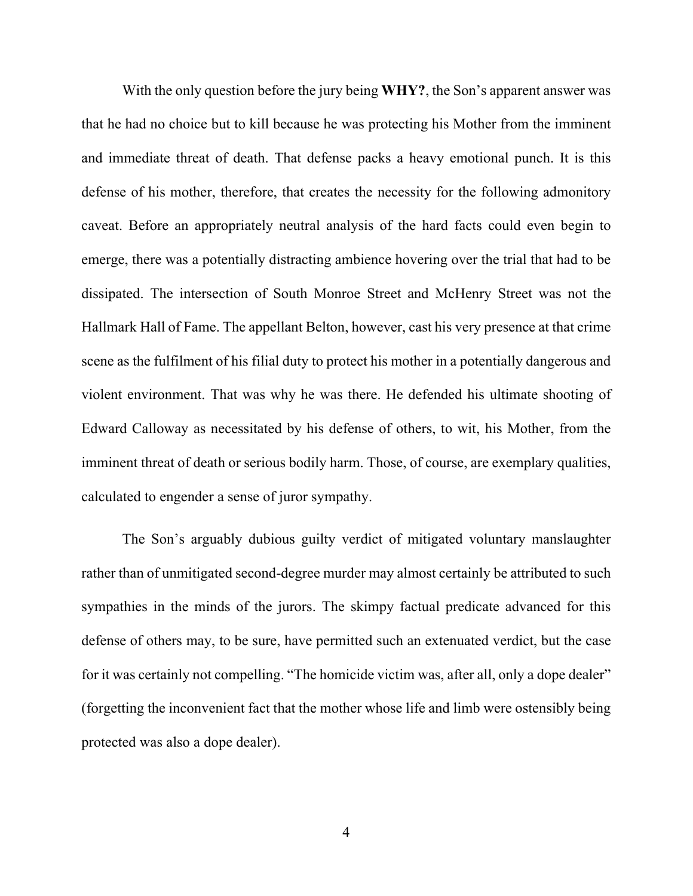With the only question before the jury being **WHY?**, the Son's apparent answer was that he had no choice but to kill because he was protecting his Mother from the imminent and immediate threat of death. That defense packs a heavy emotional punch. It is this defense of his mother, therefore, that creates the necessity for the following admonitory caveat. Before an appropriately neutral analysis of the hard facts could even begin to emerge, there was a potentially distracting ambience hovering over the trial that had to be dissipated. The intersection of South Monroe Street and McHenry Street was not the Hallmark Hall of Fame. The appellant Belton, however, cast his very presence at that crime scene as the fulfilment of his filial duty to protect his mother in a potentially dangerous and violent environment. That was why he was there. He defended his ultimate shooting of Edward Calloway as necessitated by his defense of others, to wit, his Mother, from the imminent threat of death or serious bodily harm. Those, of course, are exemplary qualities, calculated to engender a sense of juror sympathy.

The Son's arguably dubious guilty verdict of mitigated voluntary manslaughter rather than of unmitigated second-degree murder may almost certainly be attributed to such sympathies in the minds of the jurors. The skimpy factual predicate advanced for this defense of others may, to be sure, have permitted such an extenuated verdict, but the case for it was certainly not compelling. "The homicide victim was, after all, only a dope dealer" (forgetting the inconvenient fact that the mother whose life and limb were ostensibly being protected was also a dope dealer).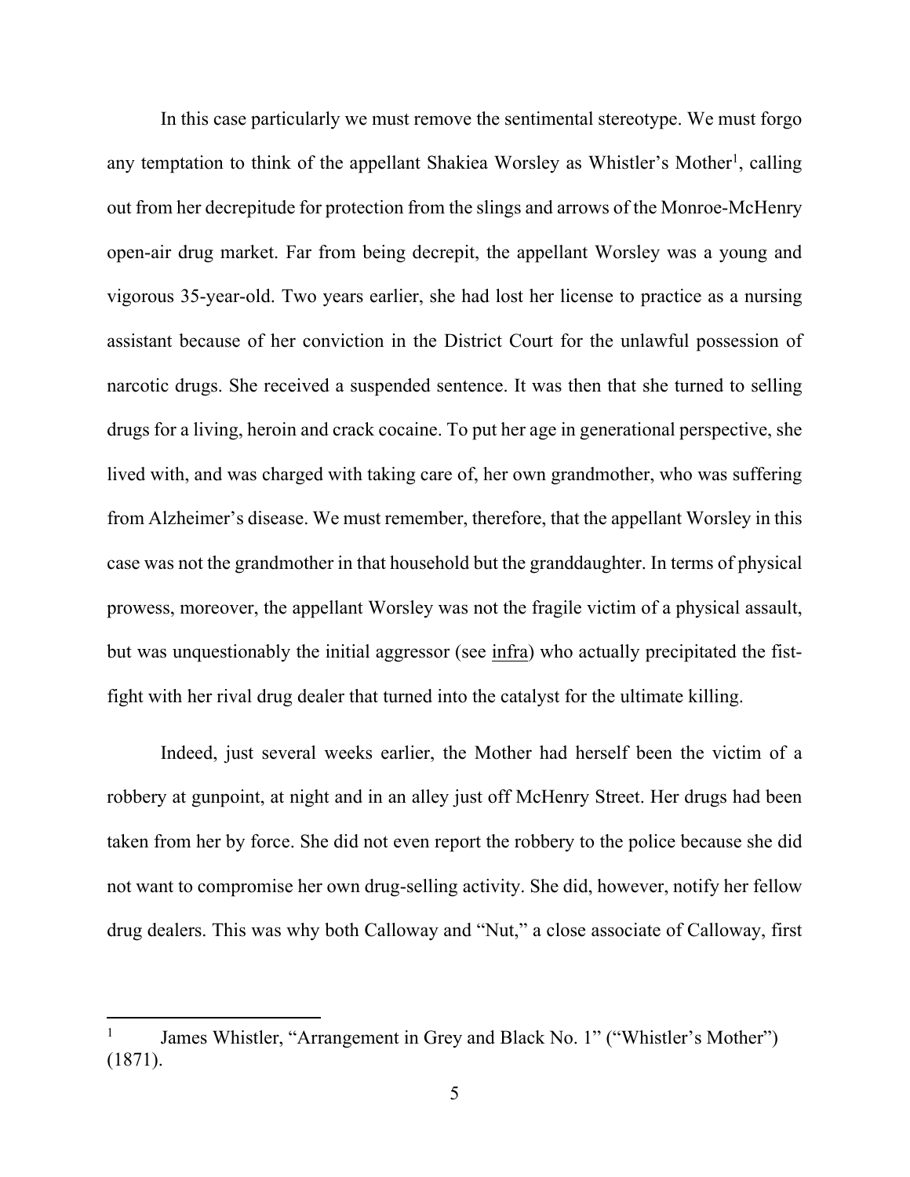In this case particularly we must remove the sentimental stereotype. We must forgo any temptation to think of the appellant Shakiea Worsley as Whistler's Mother[1], calling out from her decrepitude for protection from the slings and arrows of the Monroe-McHenry open-air drug market. Far from being decrepit, the appellant Worsley was a young and vigorous 35-year-old. Two years earlier, she had lost her license to practice as a nursing assistant because of her conviction in the District Court for the unlawful possession of narcotic drugs. She received a suspended sentence. It was then that she turned to selling drugs for a living, heroin and crack cocaine. To put her age in generational perspective, she lived with, and was charged with taking care of, her own grandmother, who was suffering from Alzheimer's disease. We must remember, therefore, that the appellant Worsley in this case was not the grandmother in that household but the granddaughter. In terms of physical prowess, moreover, the appellant Worsley was not the fragile victim of a physical assault, but was unquestionably the initial aggressor (see infra) who actually precipitated the fist-fight with her rival drug dealer that turned into the catalyst for the ultimate killing.

Indeed, just several weeks earlier, the Mother had herself been the victim of a robbery at gunpoint, at night and in an alley just off McHenry Street. Her drugs had been taken from her by force. She did not even report the robbery to the police because she did not want to compromise her own drug-selling activity. She did, however, notify her fellow drug dealers. This was why both Calloway and "Nut," a close associate of Calloway, first

[1] James Whistler, "Arrangement in Grey and Black No. 1" ("Whistler's Mother") (1871).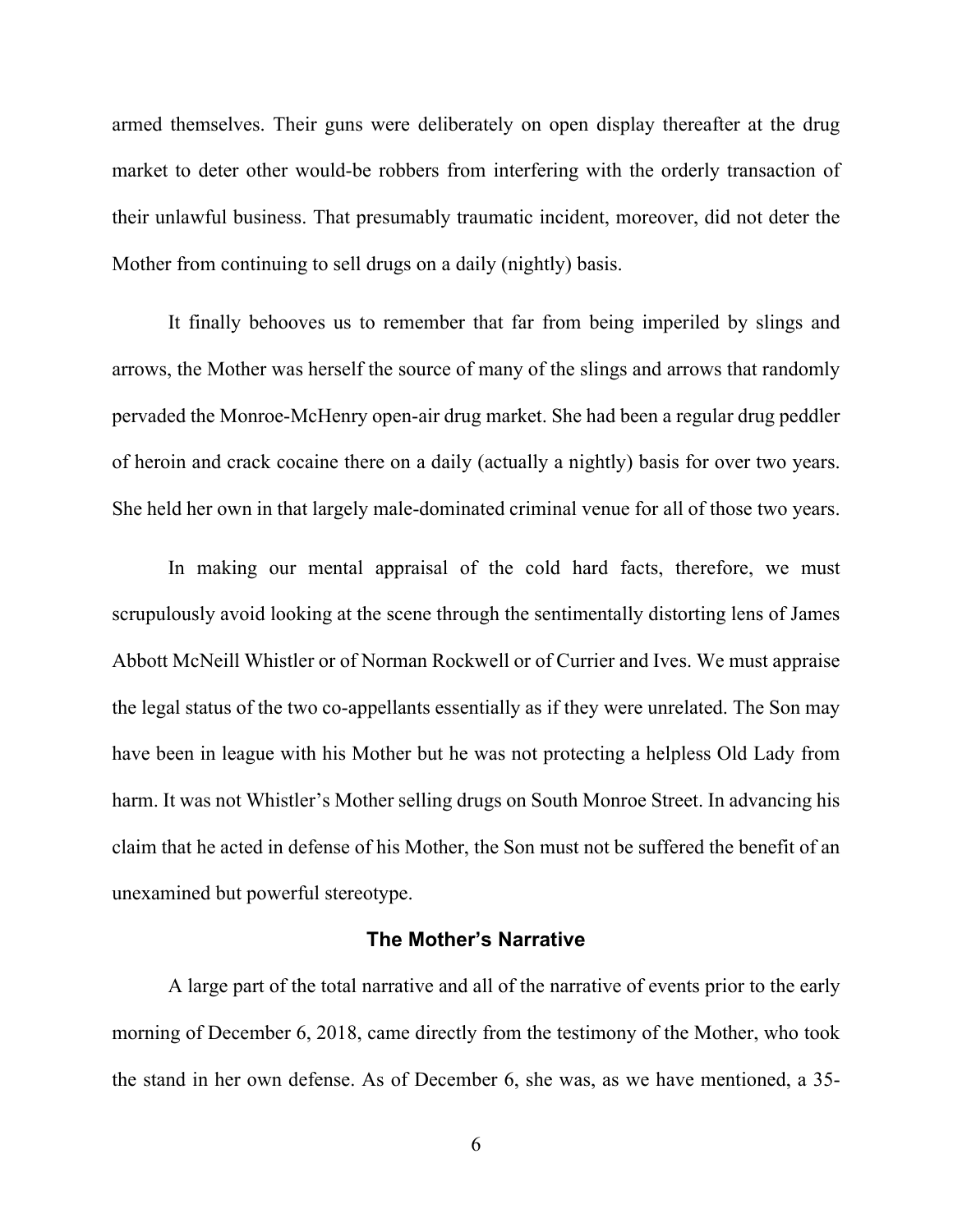armed themselves. Their guns were deliberately on open display thereafter at the drug market to deter other would-be robbers from interfering with the orderly transaction of their unlawful business. That presumably traumatic incident, moreover, did not deter the Mother from continuing to sell drugs on a daily (nightly) basis.

It finally behooves us to remember that far from being imperiled by slings and arrows, the Mother was herself the source of many of the slings and arrows that randomly pervaded the Monroe-McHenry open-air drug market. She had been a regular drug peddler of heroin and crack cocaine there on a daily (actually a nightly) basis for over two years. She held her own in that largely male-dominated criminal venue for all of those two years.

In making our mental appraisal of the cold hard facts, therefore, we must scrupulously avoid looking at the scene through the sentimentally distorting lens of James Abbott McNeill Whistler or of Norman Rockwell or of Currier and Ives. We must appraise the legal status of the two co-appellants essentially as if they were unrelated. The Son may have been in league with his Mother but he was not protecting a helpless Old Lady from harm. It was not Whistler's Mother selling drugs on South Monroe Street. In advancing his claim that he acted in defense of his Mother, the Son must not be suffered the benefit of an unexamined but powerful stereotype.

### The Mother's Narrative

A large part of the total narrative and all of the narrative of events prior to the early morning of December 6, 2018, came directly from the testimony of the Mother, who took the stand in her own defense. As of December 6, she was, as we have mentioned, a 35-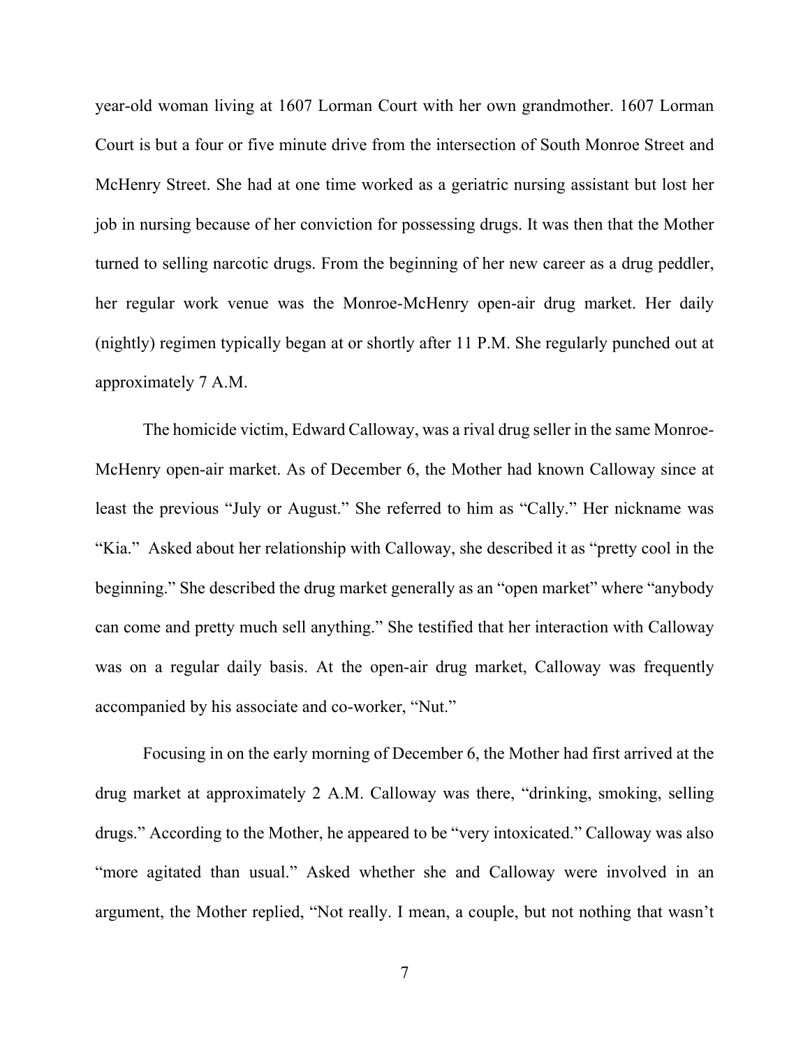year-old woman living at 1607 Lorman Court with her own grandmother. 1607 Lorman Court is but a four or five minute drive from the intersection of South Monroe Street and McHenry Street. She had at one time worked as a geriatric nursing assistant but lost her job in nursing because of her conviction for possessing drugs. It was then that the Mother turned to selling narcotic drugs. From the beginning of her new career as a drug peddler, her regular work venue was the Monroe-McHenry open-air drug market. Her daily (nightly) regimen typically began at or shortly after 11 P.M. She regularly punched out at approximately 7 A.M.

The homicide victim, Edward Calloway, was a rival drug seller in the same Monroe-McHenry open-air market. As of December 6, the Mother had known Calloway since at least the previous "July or August." She referred to him as "Cally." Her nickname was "Kia." Asked about her relationship with Calloway, she described it as "pretty cool in the beginning." She described the drug market generally as an "open market" where "anybody can come and pretty much sell anything." She testified that her interaction with Calloway was on a regular daily basis. At the open-air drug market, Calloway was frequently accompanied by his associate and co-worker, "Nut."

Focusing in on the early morning of December 6, the Mother had first arrived at the drug market at approximately 2 A.M. Calloway was there, "drinking, smoking, selling drugs." According to the Mother, he appeared to be "very intoxicated." Calloway was also "more agitated than usual." Asked whether she and Calloway were involved in an argument, the Mother replied, "Not really. I mean, a couple, but not nothing that wasn't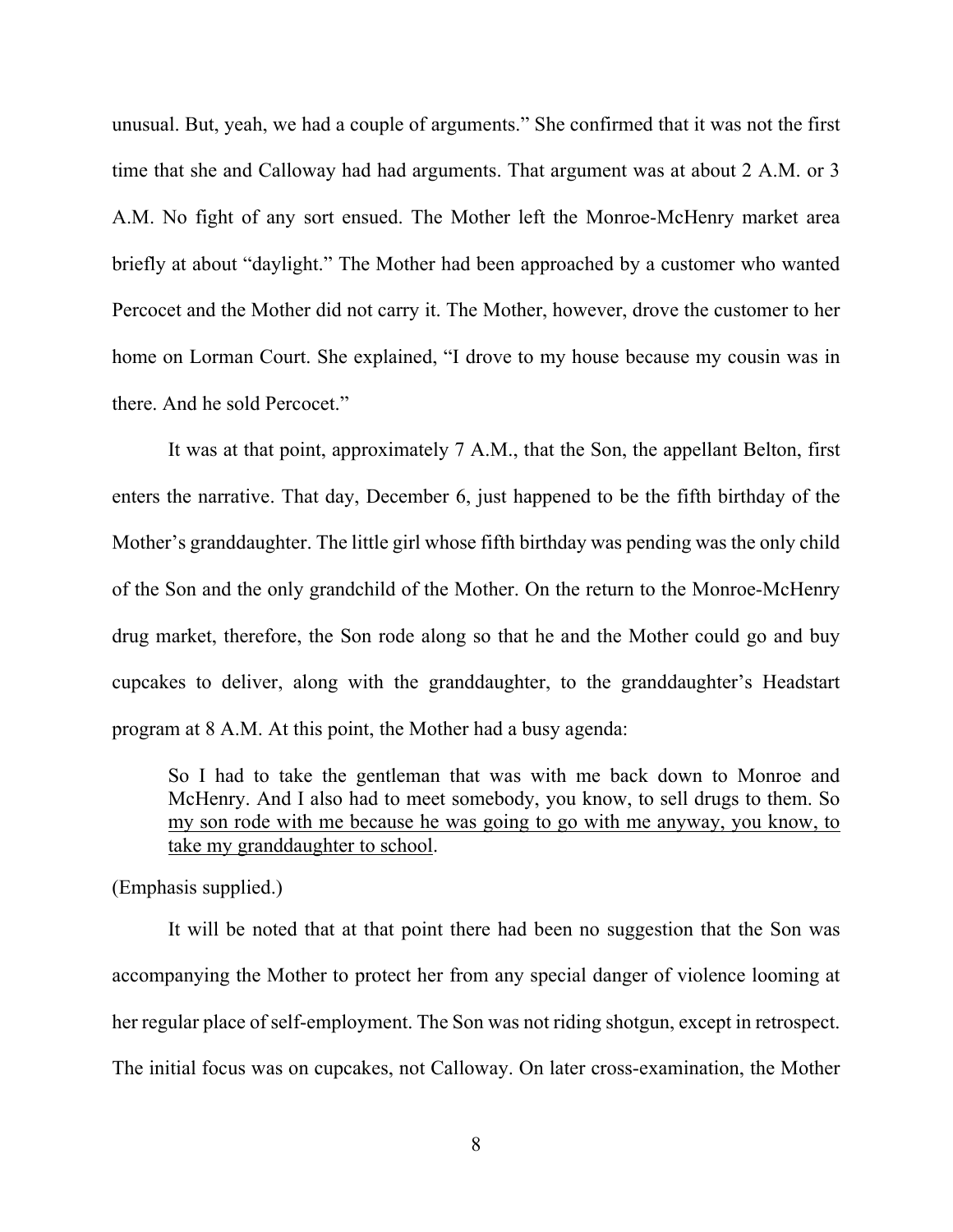unusual. But, yeah, we had a couple of arguments." She confirmed that it was not the first time that she and Calloway had had arguments. That argument was at about 2 A.M. or 3 A.M. No fight of any sort ensued. The Mother left the Monroe-McHenry market area briefly at about "daylight." The Mother had been approached by a customer who wanted Percocet and the Mother did not carry it. The Mother, however, drove the customer to her home on Lorman Court. She explained, "I drove to my house because my cousin was in there. And he sold Percocet."

It was at that point, approximately 7 A.M., that the Son, the appellant Belton, first enters the narrative. That day, December 6, just happened to be the fifth birthday of the Mother's granddaughter. The little girl whose fifth birthday was pending was the only child of the Son and the only grandchild of the Mother. On the return to the Monroe-McHenry drug market, therefore, the Son rode along so that he and the Mother could go and buy cupcakes to deliver, along with the granddaughter, to the granddaughter's Headstart program at 8 A.M. At this point, the Mother had a busy agenda:

> So I had to take the gentleman that was with me back down to Monroe and McHenry. And I also had to meet somebody, you know, to sell drugs to them. So <u>my son rode with me because he was going to go with me anyway, you know, to take my granddaughter to school</u>.

(Emphasis supplied.)

It will be noted that at that point there had been no suggestion that the Son was accompanying the Mother to protect her from any special danger of violence looming at her regular place of self-employment. The Son was not riding shotgun, except in retrospect. The initial focus was on cupcakes, not Calloway. On later cross-examination, the Mother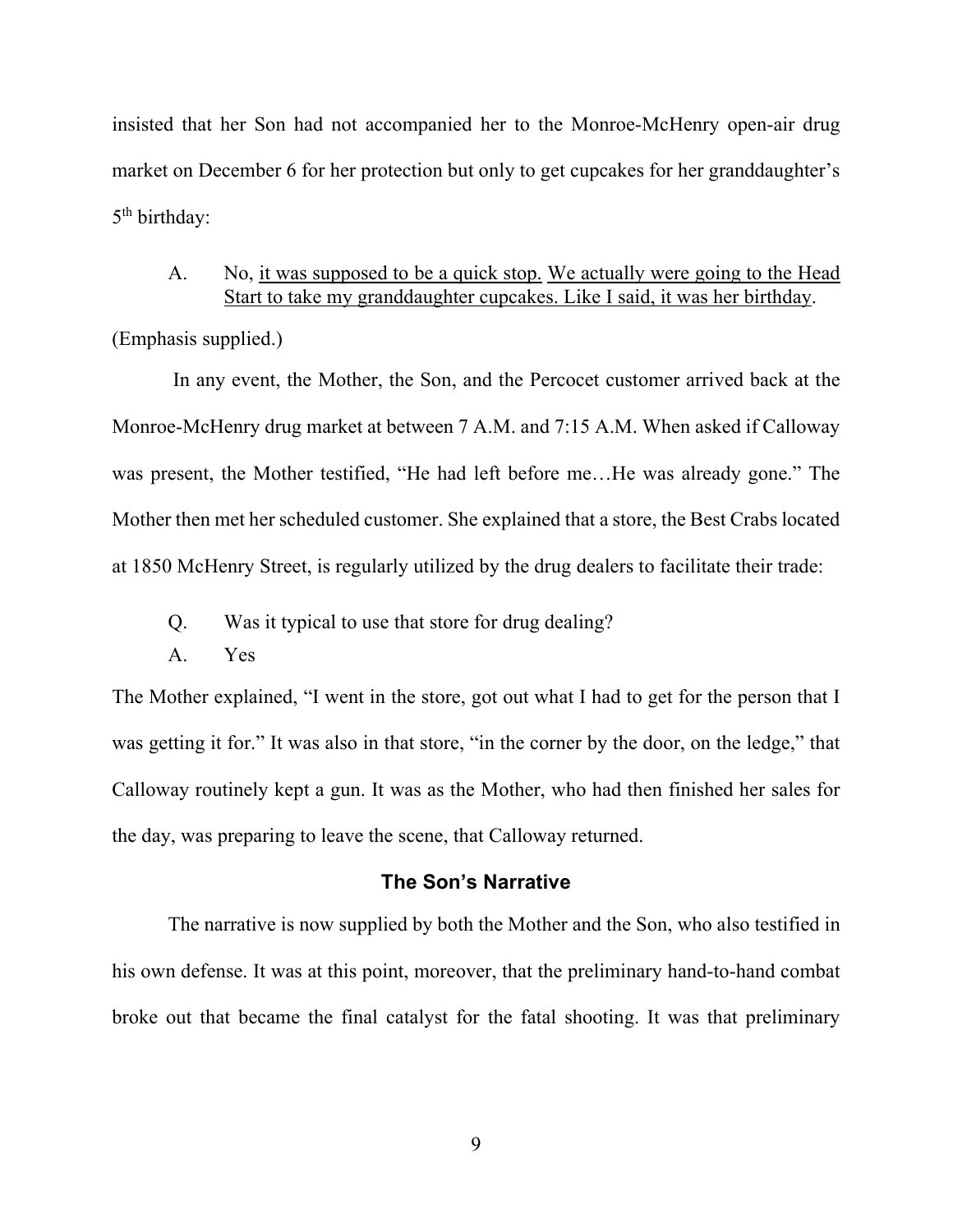insisted that her Son had not accompanied her to the Monroe-McHenry open-air drug market on December 6 for her protection but only to get cupcakes for her granddaughter's 5th birthday:

> A. No, <u>it was supposed to be a quick stop.</u> <u>We actually were going to the Head Start to take my granddaughter cupcakes. Like I said, it was her birthday</u>.

(Emphasis supplied.)

In any event, the Mother, the Son, and the Percocet customer arrived back at the Monroe-McHenry drug market at between 7 A.M. and 7:15 A.M. When asked if Calloway was present, the Mother testified, "He had left before me…He was already gone." The Mother then met her scheduled customer. She explained that a store, the Best Crabs located at 1850 McHenry Street, is regularly utilized by the drug dealers to facilitate their trade:

> Q. Was it typical to use that store for drug dealing?
>
> A. Yes

The Mother explained, "I went in the store, got out what I had to get for the person that I was getting it for." It was also in that store, "in the corner by the door, on the ledge," that Calloway routinely kept a gun. It was as the Mother, who had then finished her sales for the day, was preparing to leave the scene, that Calloway returned.

### The Son's Narrative

The narrative is now supplied by both the Mother and the Son, who also testified in his own defense. It was at this point, moreover, that the preliminary hand-to-hand combat broke out that became the final catalyst for the fatal shooting. It was that preliminary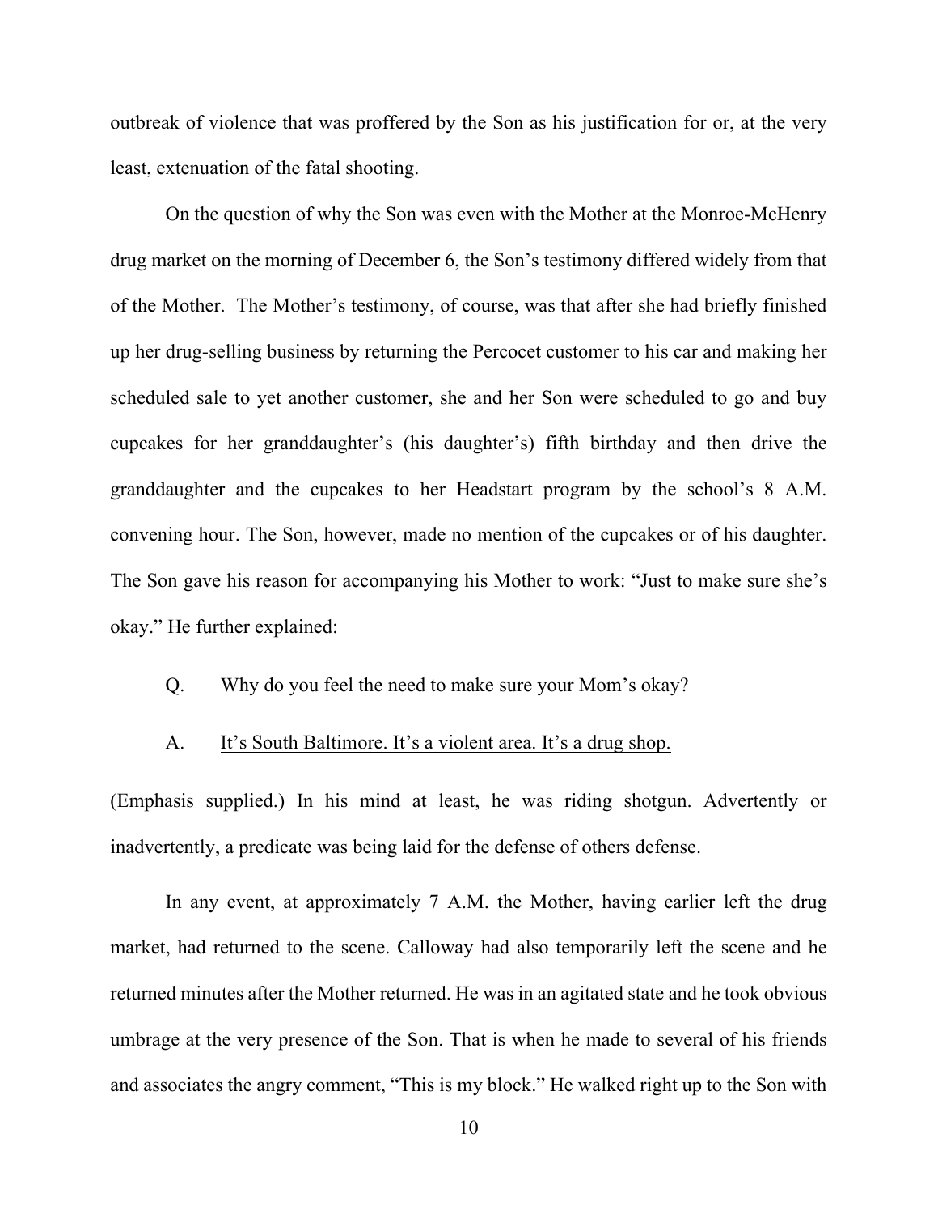outbreak of violence that was proffered by the Son as his justification for or, at the very least, extenuation of the fatal shooting.

On the question of why the Son was even with the Mother at the Monroe-McHenry drug market on the morning of December 6, the Son's testimony differed widely from that of the Mother. The Mother's testimony, of course, was that after she had briefly finished up her drug-selling business by returning the Percocet customer to his car and making her scheduled sale to yet another customer, she and her Son were scheduled to go and buy cupcakes for her granddaughter's (his daughter's) fifth birthday and then drive the granddaughter and the cupcakes to her Headstart program by the school's 8 A.M. convening hour. The Son, however, made no mention of the cupcakes or of his daughter. The Son gave his reason for accompanying his Mother to work: "Just to make sure she's okay." He further explained:

> Q. <u>Why do you feel the need to make sure your Mom's okay?</u>
>
> A. <u>It's South Baltimore. It's a violent area. It's a drug shop.</u>

(Emphasis supplied.) In his mind at least, he was riding shotgun. Advertently or inadvertently, a predicate was being laid for the defense of others defense.

In any event, at approximately 7 A.M. the Mother, having earlier left the drug market, had returned to the scene. Calloway had also temporarily left the scene and he returned minutes after the Mother returned. He was in an agitated state and he took obvious umbrage at the very presence of the Son. That is when he made to several of his friends and associates the angry comment, "This is my block." He walked right up to the Son with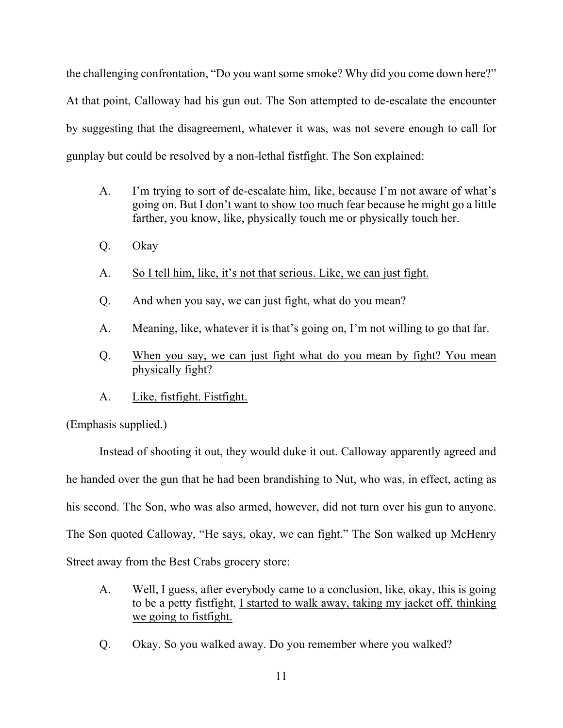the challenging confrontation, "Do you want some smoke? Why did you come down here?" At that point, Calloway had his gun out. The Son attempted to de-escalate the encounter by suggesting that the disagreement, whatever it was, was not severe enough to call for gunplay but could be resolved by a non-lethal fistfight. The Son explained:

> A. I'm trying to sort of de-escalate him, like, because I'm not aware of what's going on. But <u>I don't want to show too much fear</u> because he might go a little farther, you know, like, physically touch me or physically touch her.
>
> Q. Okay
>
> A. <u>So I tell him, like, it's not that serious. Like, we can just fight.</u>
>
> Q. And when you say, we can just fight, what do you mean?
>
> A. Meaning, like, whatever it is that's going on, I'm not willing to go that far.
>
> Q. <u>When you say, we can just fight what do you mean by fight? You mean physically fight?</u>
>
> A. <u>Like, fistfight. Fistfight.</u>

(Emphasis supplied.)

Instead of shooting it out, they would duke it out. Calloway apparently agreed and he handed over the gun that he had been brandishing to Nut, who was, in effect, acting as his second. The Son, who was also armed, however, did not turn over his gun to anyone. The Son quoted Calloway, "He says, okay, we can fight." The Son walked up McHenry Street away from the Best Crabs grocery store:

> A. Well, I guess, after everybody came to a conclusion, like, okay, this is going to be a petty fistfight, <u>I started to walk away, taking my jacket off, thinking we going to fistfight.</u>
>
> Q. Okay. So you walked away. Do you remember where you walked?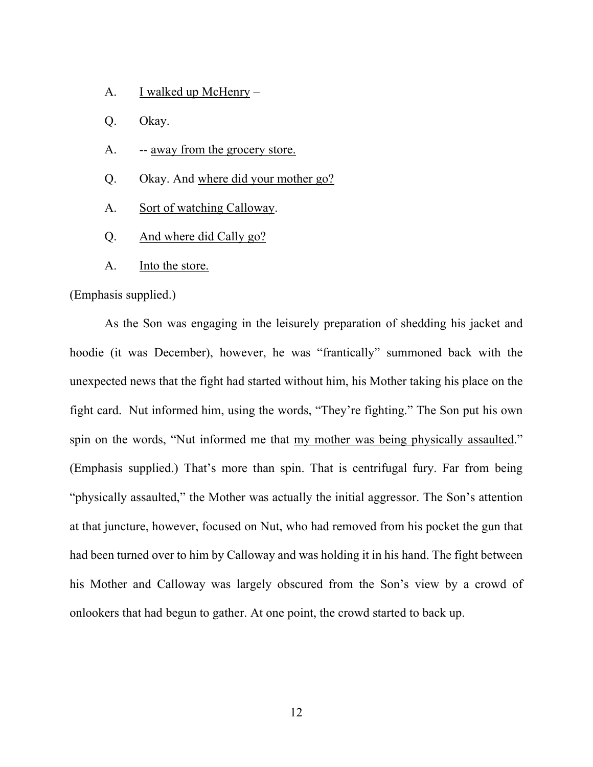A. <u>I walked up McHenry</u> –

Q. Okay.

A. -- <u>away from the grocery store.</u>

Q. Okay. And <u>where did your mother go?</u>

A. <u>Sort of watching Calloway</u>.

Q. <u>And where did Cally go?</u>

A. <u>Into the store.</u>

(Emphasis supplied.)

As the Son was engaging in the leisurely preparation of shedding his jacket and hoodie (it was December), however, he was "frantically" summoned back with the unexpected news that the fight had started without him, his Mother taking his place on the fight card. Nut informed him, using the words, "They're fighting." The Son put his own spin on the words, "Nut informed me that <u>my mother was being physically assaulted</u>." (Emphasis supplied.) That's more than spin. That is centrifugal fury. Far from being "physically assaulted," the Mother was actually the initial aggressor. The Son's attention at that juncture, however, focused on Nut, who had removed from his pocket the gun that had been turned over to him by Calloway and was holding it in his hand. The fight between his Mother and Calloway was largely obscured from the Son's view by a crowd of onlookers that had begun to gather. At one point, the crowd started to back up.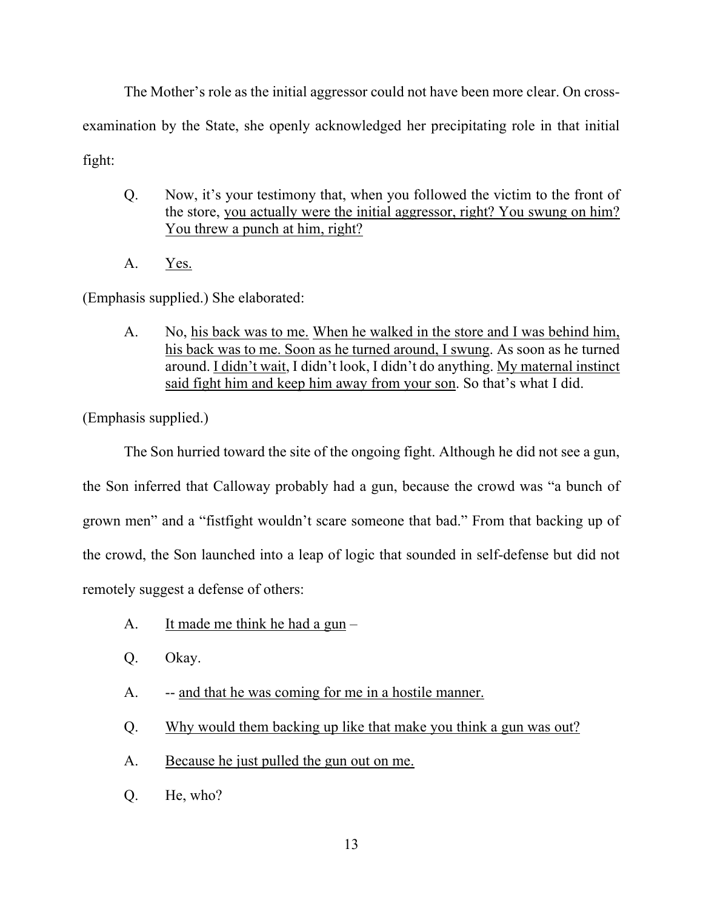The Mother's role as the initial aggressor could not have been more clear. On cross-examination by the State, she openly acknowledged her precipitating role in that initial fight:

> Q. Now, it's your testimony that, when you followed the victim to the front of the store, <u>you actually were the initial aggressor, right? You swung on him? You threw a punch at him, right?</u>
>
> A. <u>Yes.</u>

(Emphasis supplied.) She elaborated:

> A. No, <u>his back was to me.</u> <u>When he walked in the store and I was behind him, his back was to me. Soon as he turned around, I swung</u>. As soon as he turned around. <u>I didn't wait</u>, I didn't look, I didn't do anything. <u>My maternal instinct said fight him and keep him away from your son</u>. So that's what I did.

(Emphasis supplied.)

The Son hurried toward the site of the ongoing fight. Although he did not see a gun, the Son inferred that Calloway probably had a gun, because the crowd was "a bunch of grown men" and a "fistfight wouldn't scare someone that bad." From that backing up of the crowd, the Son launched into a leap of logic that sounded in self-defense but did not remotely suggest a defense of others:

> A. <u>It made me think he had a gun</u> –
>
> Q. Okay.
>
> A. -- <u>and that he was coming for me in a hostile manner.</u>
>
> Q. <u>Why would them backing up like that make you think a gun was out?</u>
>
> A. <u>Because he just pulled the gun out on me.</u>
>
> Q. He, who?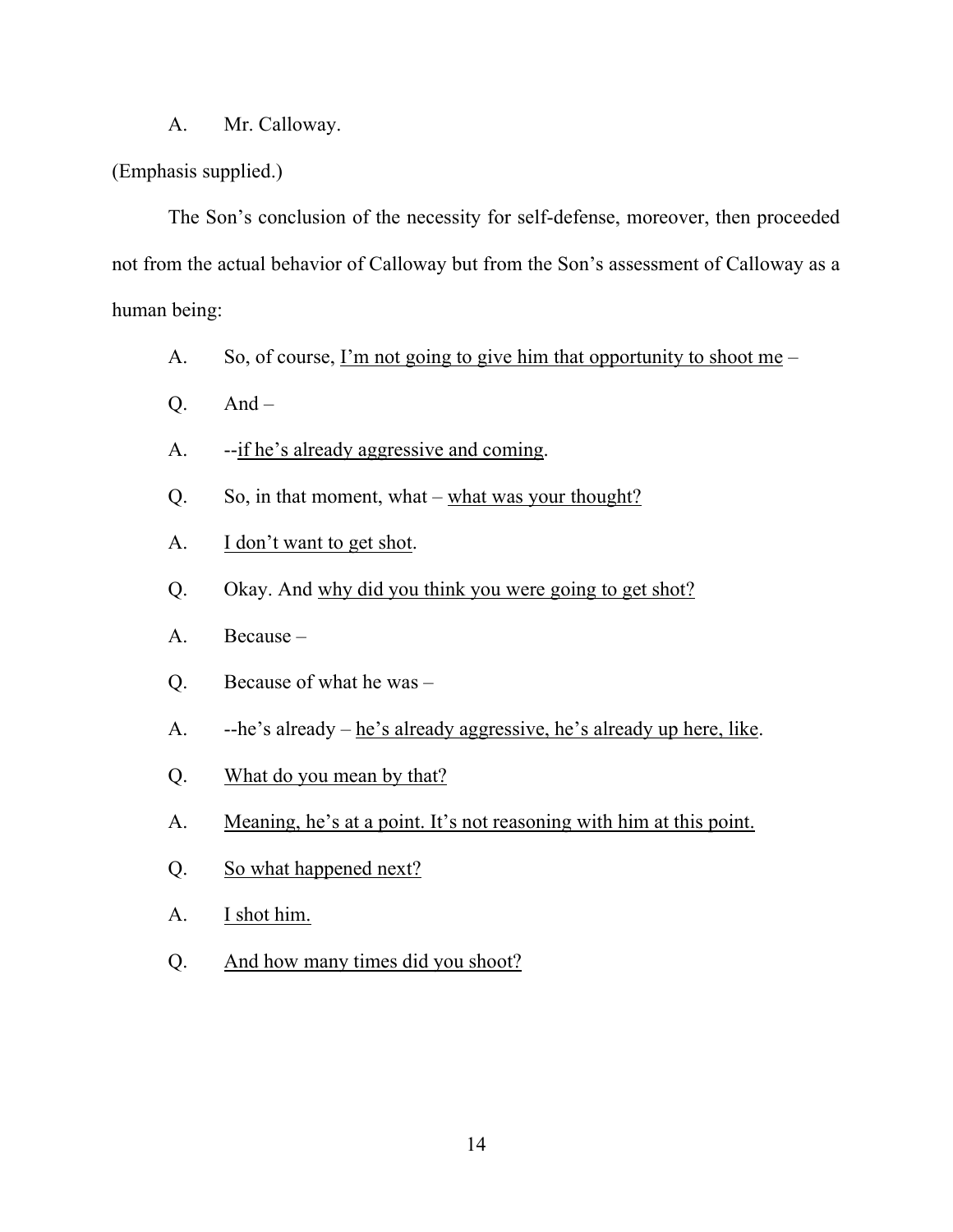A.	Mr. Calloway.

(Emphasis supplied.)

The Son's conclusion of the necessity for self-defense, moreover, then proceeded not from the actual behavior of Calloway but from the Son's assessment of Calloway as a human being:

A.	So, of course, <u>I'm not going to give him that opportunity to shoot me</u> –

Q.	And –

A.	--<u>if he's already aggressive and coming</u>.

Q.	So, in that moment, what – <u>what was your thought?</u>

A.	<u>I don't want to get shot</u>.

Q.	Okay. And <u>why did you think you were going to get shot?</u>

A.	Because –

Q.	Because of what he was –

A.	--he's already – <u>he's already aggressive, he's already up here, like</u>.

Q.	<u>What do you mean by that?</u>

A.	<u>Meaning, he's at a point. It's not reasoning with him at this point.</u>

Q.	<u>So what happened next?</u>

A.	<u>I shot him.</u>

Q.	<u>And how many times did you shoot?</u>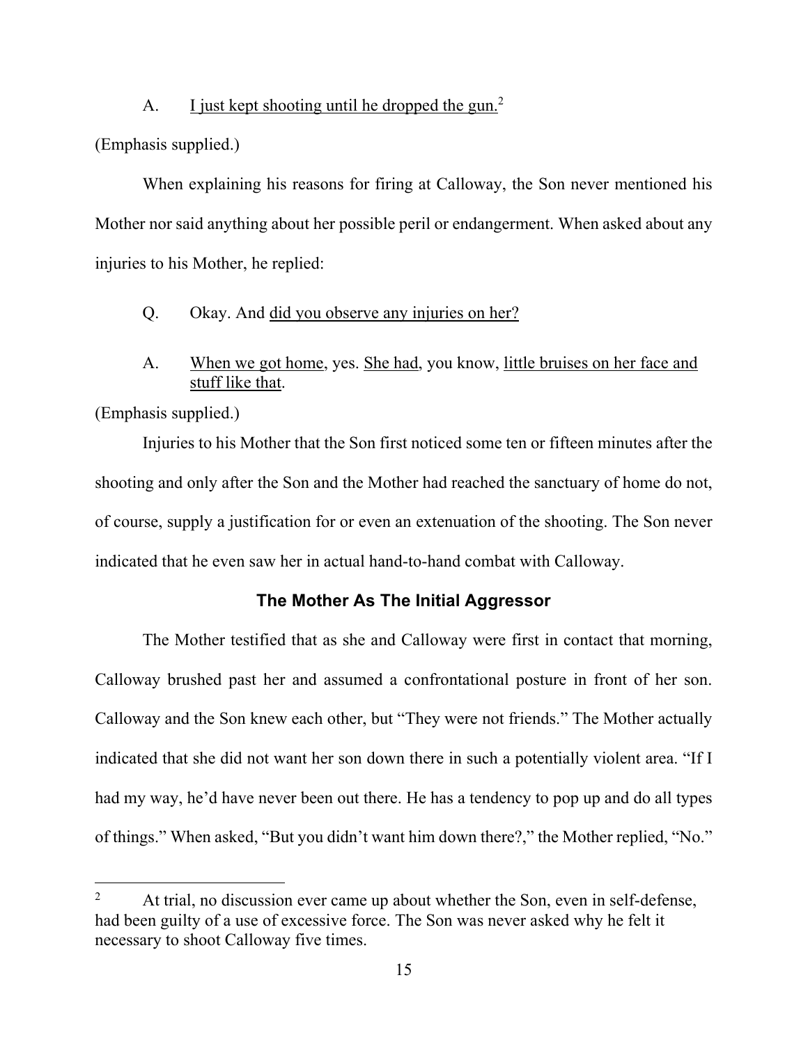A. <u>I just kept shooting until he dropped the gun.</u>[2]

(Emphasis supplied.)

When explaining his reasons for firing at Calloway, the Son never mentioned his Mother nor said anything about her possible peril or endangerment. When asked about any injuries to his Mother, he replied:

Q. Okay. And <u>did you observe any injuries on her?</u>

A. <u>When we got home</u>, yes. <u>She had</u>, you know, <u>little bruises on her face and stuff like that</u>.

(Emphasis supplied.)

Injuries to his Mother that the Son first noticed some ten or fifteen minutes after the shooting and only after the Son and the Mother had reached the sanctuary of home do not, of course, supply a justification for or even an extenuation of the shooting. The Son never indicated that he even saw her in actual hand-to-hand combat with Calloway.

### The Mother As The Initial Aggressor

The Mother testified that as she and Calloway were first in contact that morning, Calloway brushed past her and assumed a confrontational posture in front of her son. Calloway and the Son knew each other, but "They were not friends." The Mother actually indicated that she did not want her son down there in such a potentially violent area. "If I had my way, he'd have never been out there. He has a tendency to pop up and do all types of things." When asked, "But you didn't want him down there?," the Mother replied, "No."

---

[2] At trial, no discussion ever came up about whether the Son, even in self-defense, had been guilty of a use of excessive force. The Son was never asked why he felt it necessary to shoot Calloway five times.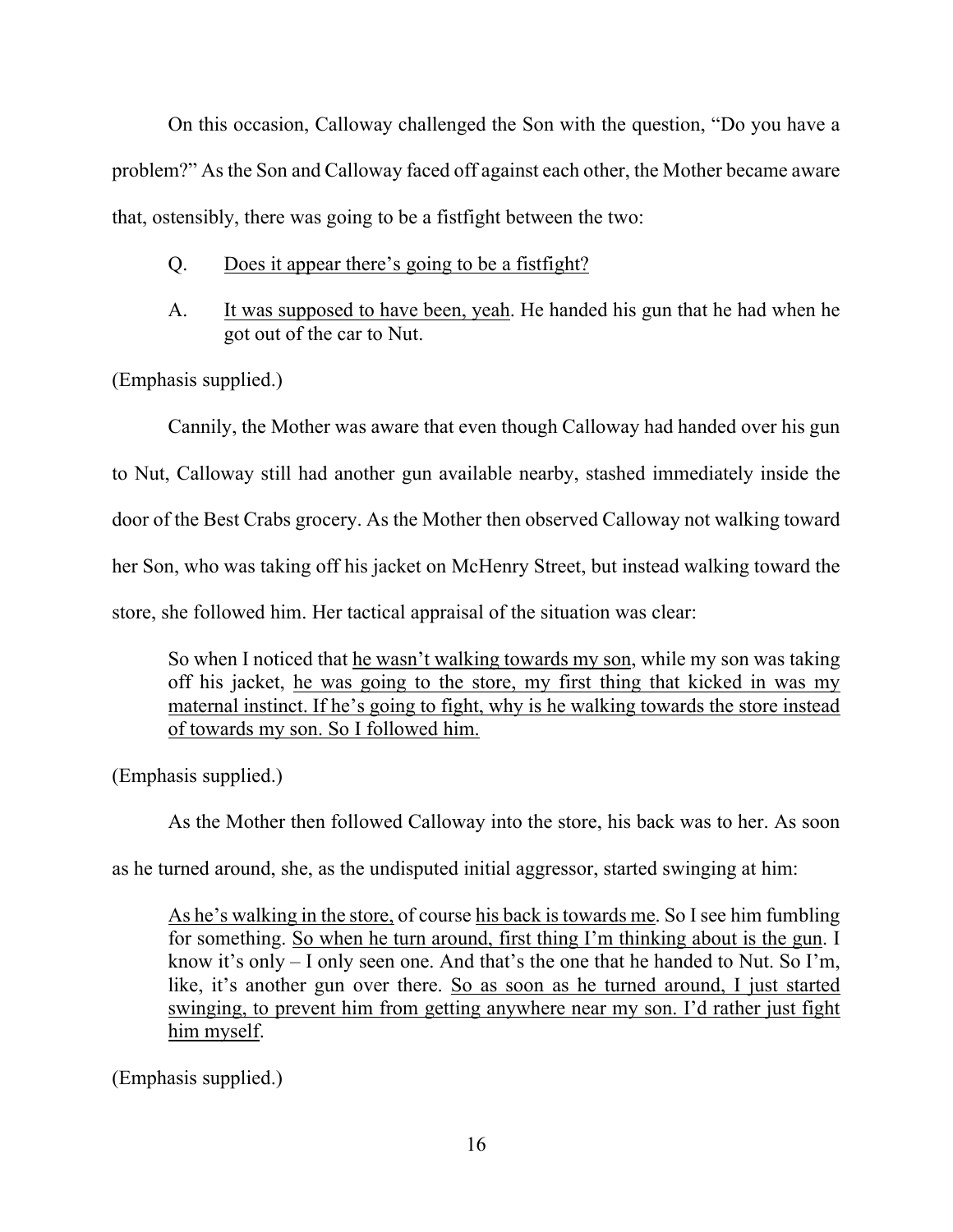On this occasion, Calloway challenged the Son with the question, "Do you have a problem?" As the Son and Calloway faced off against each other, the Mother became aware that, ostensibly, there was going to be a fistfight between the two:

> Q. <u>Does it appear there's going to be a fistfight?</u>
>
> A. <u>It was supposed to have been, yeah</u>. He handed his gun that he had when he got out of the car to Nut.

(Emphasis supplied.)

Cannily, the Mother was aware that even though Calloway had handed over his gun to Nut, Calloway still had another gun available nearby, stashed immediately inside the door of the Best Crabs grocery. As the Mother then observed Calloway not walking toward her Son, who was taking off his jacket on McHenry Street, but instead walking toward the store, she followed him. Her tactical appraisal of the situation was clear:

> So when I noticed that <u>he wasn't walking towards my son</u>, while my son was taking off his jacket, <u>he was going to the store, my first thing that kicked in was my maternal instinct. If he's going to fight, why is he walking towards the store instead of towards my son. So I followed him.</u>

(Emphasis supplied.)

As the Mother then followed Calloway into the store, his back was to her. As soon as he turned around, she, as the undisputed initial aggressor, started swinging at him:

> <u>As he's walking in the store,</u> of course <u>his back is towards me</u>. So I see him fumbling for something. <u>So when he turn around, first thing I'm thinking about is the gun</u>. I know it's only – I only seen one. And that's the one that he handed to Nut. So I'm, like, it's another gun over there. <u>So as soon as he turned around, I just started swinging, to prevent him from getting anywhere near my son. I'd rather just fight him myself</u>.

(Emphasis supplied.)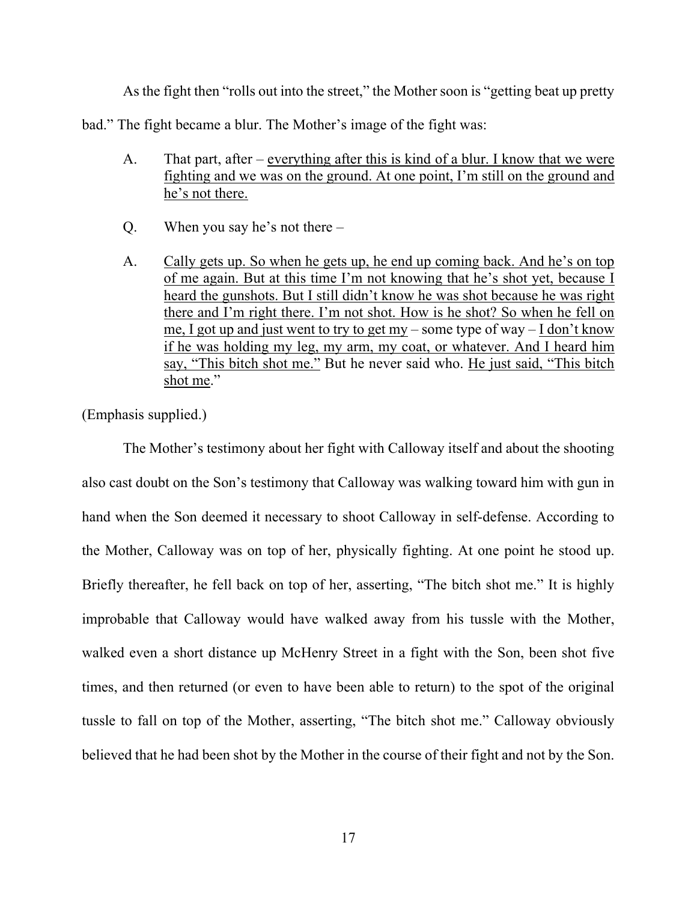As the fight then "rolls out into the street," the Mother soon is "getting beat up pretty bad." The fight became a blur. The Mother's image of the fight was:

> A. That part, after – <u>everything after this is kind of a blur. I know that we were fighting and we was on the ground. At one point, I'm still on the ground and he's not there.</u>
>
> Q. When you say he's not there –
>
> A. <u>Cally gets up. So when he gets up, he end up coming back. And he's on top of me again. But at this time I'm not knowing that he's shot yet, because I heard the gunshots. But I still didn't know he was shot because he was right there and I'm right there. I'm not shot. How is he shot? So when he fell on me, I got up and just went to try to get my</u> – some type of way – <u>I don't know if he was holding my leg, my arm, my coat, or whatever. And I heard him say, "This bitch shot me."</u> But he never said who. <u>He just said, "This bitch shot me</u>."

(Emphasis supplied.)

The Mother's testimony about her fight with Calloway itself and about the shooting also cast doubt on the Son's testimony that Calloway was walking toward him with gun in hand when the Son deemed it necessary to shoot Calloway in self-defense. According to the Mother, Calloway was on top of her, physically fighting. At one point he stood up. Briefly thereafter, he fell back on top of her, asserting, "The bitch shot me." It is highly improbable that Calloway would have walked away from his tussle with the Mother, walked even a short distance up McHenry Street in a fight with the Son, been shot five times, and then returned (or even to have been able to return) to the spot of the original tussle to fall on top of the Mother, asserting, "The bitch shot me." Calloway obviously believed that he had been shot by the Mother in the course of their fight and not by the Son.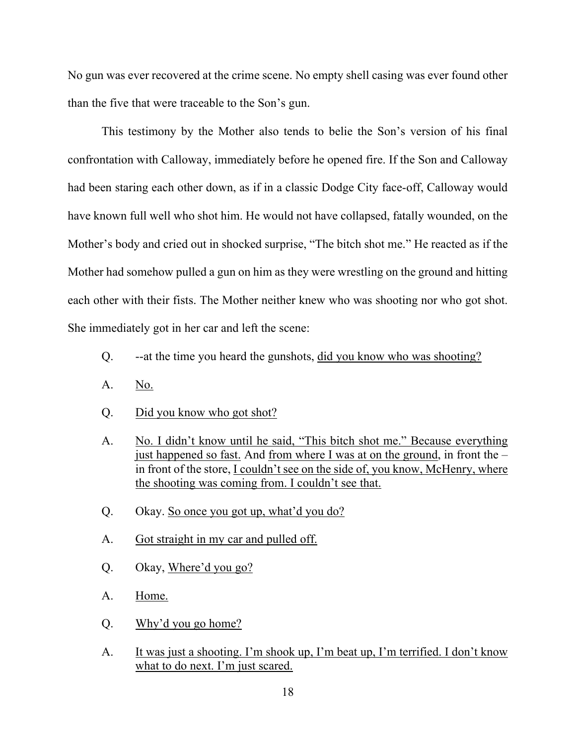No gun was ever recovered at the crime scene. No empty shell casing was ever found other than the five that were traceable to the Son's gun.

This testimony by the Mother also tends to belie the Son's version of his final confrontation with Calloway, immediately before he opened fire. If the Son and Calloway had been staring each other down, as if in a classic Dodge City face-off, Calloway would have known full well who shot him. He would not have collapsed, fatally wounded, on the Mother's body and cried out in shocked surprise, "The bitch shot me." He reacted as if the Mother had somehow pulled a gun on him as they were wrestling on the ground and hitting each other with their fists. The Mother neither knew who was shooting nor who got shot. She immediately got in her car and left the scene:

> Q. --at the time you heard the gunshots, <u>did you know who was shooting?</u>
>
> A. <u>No.</u>
>
> Q. <u>Did you know who got shot?</u>
>
> A. <u>No. I didn't know until he said, "This bitch shot me." Because everything just happened so fast.</u> And <u>from where I was at on the ground</u>, in front the – in front of the store, <u>I couldn't see on the side of, you know, McHenry, where the shooting was coming from. I couldn't see that.</u>
>
> Q. Okay. <u>So once you got up, what'd you do?</u>
>
> A. <u>Got straight in my car and pulled off.</u>
>
> Q. Okay, <u>Where'd you go?</u>
>
> A. <u>Home.</u>
>
> Q. <u>Why'd you go home?</u>
>
> A. <u>It was just a shooting. I'm shook up, I'm beat up, I'm terrified. I don't know what to do next. I'm just scared.</u>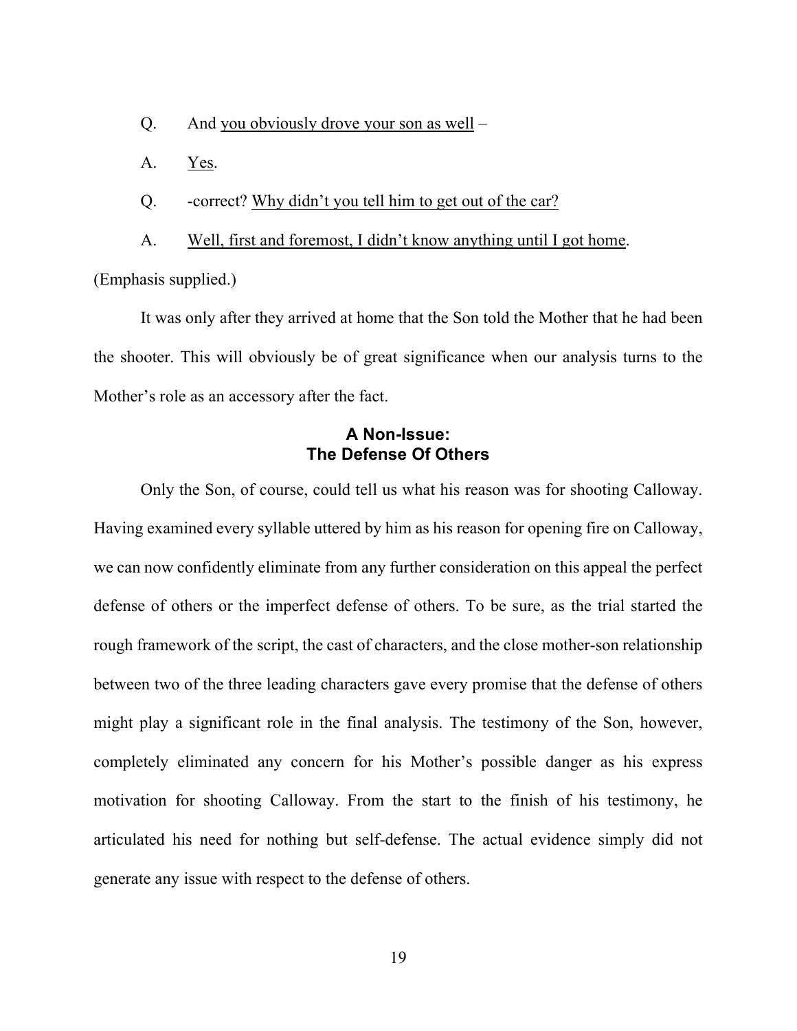Q. And <u>you obviously drove your son as well</u> –

A. <u>Yes</u>.

Q. -correct? <u>Why didn't you tell him to get out of the car?</u>

A. <u>Well, first and foremost, I didn't know anything until I got home</u>.

(Emphasis supplied.)

It was only after they arrived at home that the Son told the Mother that he had been the shooter. This will obviously be of great significance when our analysis turns to the Mother's role as an accessory after the fact.

## A Non-Issue: The Defense Of Others

Only the Son, of course, could tell us what his reason was for shooting Calloway. Having examined every syllable uttered by him as his reason for opening fire on Calloway, we can now confidently eliminate from any further consideration on this appeal the perfect defense of others or the imperfect defense of others. To be sure, as the trial started the rough framework of the script, the cast of characters, and the close mother-son relationship between two of the three leading characters gave every promise that the defense of others might play a significant role in the final analysis. The testimony of the Son, however, completely eliminated any concern for his Mother's possible danger as his express motivation for shooting Calloway. From the start to the finish of his testimony, he articulated his need for nothing but self-defense. The actual evidence simply did not generate any issue with respect to the defense of others.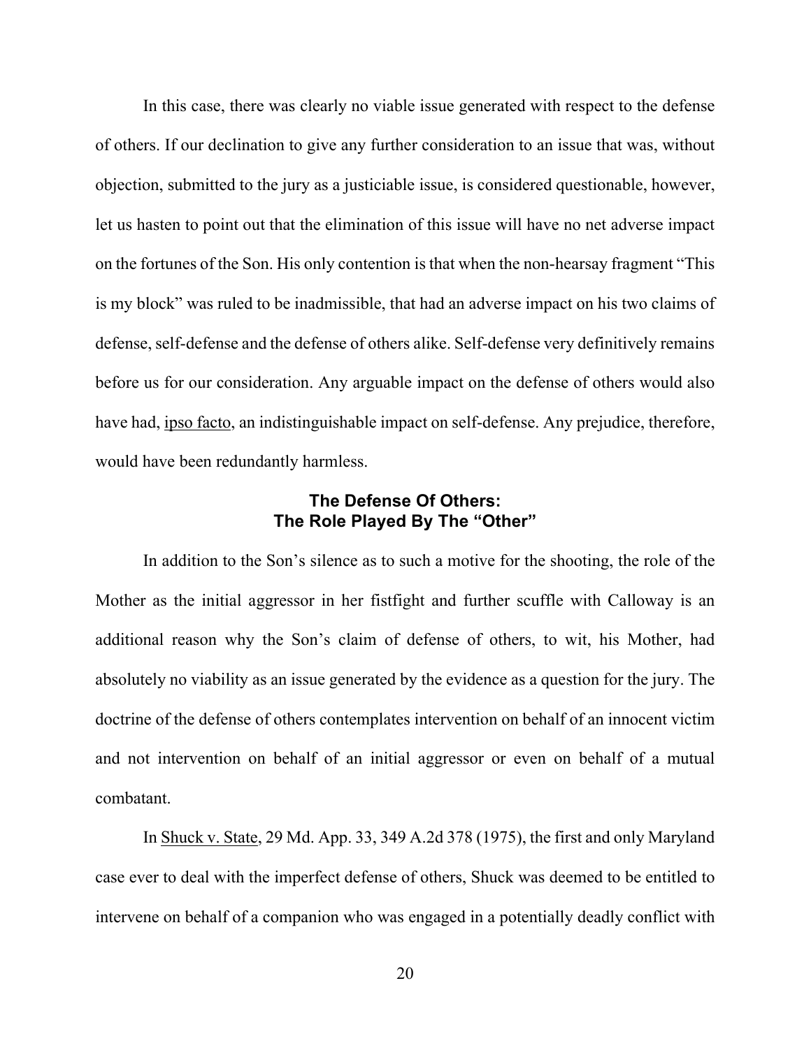In this case, there was clearly no viable issue generated with respect to the defense of others. If our declination to give any further consideration to an issue that was, without objection, submitted to the jury as a justiciable issue, is considered questionable, however, let us hasten to point out that the elimination of this issue will have no net adverse impact on the fortunes of the Son. His only contention is that when the non-hearsay fragment "This is my block" was ruled to be inadmissible, that had an adverse impact on his two claims of defense, self-defense and the defense of others alike. Self-defense very definitively remains before us for our consideration. Any arguable impact on the defense of others would also have had, ipso facto, an indistinguishable impact on self-defense. Any prejudice, therefore, would have been redundantly harmless.

## The Defense Of Others:
## The Role Played By The "Other"

In addition to the Son's silence as to such a motive for the shooting, the role of the Mother as the initial aggressor in her fistfight and further scuffle with Calloway is an additional reason why the Son's claim of defense of others, to wit, his Mother, had absolutely no viability as an issue generated by the evidence as a question for the jury. The doctrine of the defense of others contemplates intervention on behalf of an innocent victim and not intervention on behalf of an initial aggressor or even on behalf of a mutual combatant.

In Shuck v. State, 29 Md. App. 33, 349 A.2d 378 (1975), the first and only Maryland case ever to deal with the imperfect defense of others, Shuck was deemed to be entitled to intervene on behalf of a companion who was engaged in a potentially deadly conflict with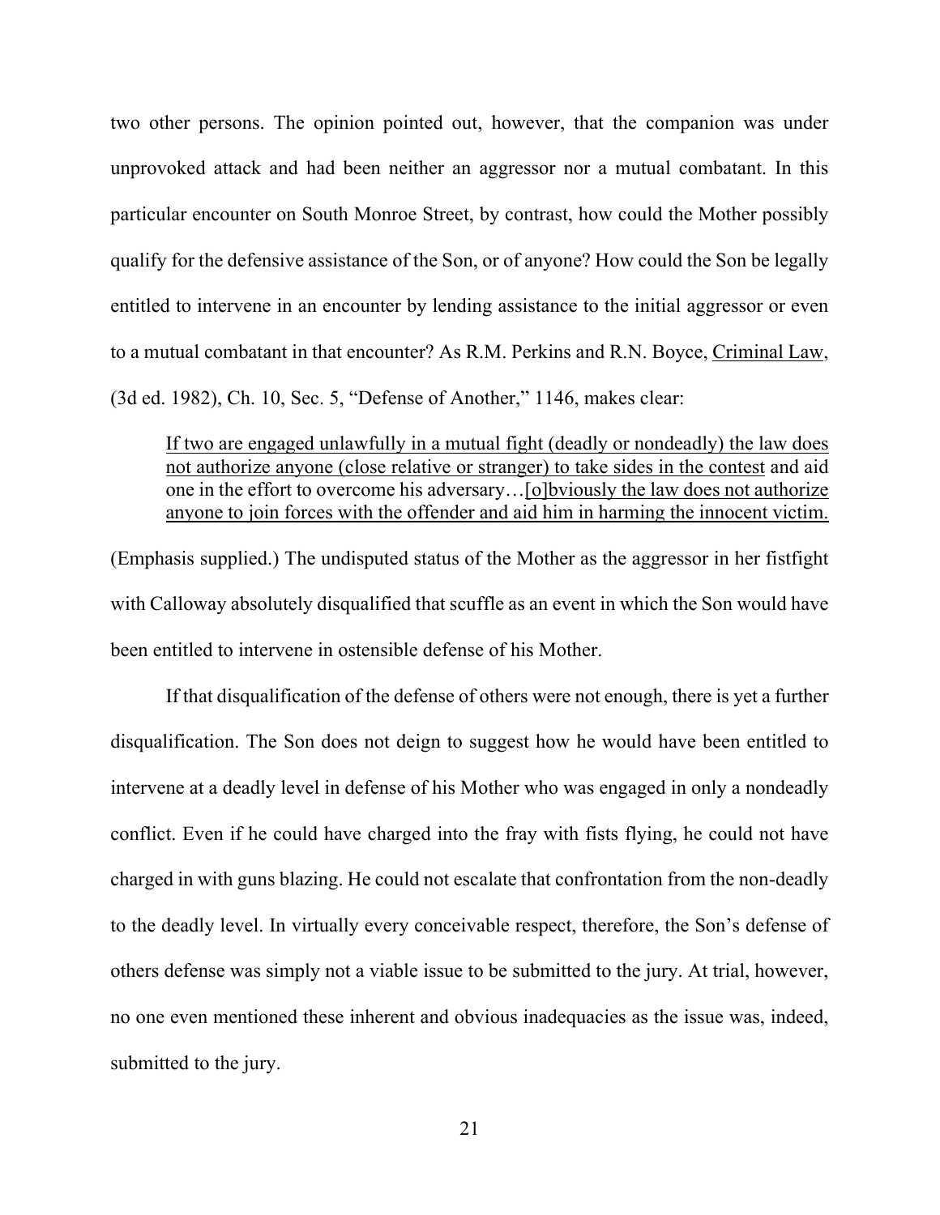two other persons. The opinion pointed out, however, that the companion was under unprovoked attack and had been neither an aggressor nor a mutual combatant. In this particular encounter on South Monroe Street, by contrast, how could the Mother possibly qualify for the defensive assistance of the Son, or of anyone? How could the Son be legally entitled to intervene in an encounter by lending assistance to the initial aggressor or even to a mutual combatant in that encounter? As R.M. Perkins and R.N. Boyce, <u>Criminal Law</u>, (3d ed. 1982), Ch. 10, Sec. 5, "Defense of Another," 1146, makes clear:

> <u>If two are engaged unlawfully in a mutual fight (deadly or nondeadly) the law does not authorize anyone (close relative or stranger) to take sides in the contest</u> and aid one in the effort to overcome his adversary…<u>[o]bviously the law does not authorize anyone to join forces with the offender and aid him in harming the innocent victim.</u>

(Emphasis supplied.) The undisputed status of the Mother as the aggressor in her fistfight with Calloway absolutely disqualified that scuffle as an event in which the Son would have been entitled to intervene in ostensible defense of his Mother.

If that disqualification of the defense of others were not enough, there is yet a further disqualification. The Son does not deign to suggest how he would have been entitled to intervene at a deadly level in defense of his Mother who was engaged in only a nondeadly conflict. Even if he could have charged into the fray with fists flying, he could not have charged in with guns blazing. He could not escalate that confrontation from the non-deadly to the deadly level. In virtually every conceivable respect, therefore, the Son's defense of others defense was simply not a viable issue to be submitted to the jury. At trial, however, no one even mentioned these inherent and obvious inadequacies as the issue was, indeed, submitted to the jury.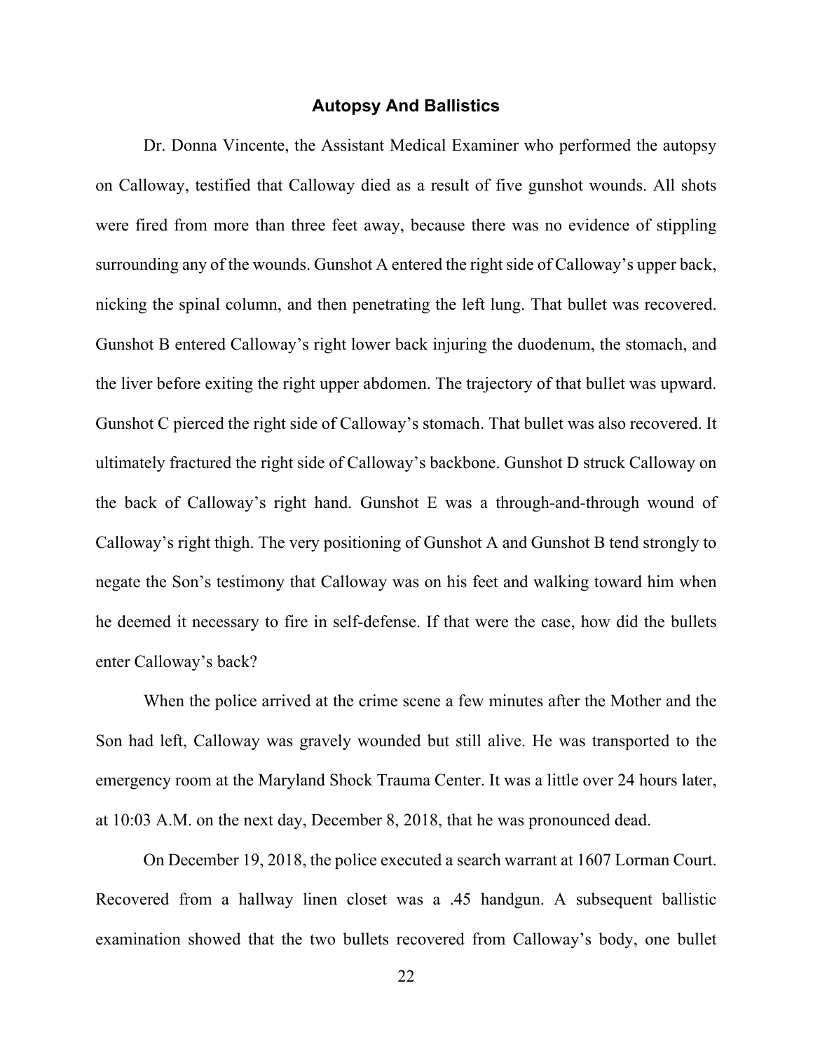### Autopsy And Ballistics

Dr. Donna Vincente, the Assistant Medical Examiner who performed the autopsy on Calloway, testified that Calloway died as a result of five gunshot wounds. All shots were fired from more than three feet away, because there was no evidence of stippling surrounding any of the wounds. Gunshot A entered the right side of Calloway's upper back, nicking the spinal column, and then penetrating the left lung. That bullet was recovered. Gunshot B entered Calloway's right lower back injuring the duodenum, the stomach, and the liver before exiting the right upper abdomen. The trajectory of that bullet was upward. Gunshot C pierced the right side of Calloway's stomach. That bullet was also recovered. It ultimately fractured the right side of Calloway's backbone. Gunshot D struck Calloway on the back of Calloway's right hand. Gunshot E was a through-and-through wound of Calloway's right thigh. The very positioning of Gunshot A and Gunshot B tend strongly to negate the Son's testimony that Calloway was on his feet and walking toward him when he deemed it necessary to fire in self-defense. If that were the case, how did the bullets enter Calloway's back?

When the police arrived at the crime scene a few minutes after the Mother and the Son had left, Calloway was gravely wounded but still alive. He was transported to the emergency room at the Maryland Shock Trauma Center. It was a little over 24 hours later, at 10:03 A.M. on the next day, December 8, 2018, that he was pronounced dead.

On December 19, 2018, the police executed a search warrant at 1607 Lorman Court. Recovered from a hallway linen closet was a .45 handgun. A subsequent ballistic examination showed that the two bullets recovered from Calloway's body, one bullet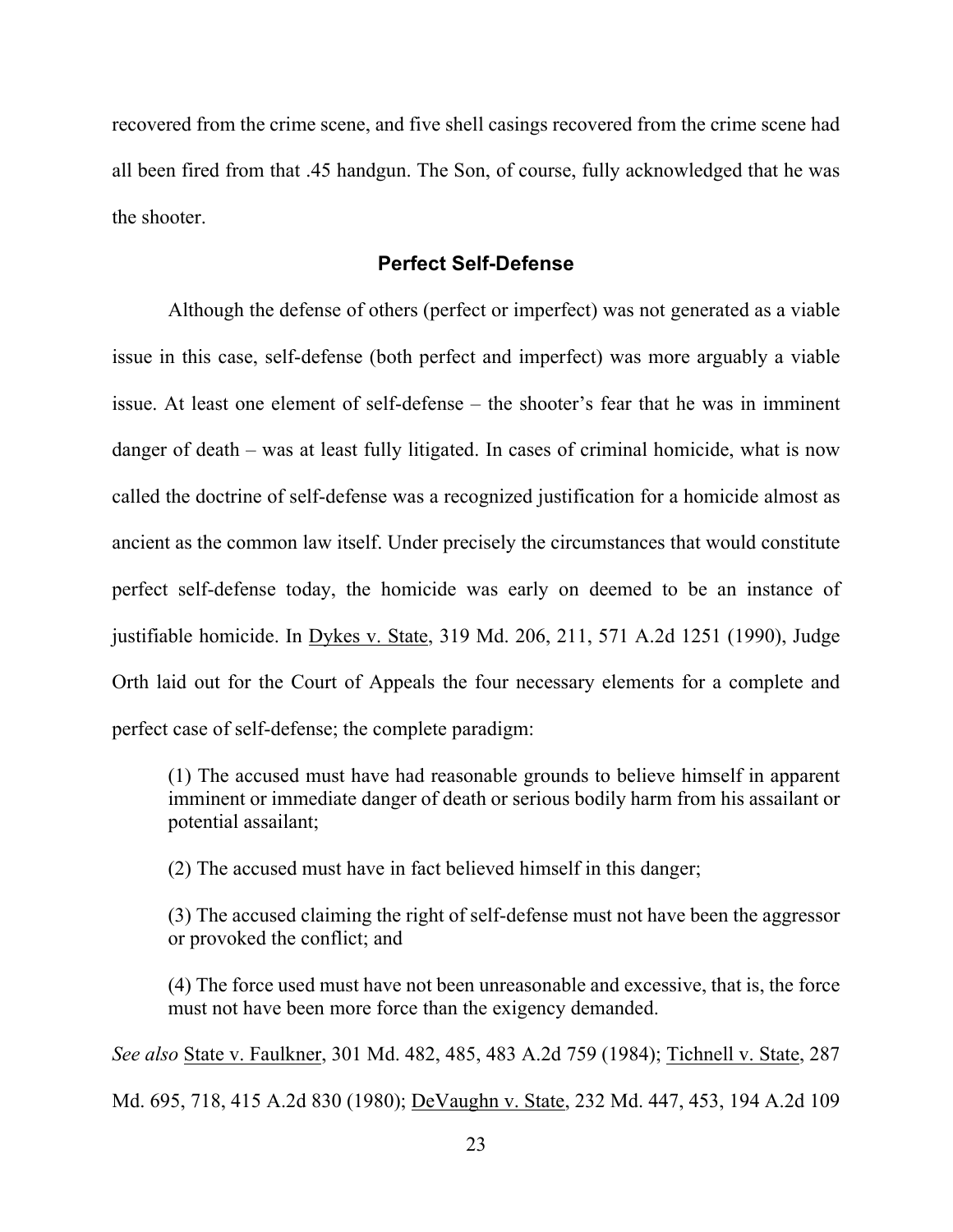recovered from the crime scene, and five shell casings recovered from the crime scene had all been fired from that .45 handgun. The Son, of course, fully acknowledged that he was the shooter.

## Perfect Self-Defense

Although the defense of others (perfect or imperfect) was not generated as a viable issue in this case, self-defense (both perfect and imperfect) was more arguably a viable issue. At least one element of self-defense – the shooter's fear that he was in imminent danger of death – was at least fully litigated. In cases of criminal homicide, what is now called the doctrine of self-defense was a recognized justification for a homicide almost as ancient as the common law itself. Under precisely the circumstances that would constitute perfect self-defense today, the homicide was early on deemed to be an instance of justifiable homicide. In Dykes v. State, 319 Md. 206, 211, 571 A.2d 1251 (1990), Judge Orth laid out for the Court of Appeals the four necessary elements for a complete and perfect case of self-defense; the complete paradigm:

> (1) The accused must have had reasonable grounds to believe himself in apparent imminent or immediate danger of death or serious bodily harm from his assailant or potential assailant;
>
> (2) The accused must have in fact believed himself in this danger;
>
> (3) The accused claiming the right of self-defense must not have been the aggressor or provoked the conflict; and
>
> (4) The force used must have not been unreasonable and excessive, that is, the force must not have been more force than the exigency demanded.

*See also* State v. Faulkner, 301 Md. 482, 485, 483 A.2d 759 (1984); Tichnell v. State, 287 Md. 695, 718, 415 A.2d 830 (1980); DeVaughn v. State, 232 Md. 447, 453, 194 A.2d 109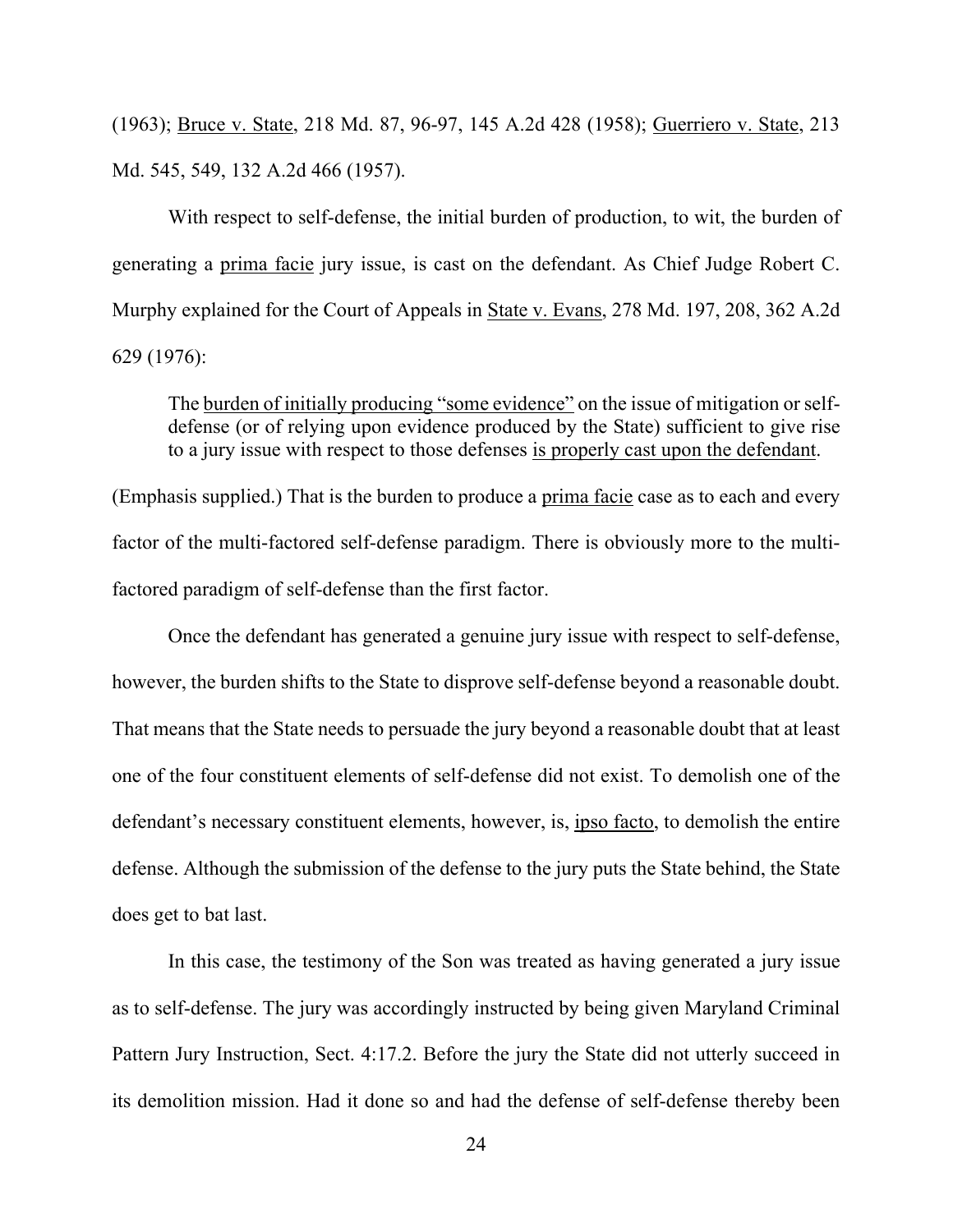(1963); Bruce v. State, 218 Md. 87, 96-97, 145 A.2d 428 (1958); Guerriero v. State, 213 Md. 545, 549, 132 A.2d 466 (1957).

With respect to self-defense, the initial burden of production, to wit, the burden of generating a prima facie jury issue, is cast on the defendant. As Chief Judge Robert C. Murphy explained for the Court of Appeals in State v. Evans, 278 Md. 197, 208, 362 A.2d 629 (1976):

> The burden of initially producing "some evidence" on the issue of mitigation or self-defense (or of relying upon evidence produced by the State) sufficient to give rise to a jury issue with respect to those defenses is properly cast upon the defendant.

(Emphasis supplied.) That is the burden to produce a prima facie case as to each and every factor of the multi-factored self-defense paradigm. There is obviously more to the multi-factored paradigm of self-defense than the first factor.

Once the defendant has generated a genuine jury issue with respect to self-defense, however, the burden shifts to the State to disprove self-defense beyond a reasonable doubt. That means that the State needs to persuade the jury beyond a reasonable doubt that at least one of the four constituent elements of self-defense did not exist. To demolish one of the defendant's necessary constituent elements, however, is, ipso facto, to demolish the entire defense. Although the submission of the defense to the jury puts the State behind, the State does get to bat last.

In this case, the testimony of the Son was treated as having generated a jury issue as to self-defense. The jury was accordingly instructed by being given Maryland Criminal Pattern Jury Instruction, Sect. 4:17.2. Before the jury the State did not utterly succeed in its demolition mission. Had it done so and had the defense of self-defense thereby been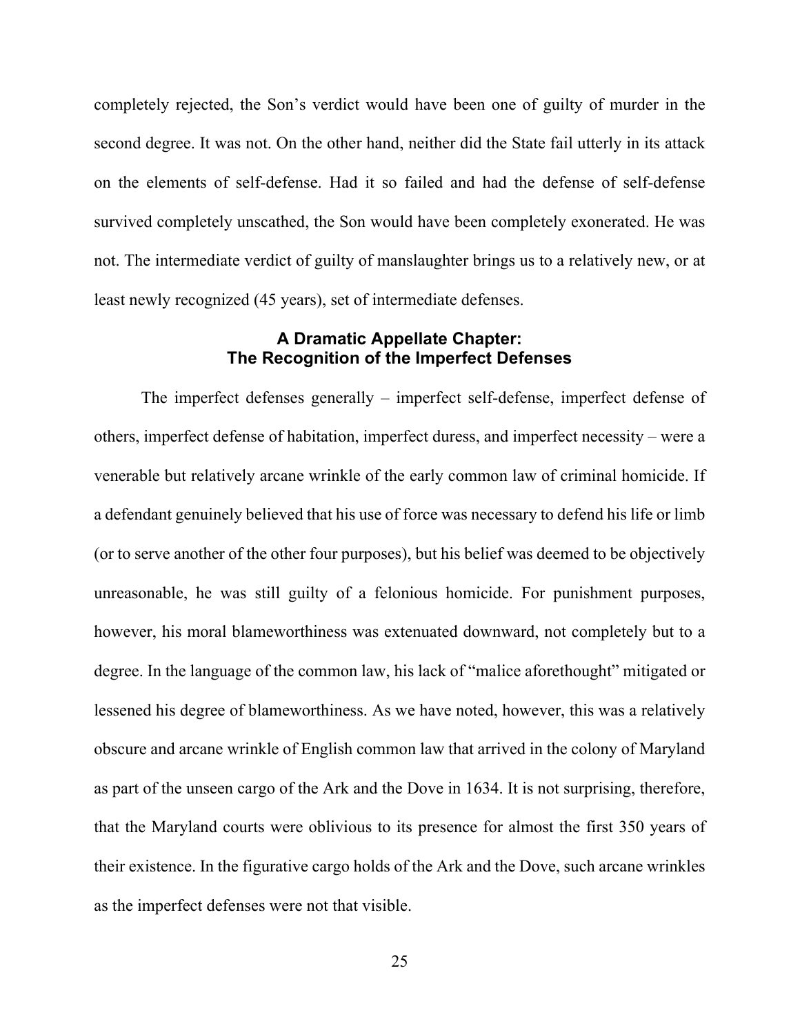completely rejected, the Son's verdict would have been one of guilty of murder in the second degree. It was not. On the other hand, neither did the State fail utterly in its attack on the elements of self-defense. Had it so failed and had the defense of self-defense survived completely unscathed, the Son would have been completely exonerated. He was not. The intermediate verdict of guilty of manslaughter brings us to a relatively new, or at least newly recognized (45 years), set of intermediate defenses.

## A Dramatic Appellate Chapter: The Recognition of the Imperfect Defenses

The imperfect defenses generally – imperfect self-defense, imperfect defense of others, imperfect defense of habitation, imperfect duress, and imperfect necessity – were a venerable but relatively arcane wrinkle of the early common law of criminal homicide. If a defendant genuinely believed that his use of force was necessary to defend his life or limb (or to serve another of the other four purposes), but his belief was deemed to be objectively unreasonable, he was still guilty of a felonious homicide. For punishment purposes, however, his moral blameworthiness was extenuated downward, not completely but to a degree. In the language of the common law, his lack of "malice aforethought" mitigated or lessened his degree of blameworthiness. As we have noted, however, this was a relatively obscure and arcane wrinkle of English common law that arrived in the colony of Maryland as part of the unseen cargo of the Ark and the Dove in 1634. It is not surprising, therefore, that the Maryland courts were oblivious to its presence for almost the first 350 years of their existence. In the figurative cargo holds of the Ark and the Dove, such arcane wrinkles as the imperfect defenses were not that visible.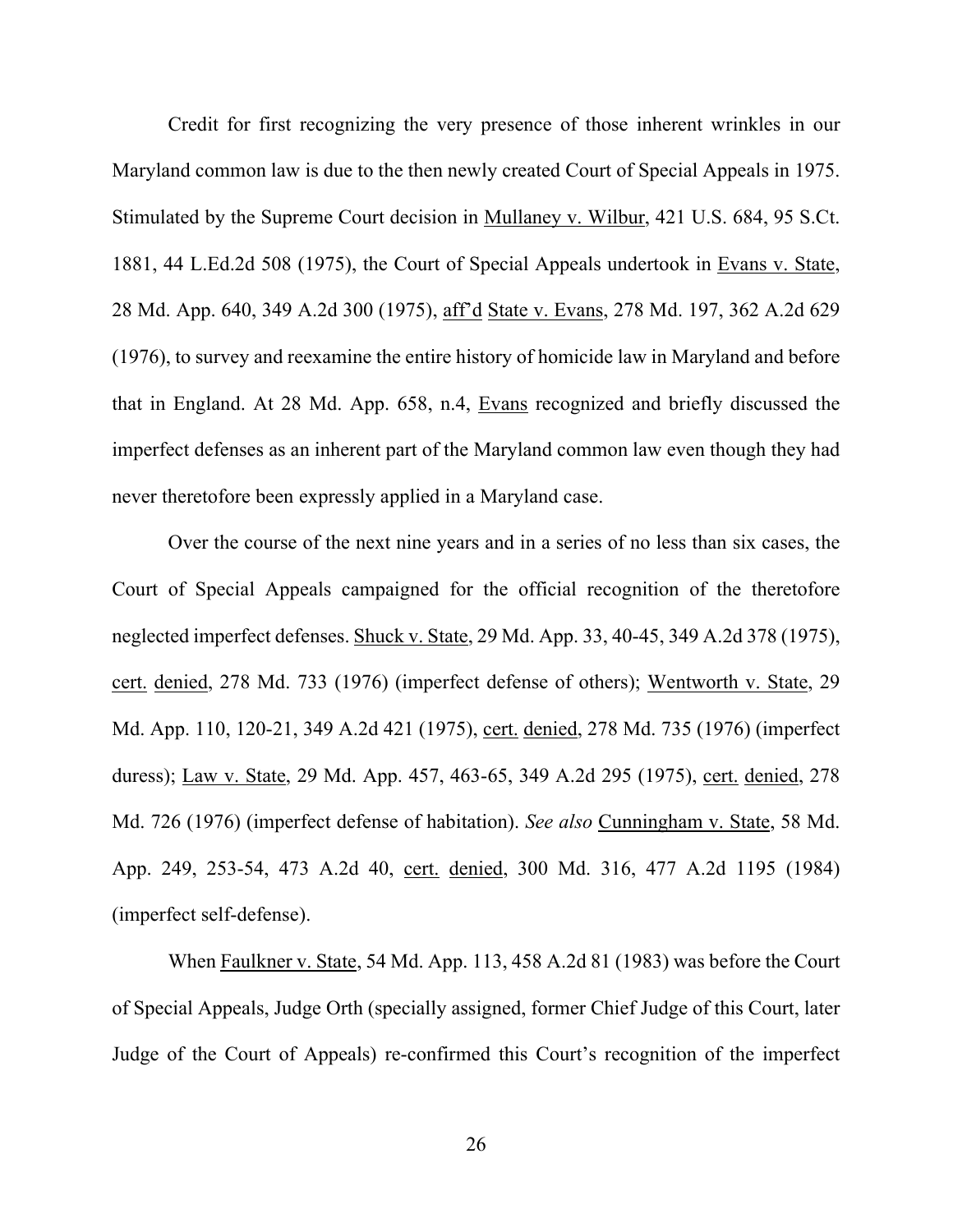Credit for first recognizing the very presence of those inherent wrinkles in our Maryland common law is due to the then newly created Court of Special Appeals in 1975. Stimulated by the Supreme Court decision in Mullaney v. Wilbur, 421 U.S. 684, 95 S.Ct. 1881, 44 L.Ed.2d 508 (1975), the Court of Special Appeals undertook in Evans v. State, 28 Md. App. 640, 349 A.2d 300 (1975), aff'd State v. Evans, 278 Md. 197, 362 A.2d 629 (1976), to survey and reexamine the entire history of homicide law in Maryland and before that in England. At 28 Md. App. 658, n.4, Evans recognized and briefly discussed the imperfect defenses as an inherent part of the Maryland common law even though they had never theretofore been expressly applied in a Maryland case.

Over the course of the next nine years and in a series of no less than six cases, the Court of Special Appeals campaigned for the official recognition of the theretofore neglected imperfect defenses. Shuck v. State, 29 Md. App. 33, 40-45, 349 A.2d 378 (1975), cert. denied, 278 Md. 733 (1976) (imperfect defense of others); Wentworth v. State, 29 Md. App. 110, 120-21, 349 A.2d 421 (1975), cert. denied, 278 Md. 735 (1976) (imperfect duress); Law v. State, 29 Md. App. 457, 463-65, 349 A.2d 295 (1975), cert. denied, 278 Md. 726 (1976) (imperfect defense of habitation). *See also* Cunningham v. State, 58 Md. App. 249, 253-54, 473 A.2d 40, cert. denied, 300 Md. 316, 477 A.2d 1195 (1984) (imperfect self-defense).

When Faulkner v. State, 54 Md. App. 113, 458 A.2d 81 (1983) was before the Court of Special Appeals, Judge Orth (specially assigned, former Chief Judge of this Court, later Judge of the Court of Appeals) re-confirmed this Court's recognition of the imperfect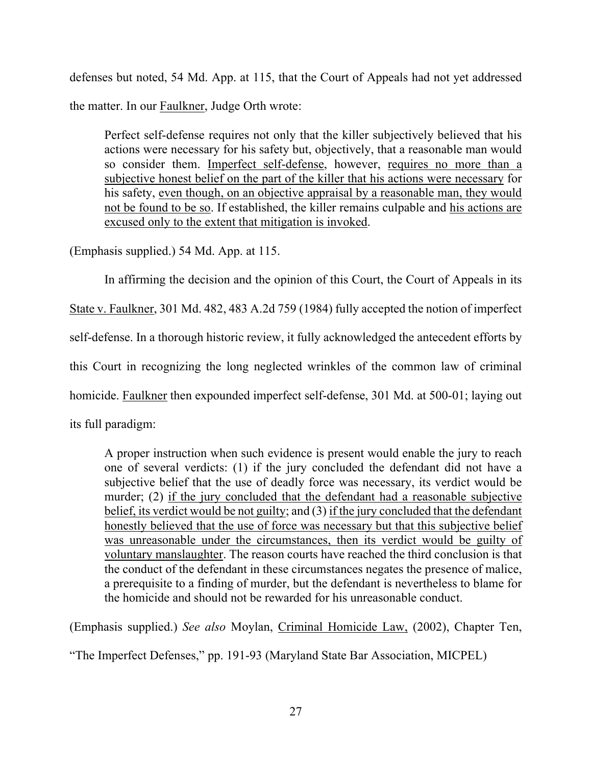defenses but noted, 54 Md. App. at 115, that the Court of Appeals had not yet addressed the matter. In our Faulkner, Judge Orth wrote:

> Perfect self-defense requires not only that the killer subjectively believed that his actions were necessary for his safety but, objectively, that a reasonable man would so consider them. Imperfect self-defense, however, requires no more than a subjective honest belief on the part of the killer that his actions were necessary for his safety, even though, on an objective appraisal by a reasonable man, they would not be found to be so. If established, the killer remains culpable and his actions are excused only to the extent that mitigation is invoked.

(Emphasis supplied.) 54 Md. App. at 115.

In affirming the decision and the opinion of this Court, the Court of Appeals in its State v. Faulkner, 301 Md. 482, 483 A.2d 759 (1984) fully accepted the notion of imperfect self-defense. In a thorough historic review, it fully acknowledged the antecedent efforts by this Court in recognizing the long neglected wrinkles of the common law of criminal homicide. Faulkner then expounded imperfect self-defense, 301 Md. at 500-01; laying out its full paradigm:

> A proper instruction when such evidence is present would enable the jury to reach one of several verdicts: (1) if the jury concluded the defendant did not have a subjective belief that the use of deadly force was necessary, its verdict would be murder; (2) if the jury concluded that the defendant had a reasonable subjective belief, its verdict would be not guilty; and (3) if the jury concluded that the defendant honestly believed that the use of force was necessary but that this subjective belief was unreasonable under the circumstances, then its verdict would be guilty of voluntary manslaughter. The reason courts have reached the third conclusion is that the conduct of the defendant in these circumstances negates the presence of malice, a prerequisite to a finding of murder, but the defendant is nevertheless to blame for the homicide and should not be rewarded for his unreasonable conduct.

(Emphasis supplied.) *See also* Moylan, Criminal Homicide Law, (2002), Chapter Ten, "The Imperfect Defenses," pp. 191-93 (Maryland State Bar Association, MICPEL)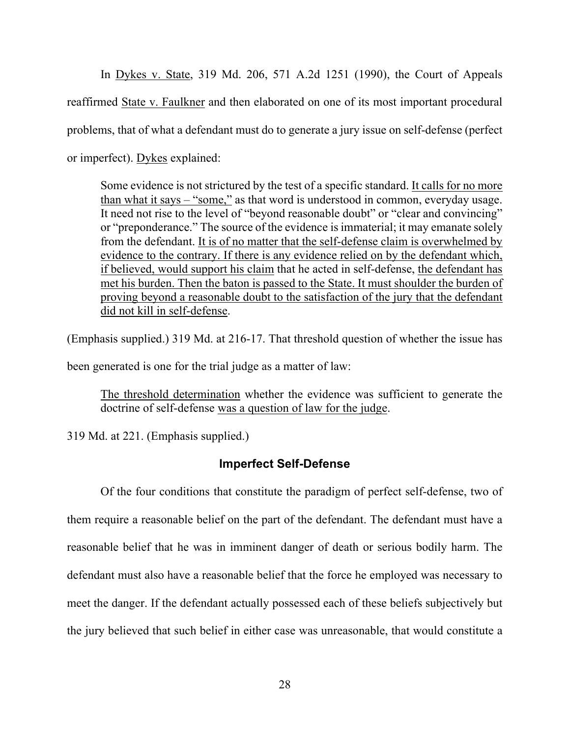In Dykes v. State, 319 Md. 206, 571 A.2d 1251 (1990), the Court of Appeals reaffirmed State v. Faulkner and then elaborated on one of its most important procedural problems, that of what a defendant must do to generate a jury issue on self-defense (perfect or imperfect). Dykes explained:

> Some evidence is not strictured by the test of a specific standard. It calls for no more than what it says – "some," as that word is understood in common, everyday usage. It need not rise to the level of "beyond reasonable doubt" or "clear and convincing" or "preponderance." The source of the evidence is immaterial; it may emanate solely from the defendant. It is of no matter that the self-defense claim is overwhelmed by evidence to the contrary. If there is any evidence relied on by the defendant which, if believed, would support his claim that he acted in self-defense, the defendant has met his burden. Then the baton is passed to the State. It must shoulder the burden of proving beyond a reasonable doubt to the satisfaction of the jury that the defendant did not kill in self-defense.

(Emphasis supplied.) 319 Md. at 216-17. That threshold question of whether the issue has been generated is one for the trial judge as a matter of law:

> The threshold determination whether the evidence was sufficient to generate the doctrine of self-defense was a question of law for the judge.

319 Md. at 221. (Emphasis supplied.)

## Imperfect Self-Defense

Of the four conditions that constitute the paradigm of perfect self-defense, two of them require a reasonable belief on the part of the defendant. The defendant must have a reasonable belief that he was in imminent danger of death or serious bodily harm. The defendant must also have a reasonable belief that the force he employed was necessary to meet the danger. If the defendant actually possessed each of these beliefs subjectively but the jury believed that such belief in either case was unreasonable, that would constitute a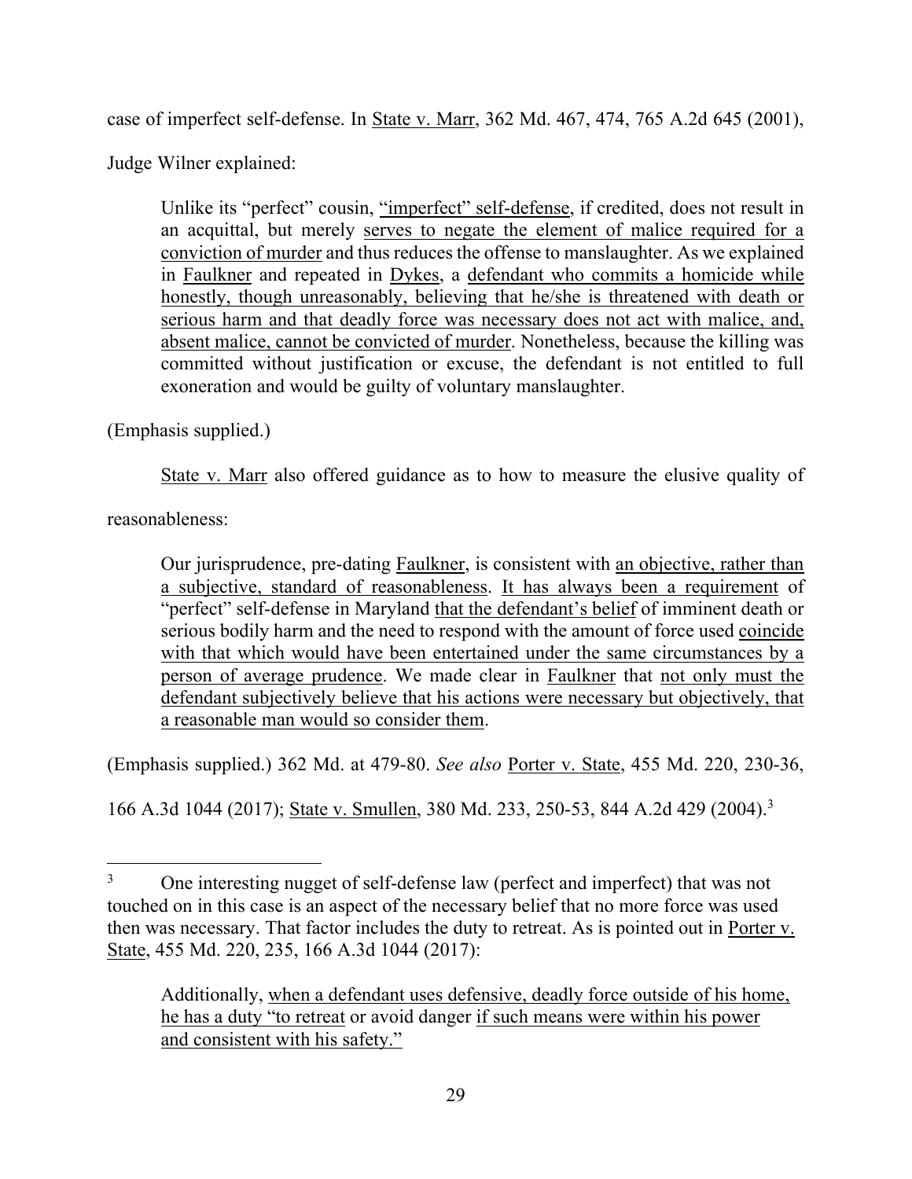case of imperfect self-defense. In State v. Marr, 362 Md. 467, 474, 765 A.2d 645 (2001), Judge Wilner explained:

> Unlike its "perfect" cousin, "imperfect" self-defense, if credited, does not result in an acquittal, but merely serves to negate the element of malice required for a conviction of murder and thus reduces the offense to manslaughter. As we explained in Faulkner and repeated in Dykes, a defendant who commits a homicide while honestly, though unreasonably, believing that he/she is threatened with death or serious harm and that deadly force was necessary does not act with malice, and, absent malice, cannot be convicted of murder. Nonetheless, because the killing was committed without justification or excuse, the defendant is not entitled to full exoneration and would be guilty of voluntary manslaughter.

(Emphasis supplied.)

State v. Marr also offered guidance as to how to measure the elusive quality of reasonableness:

> Our jurisprudence, pre-dating Faulkner, is consistent with an objective, rather than a subjective, standard of reasonableness. It has always been a requirement of "perfect" self-defense in Maryland that the defendant's belief of imminent death or serious bodily harm and the need to respond with the amount of force used coincide with that which would have been entertained under the same circumstances by a person of average prudence. We made clear in Faulkner that not only must the defendant subjectively believe that his actions were necessary but objectively, that a reasonable man would so consider them.

(Emphasis supplied.) 362 Md. at 479-80. *See also* Porter v. State, 455 Md. 220, 230-36, 166 A.3d 1044 (2017); State v. Smullen, 380 Md. 233, 250-53, 844 A.2d 429 (2004).[3]

---

[3] One interesting nugget of self-defense law (perfect and imperfect) that was not touched on in this case is an aspect of the necessary belief that no more force was used then was necessary. That factor includes the duty to retreat. As is pointed out in Porter v. State, 455 Md. 220, 235, 166 A.3d 1044 (2017):

> Additionally, when a defendant uses defensive, deadly force outside of his home, he has a duty "to retreat or avoid danger if such means were within his power and consistent with his safety."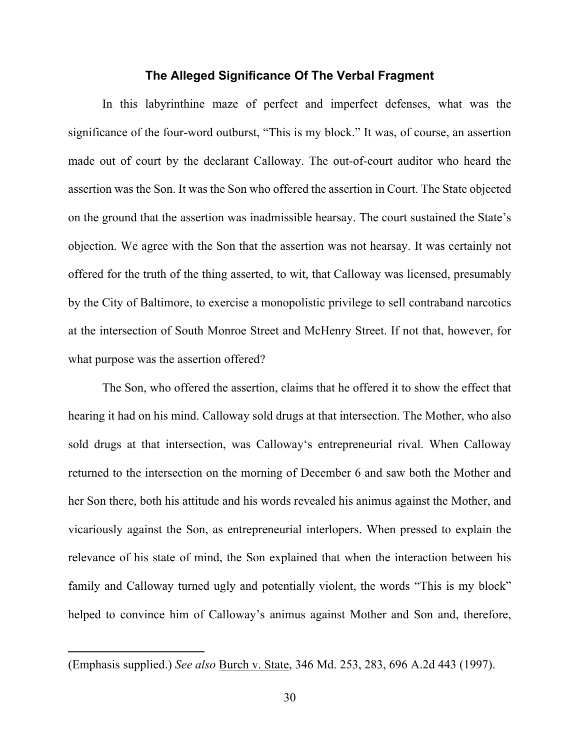### The Alleged Significance Of The Verbal Fragment

In this labyrinthine maze of perfect and imperfect defenses, what was the significance of the four-word outburst, "This is my block." It was, of course, an assertion made out of court by the declarant Calloway. The out-of-court auditor who heard the assertion was the Son. It was the Son who offered the assertion in Court. The State objected on the ground that the assertion was inadmissible hearsay. The court sustained the State's objection. We agree with the Son that the assertion was not hearsay. It was certainly not offered for the truth of the thing asserted, to wit, that Calloway was licensed, presumably by the City of Baltimore, to exercise a monopolistic privilege to sell contraband narcotics at the intersection of South Monroe Street and McHenry Street. If not that, however, for what purpose was the assertion offered?

The Son, who offered the assertion, claims that he offered it to show the effect that hearing it had on his mind. Calloway sold drugs at that intersection. The Mother, who also sold drugs at that intersection, was Calloway's entrepreneurial rival. When Calloway returned to the intersection on the morning of December 6 and saw both the Mother and her Son there, both his attitude and his words revealed his animus against the Mother, and vicariously against the Son, as entrepreneurial interlopers. When pressed to explain the relevance of his state of mind, the Son explained that when the interaction between his family and Calloway turned ugly and potentially violent, the words "This is my block" helped to convince him of Calloway's animus against Mother and Son and, therefore,

---

(Emphasis supplied.) *See also* Burch v. State, 346 Md. 253, 283, 696 A.2d 443 (1997).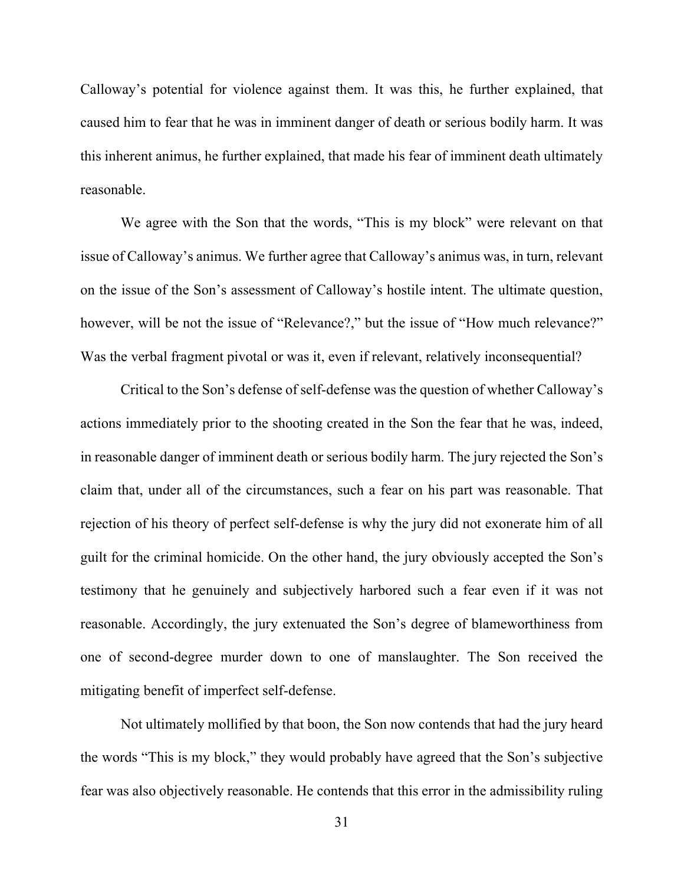Calloway's potential for violence against them. It was this, he further explained, that caused him to fear that he was in imminent danger of death or serious bodily harm. It was this inherent animus, he further explained, that made his fear of imminent death ultimately reasonable.

We agree with the Son that the words, "This is my block" were relevant on that issue of Calloway's animus. We further agree that Calloway's animus was, in turn, relevant on the issue of the Son's assessment of Calloway's hostile intent. The ultimate question, however, will be not the issue of "Relevance?," but the issue of "How much relevance?" Was the verbal fragment pivotal or was it, even if relevant, relatively inconsequential?

Critical to the Son's defense of self-defense was the question of whether Calloway's actions immediately prior to the shooting created in the Son the fear that he was, indeed, in reasonable danger of imminent death or serious bodily harm. The jury rejected the Son's claim that, under all of the circumstances, such a fear on his part was reasonable. That rejection of his theory of perfect self-defense is why the jury did not exonerate him of all guilt for the criminal homicide. On the other hand, the jury obviously accepted the Son's testimony that he genuinely and subjectively harbored such a fear even if it was not reasonable. Accordingly, the jury extenuated the Son's degree of blameworthiness from one of second-degree murder down to one of manslaughter. The Son received the mitigating benefit of imperfect self-defense.

Not ultimately mollified by that boon, the Son now contends that had the jury heard the words "This is my block," they would probably have agreed that the Son's subjective fear was also objectively reasonable. He contends that this error in the admissibility ruling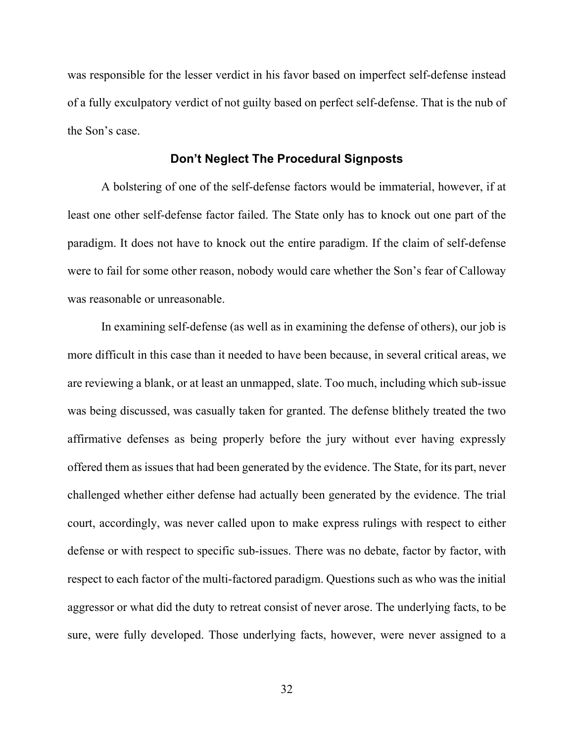was responsible for the lesser verdict in his favor based on imperfect self-defense instead of a fully exculpatory verdict of not guilty based on perfect self-defense. That is the nub of the Son's case.

### Don't Neglect The Procedural Signposts

A bolstering of one of the self-defense factors would be immaterial, however, if at least one other self-defense factor failed. The State only has to knock out one part of the paradigm. It does not have to knock out the entire paradigm. If the claim of self-defense were to fail for some other reason, nobody would care whether the Son's fear of Calloway was reasonable or unreasonable.

In examining self-defense (as well as in examining the defense of others), our job is more difficult in this case than it needed to have been because, in several critical areas, we are reviewing a blank, or at least an unmapped, slate. Too much, including which sub-issue was being discussed, was casually taken for granted. The defense blithely treated the two affirmative defenses as being properly before the jury without ever having expressly offered them as issues that had been generated by the evidence. The State, for its part, never challenged whether either defense had actually been generated by the evidence. The trial court, accordingly, was never called upon to make express rulings with respect to either defense or with respect to specific sub-issues. There was no debate, factor by factor, with respect to each factor of the multi-factored paradigm. Questions such as who was the initial aggressor or what did the duty to retreat consist of never arose. The underlying facts, to be sure, were fully developed. Those underlying facts, however, were never assigned to a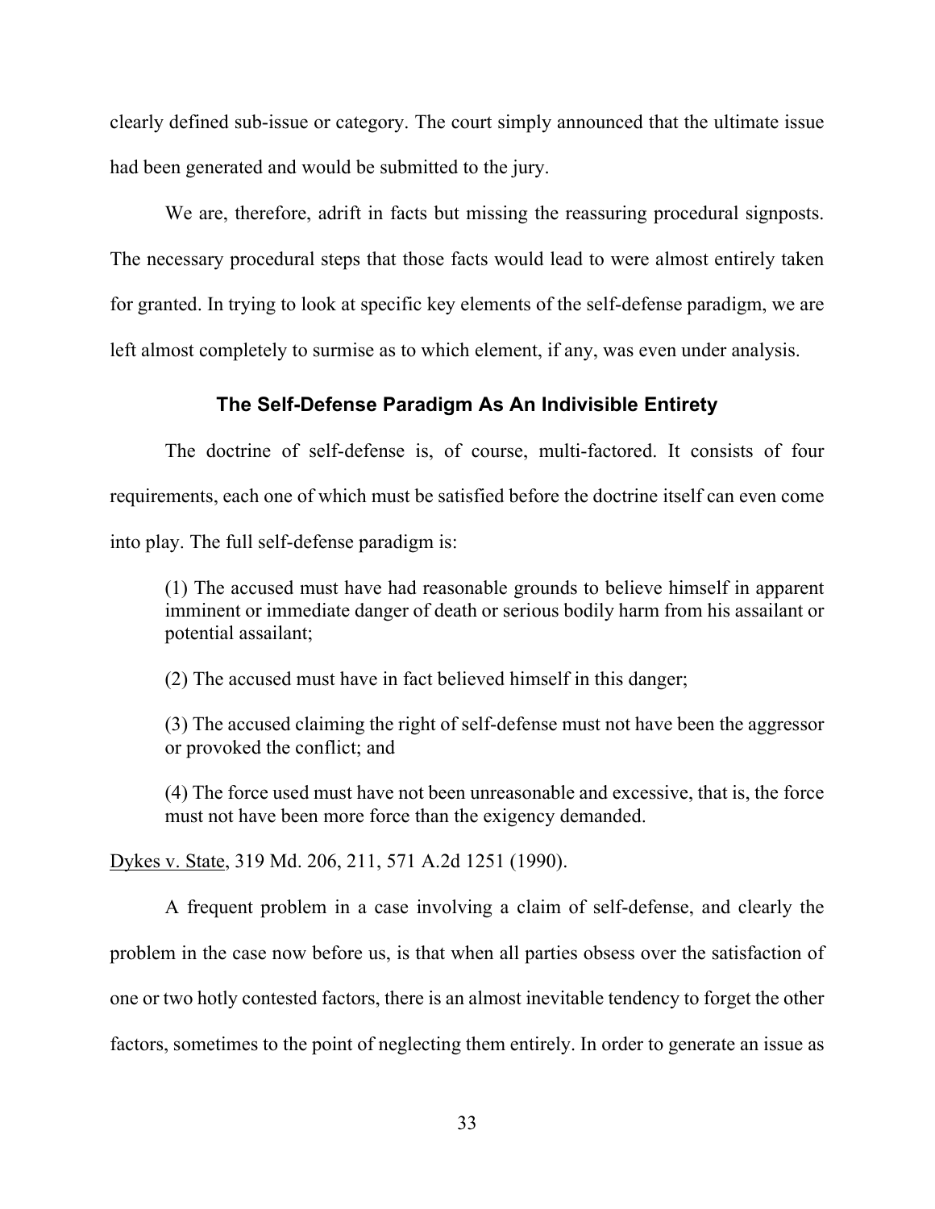clearly defined sub-issue or category. The court simply announced that the ultimate issue had been generated and would be submitted to the jury.

We are, therefore, adrift in facts but missing the reassuring procedural signposts. The necessary procedural steps that those facts would lead to were almost entirely taken for granted. In trying to look at specific key elements of the self-defense paradigm, we are left almost completely to surmise as to which element, if any, was even under analysis.

### The Self-Defense Paradigm As An Indivisible Entirety

The doctrine of self-defense is, of course, multi-factored. It consists of four requirements, each one of which must be satisfied before the doctrine itself can even come into play. The full self-defense paradigm is:

> (1) The accused must have had reasonable grounds to believe himself in apparent imminent or immediate danger of death or serious bodily harm from his assailant or potential assailant;
>
> (2) The accused must have in fact believed himself in this danger;
>
> (3) The accused claiming the right of self-defense must not have been the aggressor or provoked the conflict; and
>
> (4) The force used must have not been unreasonable and excessive, that is, the force must not have been more force than the exigency demanded.

Dykes v. State, 319 Md. 206, 211, 571 A.2d 1251 (1990).

A frequent problem in a case involving a claim of self-defense, and clearly the problem in the case now before us, is that when all parties obsess over the satisfaction of one or two hotly contested factors, there is an almost inevitable tendency to forget the other factors, sometimes to the point of neglecting them entirely. In order to generate an issue as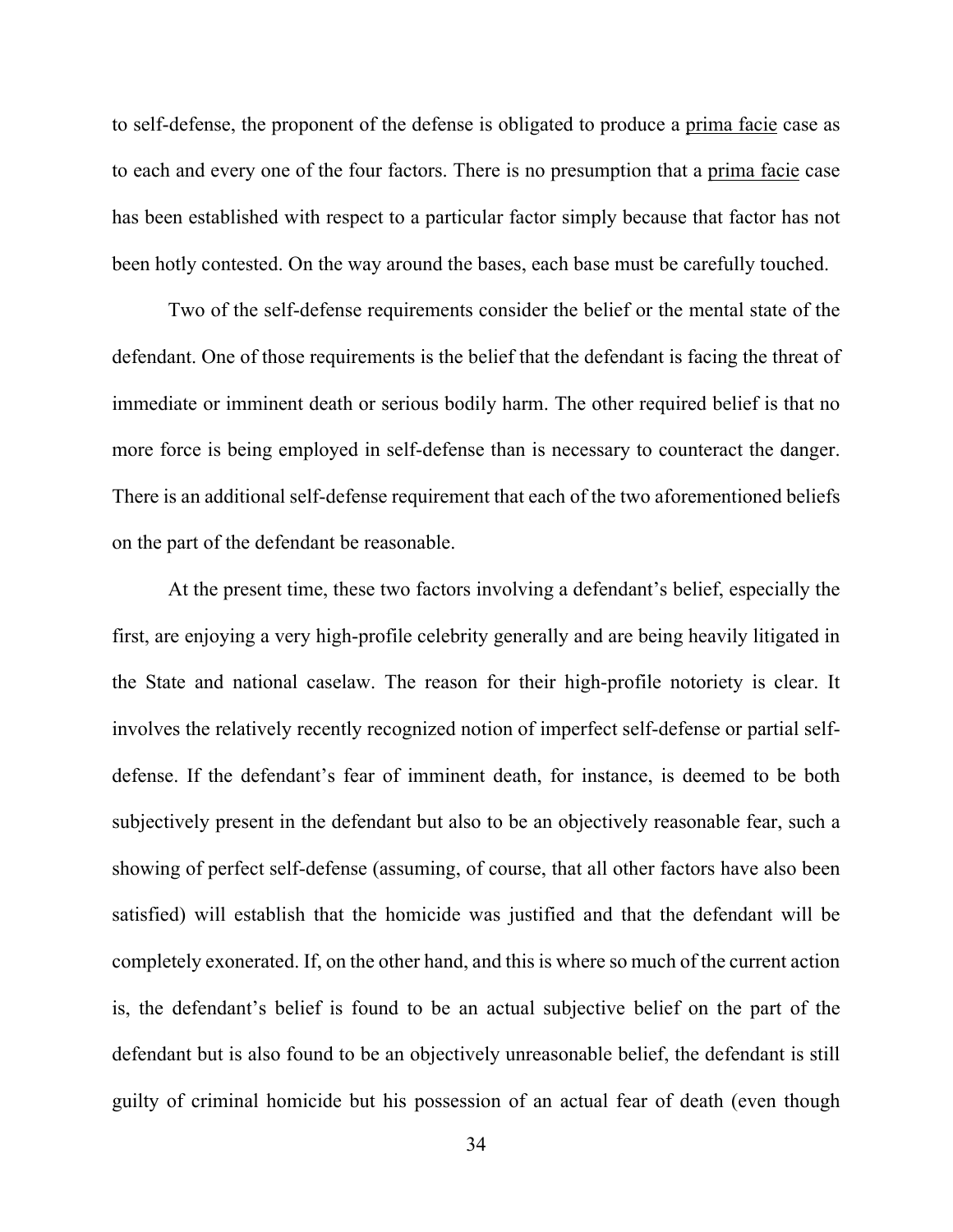to self-defense, the proponent of the defense is obligated to produce a prima facie case as to each and every one of the four factors. There is no presumption that a prima facie case has been established with respect to a particular factor simply because that factor has not been hotly contested. On the way around the bases, each base must be carefully touched.

Two of the self-defense requirements consider the belief or the mental state of the defendant. One of those requirements is the belief that the defendant is facing the threat of immediate or imminent death or serious bodily harm. The other required belief is that no more force is being employed in self-defense than is necessary to counteract the danger. There is an additional self-defense requirement that each of the two aforementioned beliefs on the part of the defendant be reasonable.

At the present time, these two factors involving a defendant's belief, especially the first, are enjoying a very high-profile celebrity generally and are being heavily litigated in the State and national caselaw. The reason for their high-profile notoriety is clear. It involves the relatively recently recognized notion of imperfect self-defense or partial self-defense. If the defendant's fear of imminent death, for instance, is deemed to be both subjectively present in the defendant but also to be an objectively reasonable fear, such a showing of perfect self-defense (assuming, of course, that all other factors have also been satisfied) will establish that the homicide was justified and that the defendant will be completely exonerated. If, on the other hand, and this is where so much of the current action is, the defendant's belief is found to be an actual subjective belief on the part of the defendant but is also found to be an objectively unreasonable belief, the defendant is still guilty of criminal homicide but his possession of an actual fear of death (even though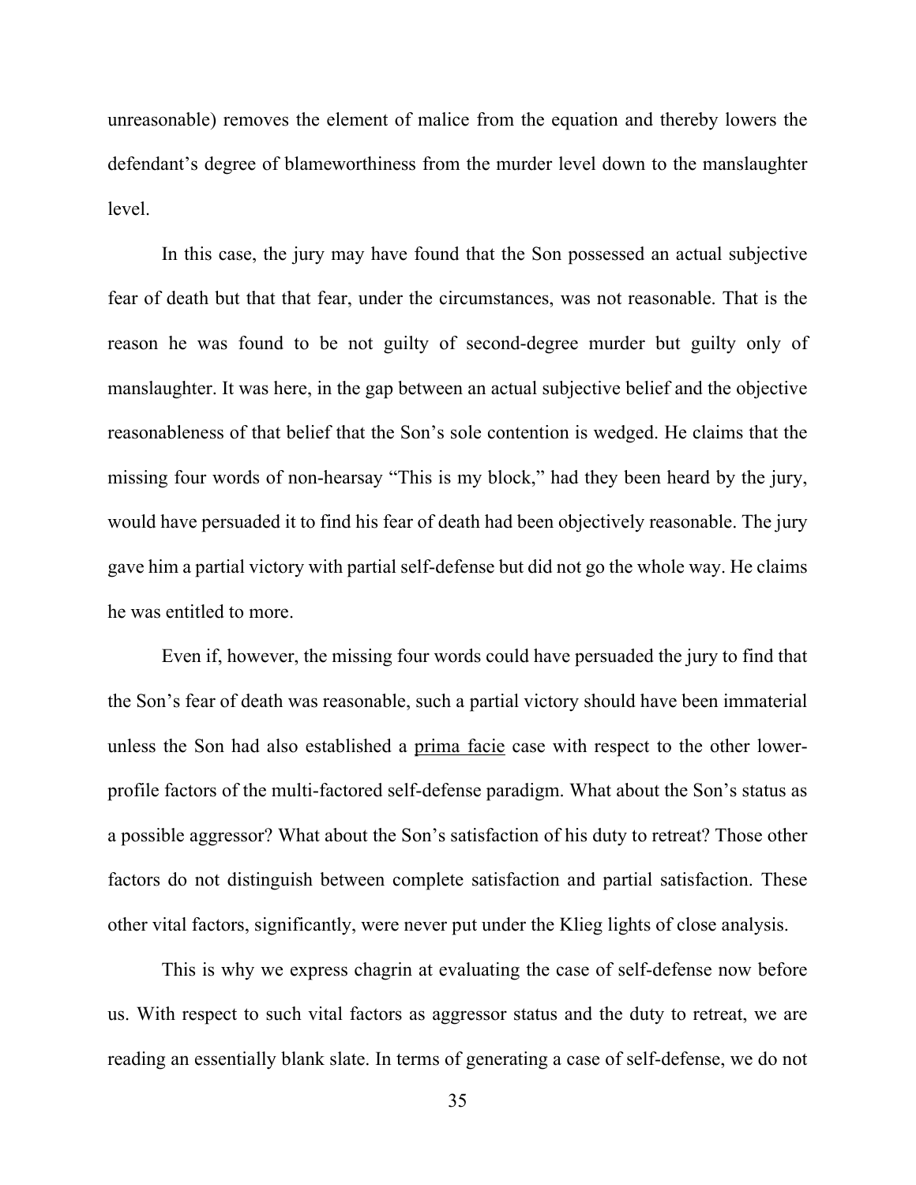unreasonable) removes the element of malice from the equation and thereby lowers the defendant's degree of blameworthiness from the murder level down to the manslaughter level.

In this case, the jury may have found that the Son possessed an actual subjective fear of death but that that fear, under the circumstances, was not reasonable. That is the reason he was found to be not guilty of second-degree murder but guilty only of manslaughter. It was here, in the gap between an actual subjective belief and the objective reasonableness of that belief that the Son's sole contention is wedged. He claims that the missing four words of non-hearsay "This is my block," had they been heard by the jury, would have persuaded it to find his fear of death had been objectively reasonable. The jury gave him a partial victory with partial self-defense but did not go the whole way. He claims he was entitled to more.

Even if, however, the missing four words could have persuaded the jury to find that the Son's fear of death was reasonable, such a partial victory should have been immaterial unless the Son had also established a <u>prima facie</u> case with respect to the other lower-profile factors of the multi-factored self-defense paradigm. What about the Son's status as a possible aggressor? What about the Son's satisfaction of his duty to retreat? Those other factors do not distinguish between complete satisfaction and partial satisfaction. These other vital factors, significantly, were never put under the Klieg lights of close analysis.

This is why we express chagrin at evaluating the case of self-defense now before us. With respect to such vital factors as aggressor status and the duty to retreat, we are reading an essentially blank slate. In terms of generating a case of self-defense, we do not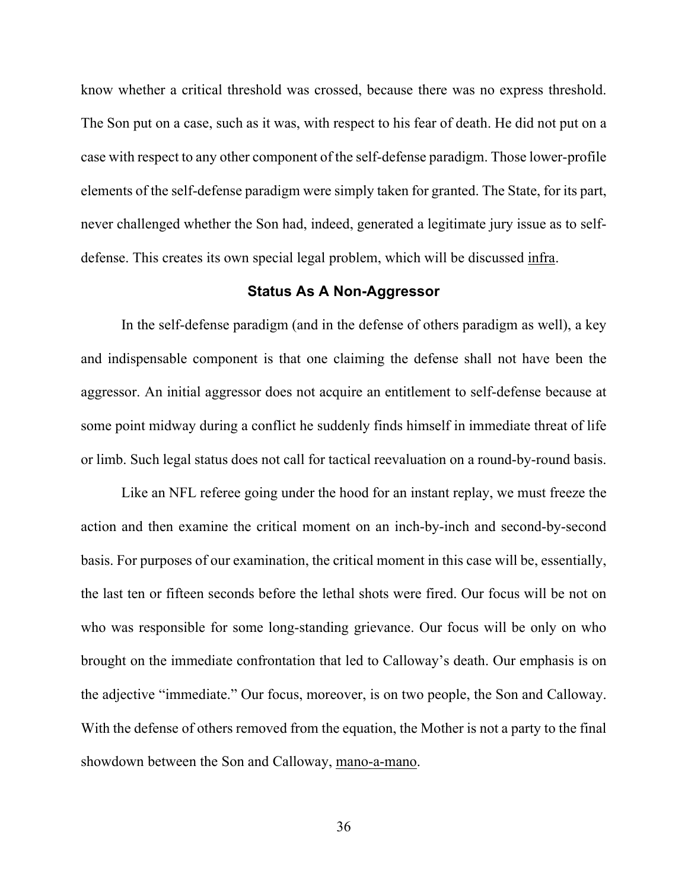know whether a critical threshold was crossed, because there was no express threshold. The Son put on a case, such as it was, with respect to his fear of death. He did not put on a case with respect to any other component of the self-defense paradigm. Those lower-profile elements of the self-defense paradigm were simply taken for granted. The State, for its part, never challenged whether the Son had, indeed, generated a legitimate jury issue as to self-defense. This creates its own special legal problem, which will be discussed <u>infra</u>.

## Status As A Non-Aggressor

In the self-defense paradigm (and in the defense of others paradigm as well), a key and indispensable component is that one claiming the defense shall not have been the aggressor. An initial aggressor does not acquire an entitlement to self-defense because at some point midway during a conflict he suddenly finds himself in immediate threat of life or limb. Such legal status does not call for tactical reevaluation on a round-by-round basis.

Like an NFL referee going under the hood for an instant replay, we must freeze the action and then examine the critical moment on an inch-by-inch and second-by-second basis. For purposes of our examination, the critical moment in this case will be, essentially, the last ten or fifteen seconds before the lethal shots were fired. Our focus will be not on who was responsible for some long-standing grievance. Our focus will be only on who brought on the immediate confrontation that led to Calloway's death. Our emphasis is on the adjective "immediate." Our focus, moreover, is on two people, the Son and Calloway. With the defense of others removed from the equation, the Mother is not a party to the final showdown between the Son and Calloway, <u>mano-a-mano</u>.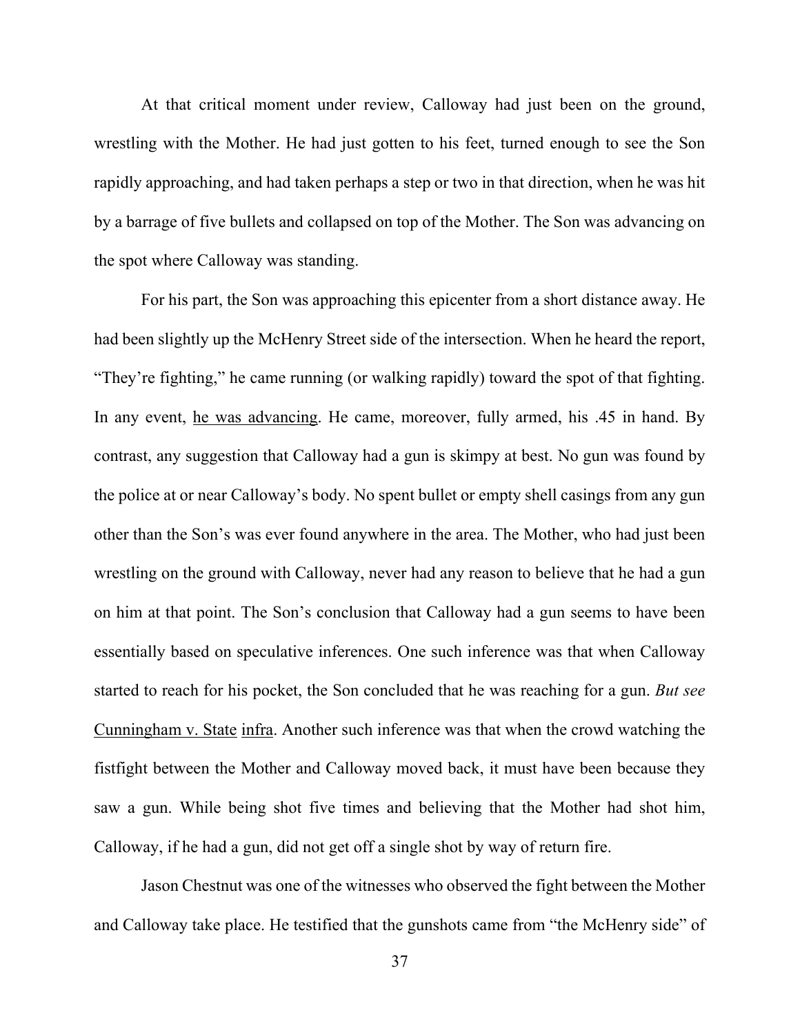At that critical moment under review, Calloway had just been on the ground, wrestling with the Mother. He had just gotten to his feet, turned enough to see the Son rapidly approaching, and had taken perhaps a step or two in that direction, when he was hit by a barrage of five bullets and collapsed on top of the Mother. The Son was advancing on the spot where Calloway was standing.

For his part, the Son was approaching this epicenter from a short distance away. He had been slightly up the McHenry Street side of the intersection. When he heard the report, "They're fighting," he came running (or walking rapidly) toward the spot of that fighting. In any event, <u>he was advancing</u>. He came, moreover, fully armed, his .45 in hand. By contrast, any suggestion that Calloway had a gun is skimpy at best. No gun was found by the police at or near Calloway's body. No spent bullet or empty shell casings from any gun other than the Son's was ever found anywhere in the area. The Mother, who had just been wrestling on the ground with Calloway, never had any reason to believe that he had a gun on him at that point. The Son's conclusion that Calloway had a gun seems to have been essentially based on speculative inferences. One such inference was that when Calloway started to reach for his pocket, the Son concluded that he was reaching for a gun. *But see* <u>Cunningham v. State</u> <u>infra</u>. Another such inference was that when the crowd watching the fistfight between the Mother and Calloway moved back, it must have been because they saw a gun. While being shot five times and believing that the Mother had shot him, Calloway, if he had a gun, did not get off a single shot by way of return fire.

Jason Chestnut was one of the witnesses who observed the fight between the Mother and Calloway take place. He testified that the gunshots came from "the McHenry side" of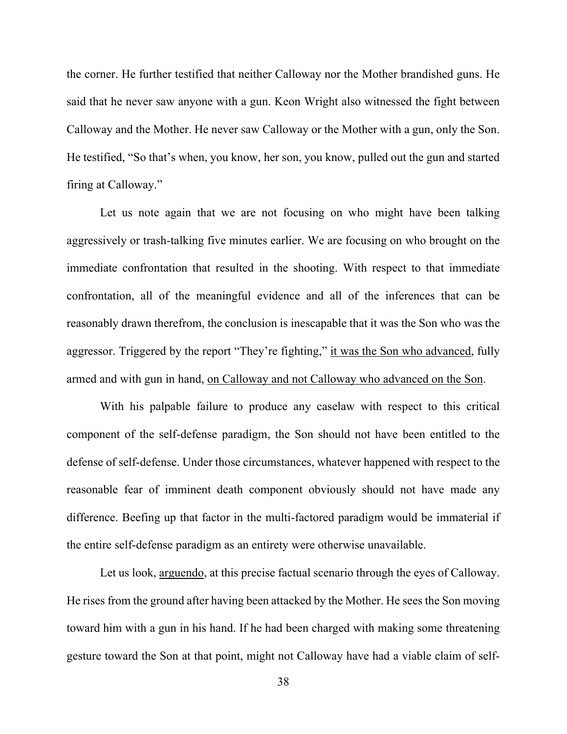the corner. He further testified that neither Calloway nor the Mother brandished guns. He said that he never saw anyone with a gun. Keon Wright also witnessed the fight between Calloway and the Mother. He never saw Calloway or the Mother with a gun, only the Son. He testified, "So that's when, you know, her son, you know, pulled out the gun and started firing at Calloway."

Let us note again that we are not focusing on who might have been talking aggressively or trash-talking five minutes earlier. We are focusing on who brought on the immediate confrontation that resulted in the shooting. With respect to that immediate confrontation, all of the meaningful evidence and all of the inferences that can be reasonably drawn therefrom, the conclusion is inescapable that it was the Son who was the aggressor. Triggered by the report "They're fighting," <u>it was the Son who advanced</u>, fully armed and with gun in hand, <u>on Calloway and not Calloway who advanced on the Son</u>.

With his palpable failure to produce any caselaw with respect to this critical component of the self-defense paradigm, the Son should not have been entitled to the defense of self-defense. Under those circumstances, whatever happened with respect to the reasonable fear of imminent death component obviously should not have made any difference. Beefing up that factor in the multi-factored paradigm would be immaterial if the entire self-defense paradigm as an entirety were otherwise unavailable.

Let us look, <u>arguendo</u>, at this precise factual scenario through the eyes of Calloway. He rises from the ground after having been attacked by the Mother. He sees the Son moving toward him with a gun in his hand. If he had been charged with making some threatening gesture toward the Son at that point, might not Calloway have had a viable claim of self-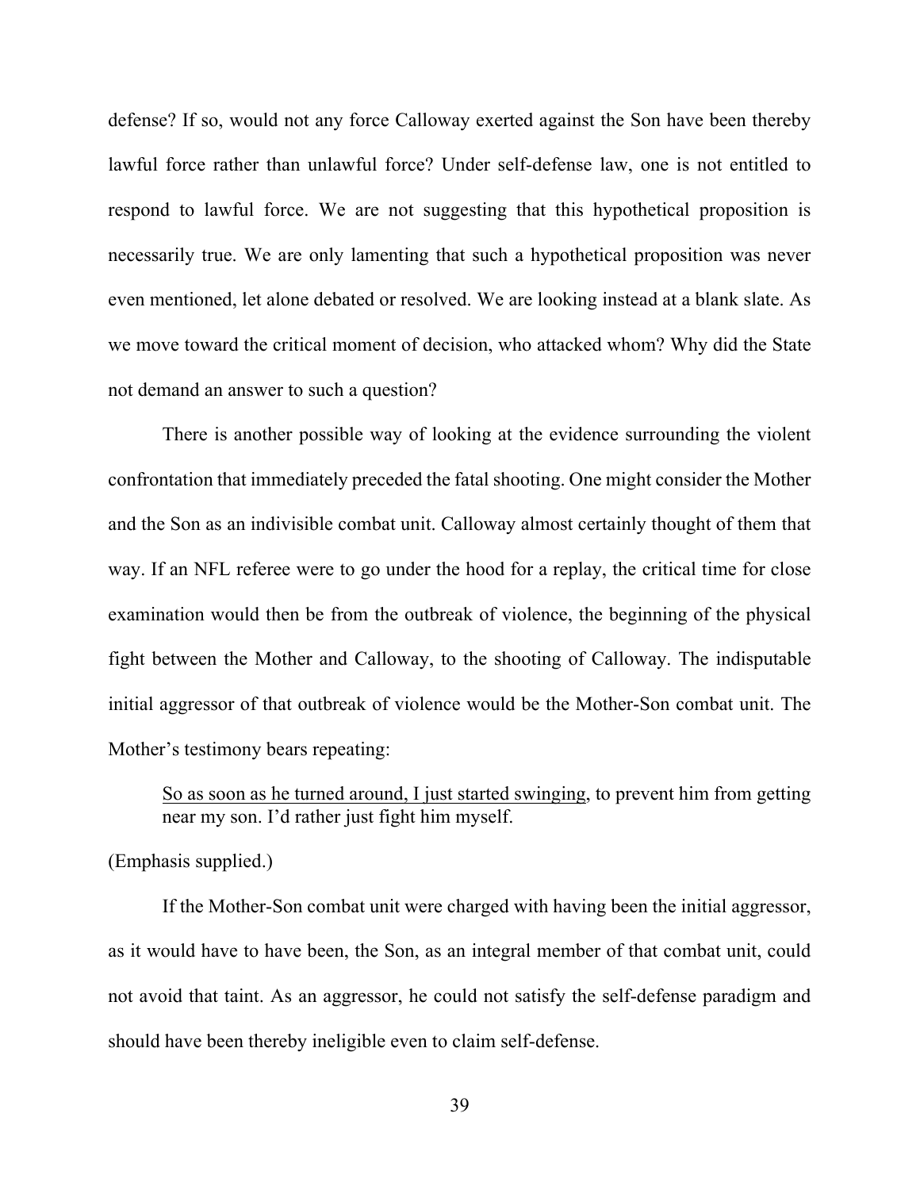defense? If so, would not any force Calloway exerted against the Son have been thereby lawful force rather than unlawful force? Under self-defense law, one is not entitled to respond to lawful force. We are not suggesting that this hypothetical proposition is necessarily true. We are only lamenting that such a hypothetical proposition was never even mentioned, let alone debated or resolved. We are looking instead at a blank slate. As we move toward the critical moment of decision, who attacked whom? Why did the State not demand an answer to such a question?

There is another possible way of looking at the evidence surrounding the violent confrontation that immediately preceded the fatal shooting. One might consider the Mother and the Son as an indivisible combat unit. Calloway almost certainly thought of them that way. If an NFL referee were to go under the hood for a replay, the critical time for close examination would then be from the outbreak of violence, the beginning of the physical fight between the Mother and Calloway, to the shooting of Calloway. The indisputable initial aggressor of that outbreak of violence would be the Mother-Son combat unit. The Mother's testimony bears repeating:

> <u>So as soon as he turned around, I just started swinging</u>, to prevent him from getting near my son. I'd rather just fight him myself.

(Emphasis supplied.)

If the Mother-Son combat unit were charged with having been the initial aggressor, as it would have to have been, the Son, as an integral member of that combat unit, could not avoid that taint. As an aggressor, he could not satisfy the self-defense paradigm and should have been thereby ineligible even to claim self-defense.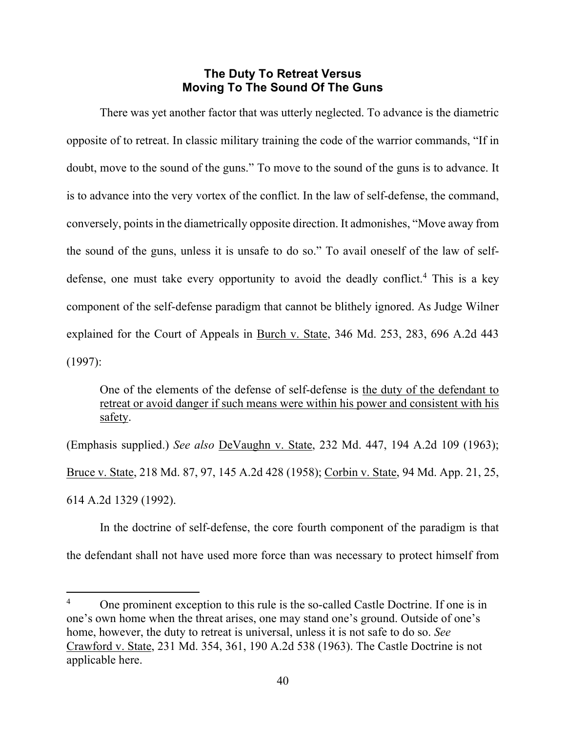## The Duty To Retreat Versus Moving To The Sound Of The Guns

There was yet another factor that was utterly neglected. To advance is the diametric opposite of to retreat. In classic military training the code of the warrior commands, "If in doubt, move to the sound of the guns." To move to the sound of the guns is to advance. It is to advance into the very vortex of the conflict. In the law of self-defense, the command, conversely, points in the diametrically opposite direction. It admonishes, "Move away from the sound of the guns, unless it is unsafe to do so." To avail oneself of the law of self-defense, one must take every opportunity to avoid the deadly conflict.[4] This is a key component of the self-defense paradigm that cannot be blithely ignored. As Judge Wilner explained for the Court of Appeals in Burch v. State, 346 Md. 253, 283, 696 A.2d 443 (1997):

> One of the elements of the defense of self-defense is the duty of the defendant to retreat or avoid danger if such means were within his power and consistent with his safety.

(Emphasis supplied.) *See also* DeVaughn v. State, 232 Md. 447, 194 A.2d 109 (1963); Bruce v. State, 218 Md. 87, 97, 145 A.2d 428 (1958); Corbin v. State, 94 Md. App. 21, 25, 614 A.2d 1329 (1992).

In the doctrine of self-defense, the core fourth component of the paradigm is that the defendant shall not have used more force than was necessary to protect himself from

---

[4] One prominent exception to this rule is the so-called Castle Doctrine. If one is in one's own home when the threat arises, one may stand one's ground. Outside of one's home, however, the duty to retreat is universal, unless it is not safe to do so. *See* Crawford v. State, 231 Md. 354, 361, 190 A.2d 538 (1963). The Castle Doctrine is not applicable here.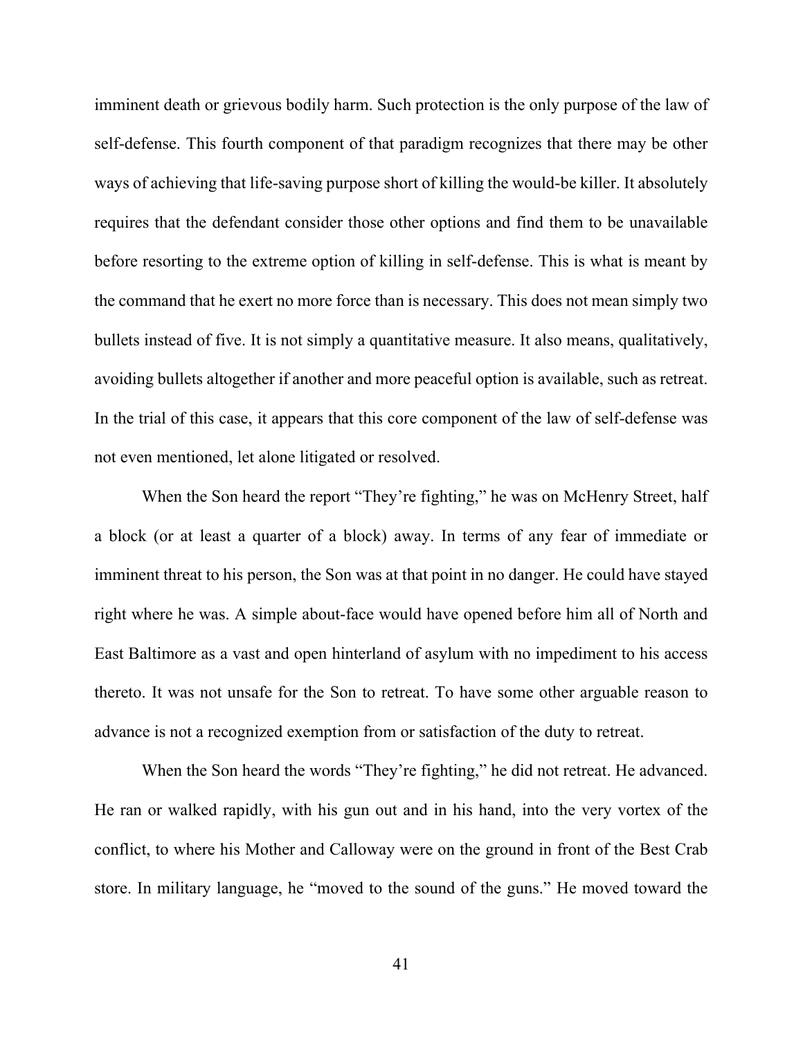imminent death or grievous bodily harm. Such protection is the only purpose of the law of self-defense. This fourth component of that paradigm recognizes that there may be other ways of achieving that life-saving purpose short of killing the would-be killer. It absolutely requires that the defendant consider those other options and find them to be unavailable before resorting to the extreme option of killing in self-defense. This is what is meant by the command that he exert no more force than is necessary. This does not mean simply two bullets instead of five. It is not simply a quantitative measure. It also means, qualitatively, avoiding bullets altogether if another and more peaceful option is available, such as retreat. In the trial of this case, it appears that this core component of the law of self-defense was not even mentioned, let alone litigated or resolved.

When the Son heard the report "They're fighting," he was on McHenry Street, half a block (or at least a quarter of a block) away. In terms of any fear of immediate or imminent threat to his person, the Son was at that point in no danger. He could have stayed right where he was. A simple about-face would have opened before him all of North and East Baltimore as a vast and open hinterland of asylum with no impediment to his access thereto. It was not unsafe for the Son to retreat. To have some other arguable reason to advance is not a recognized exemption from or satisfaction of the duty to retreat.

When the Son heard the words "They're fighting," he did not retreat. He advanced. He ran or walked rapidly, with his gun out and in his hand, into the very vortex of the conflict, to where his Mother and Calloway were on the ground in front of the Best Crab store. In military language, he "moved to the sound of the guns." He moved toward the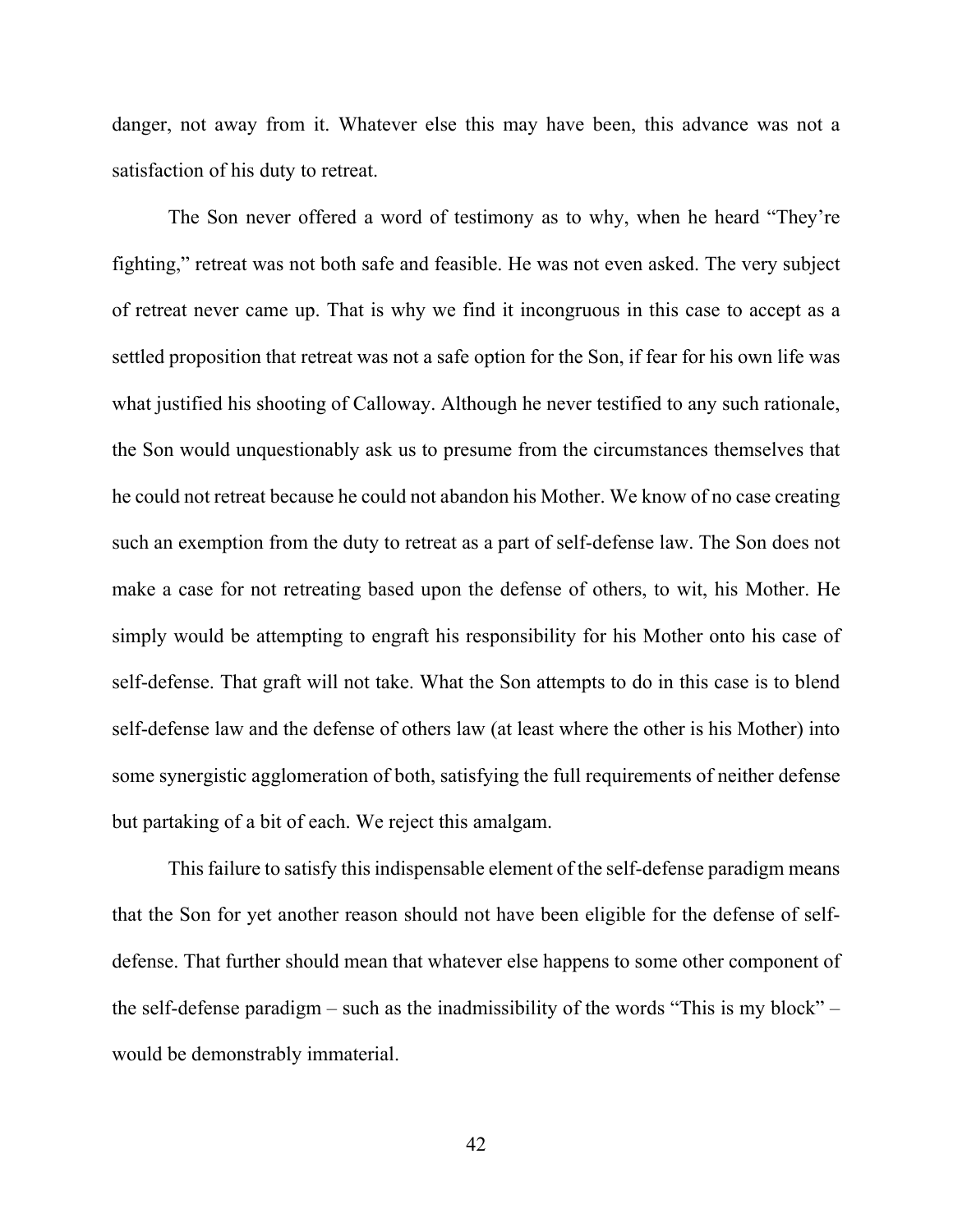danger, not away from it. Whatever else this may have been, this advance was not a satisfaction of his duty to retreat.

The Son never offered a word of testimony as to why, when he heard "They're fighting," retreat was not both safe and feasible. He was not even asked. The very subject of retreat never came up. That is why we find it incongruous in this case to accept as a settled proposition that retreat was not a safe option for the Son, if fear for his own life was what justified his shooting of Calloway. Although he never testified to any such rationale, the Son would unquestionably ask us to presume from the circumstances themselves that he could not retreat because he could not abandon his Mother. We know of no case creating such an exemption from the duty to retreat as a part of self-defense law. The Son does not make a case for not retreating based upon the defense of others, to wit, his Mother. He simply would be attempting to engraft his responsibility for his Mother onto his case of self-defense. That graft will not take. What the Son attempts to do in this case is to blend self-defense law and the defense of others law (at least where the other is his Mother) into some synergistic agglomeration of both, satisfying the full requirements of neither defense but partaking of a bit of each. We reject this amalgam.

This failure to satisfy this indispensable element of the self-defense paradigm means that the Son for yet another reason should not have been eligible for the defense of self-defense. That further should mean that whatever else happens to some other component of the self-defense paradigm – such as the inadmissibility of the words "This is my block" – would be demonstrably immaterial.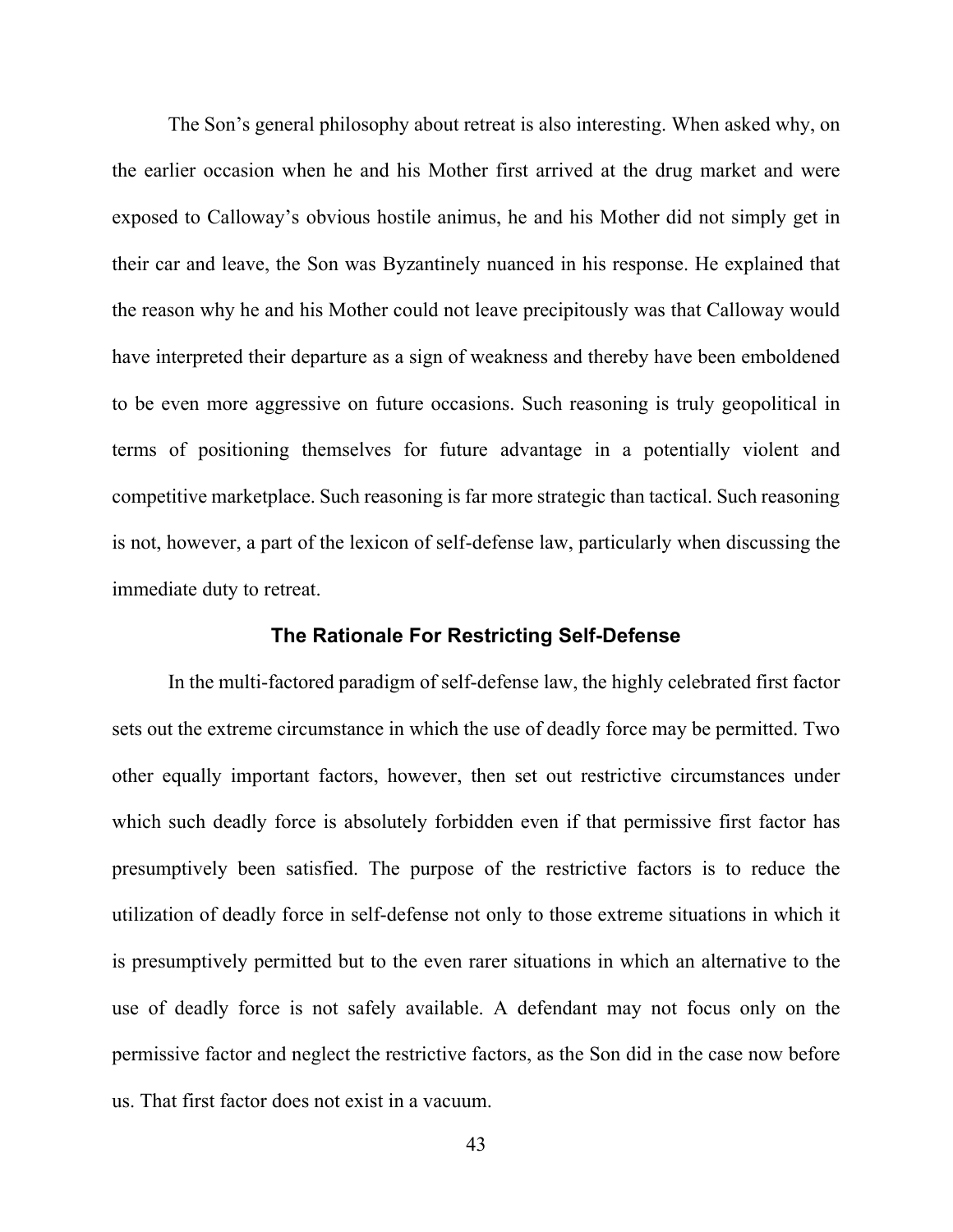The Son's general philosophy about retreat is also interesting. When asked why, on the earlier occasion when he and his Mother first arrived at the drug market and were exposed to Calloway's obvious hostile animus, he and his Mother did not simply get in their car and leave, the Son was Byzantinely nuanced in his response. He explained that the reason why he and his Mother could not leave precipitously was that Calloway would have interpreted their departure as a sign of weakness and thereby have been emboldened to be even more aggressive on future occasions. Such reasoning is truly geopolitical in terms of positioning themselves for future advantage in a potentially violent and competitive marketplace. Such reasoning is far more strategic than tactical. Such reasoning is not, however, a part of the lexicon of self-defense law, particularly when discussing the immediate duty to retreat.

### The Rationale For Restricting Self-Defense

In the multi-factored paradigm of self-defense law, the highly celebrated first factor sets out the extreme circumstance in which the use of deadly force may be permitted. Two other equally important factors, however, then set out restrictive circumstances under which such deadly force is absolutely forbidden even if that permissive first factor has presumptively been satisfied. The purpose of the restrictive factors is to reduce the utilization of deadly force in self-defense not only to those extreme situations in which it is presumptively permitted but to the even rarer situations in which an alternative to the use of deadly force is not safely available. A defendant may not focus only on the permissive factor and neglect the restrictive factors, as the Son did in the case now before us. That first factor does not exist in a vacuum.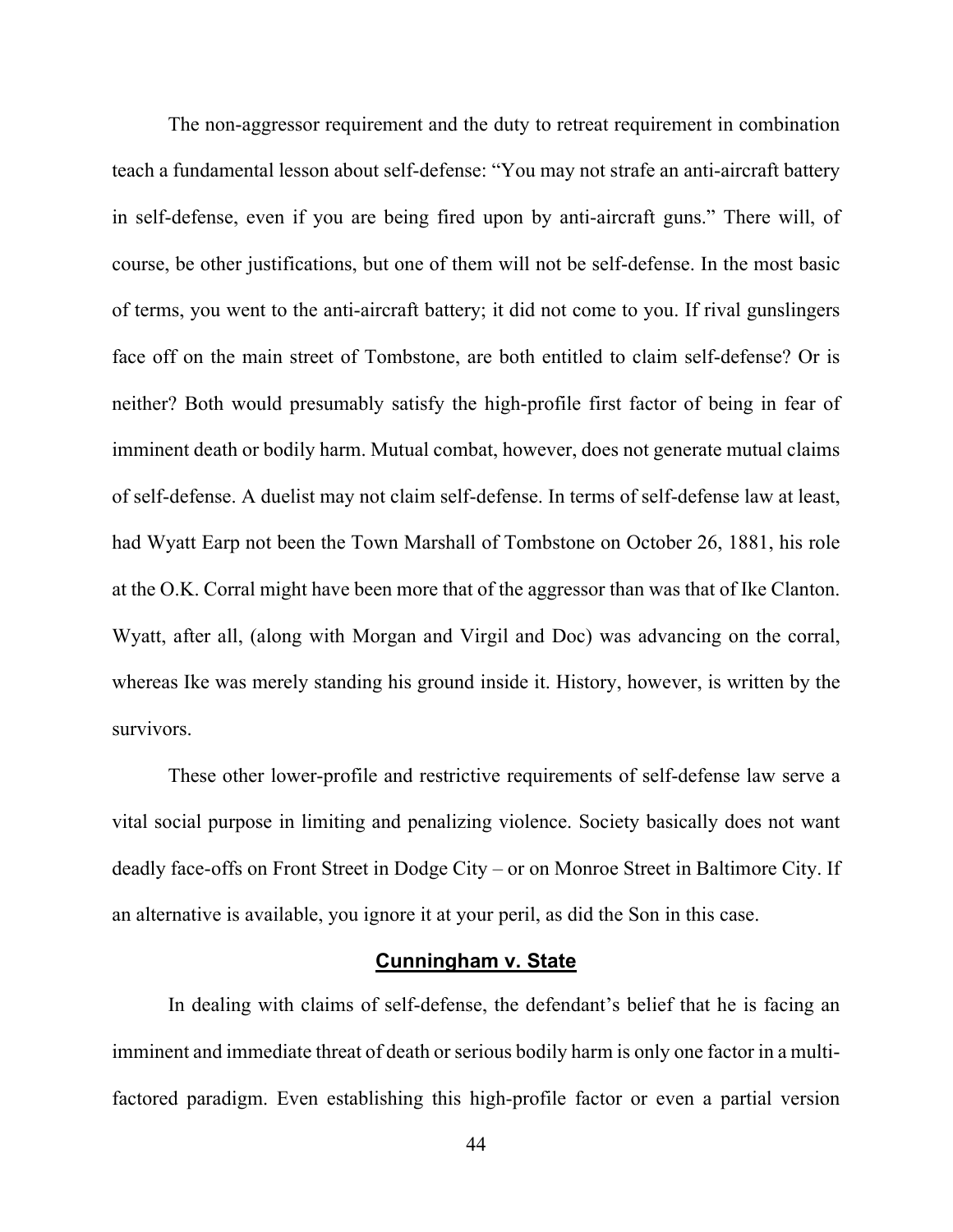The non-aggressor requirement and the duty to retreat requirement in combination teach a fundamental lesson about self-defense: "You may not strafe an anti-aircraft battery in self-defense, even if you are being fired upon by anti-aircraft guns." There will, of course, be other justifications, but one of them will not be self-defense. In the most basic of terms, you went to the anti-aircraft battery; it did not come to you. If rival gunslingers face off on the main street of Tombstone, are both entitled to claim self-defense? Or is neither? Both would presumably satisfy the high-profile first factor of being in fear of imminent death or bodily harm. Mutual combat, however, does not generate mutual claims of self-defense. A duelist may not claim self-defense. In terms of self-defense law at least, had Wyatt Earp not been the Town Marshall of Tombstone on October 26, 1881, his role at the O.K. Corral might have been more that of the aggressor than was that of Ike Clanton. Wyatt, after all, (along with Morgan and Virgil and Doc) was advancing on the corral, whereas Ike was merely standing his ground inside it. History, however, is written by the survivors.

These other lower-profile and restrictive requirements of self-defense law serve a vital social purpose in limiting and penalizing violence. Society basically does not want deadly face-offs on Front Street in Dodge City – or on Monroe Street in Baltimore City. If an alternative is available, you ignore it at your peril, as did the Son in this case.

## Cunningham v. State

In dealing with claims of self-defense, the defendant's belief that he is facing an imminent and immediate threat of death or serious bodily harm is only one factor in a multi-factored paradigm. Even establishing this high-profile factor or even a partial version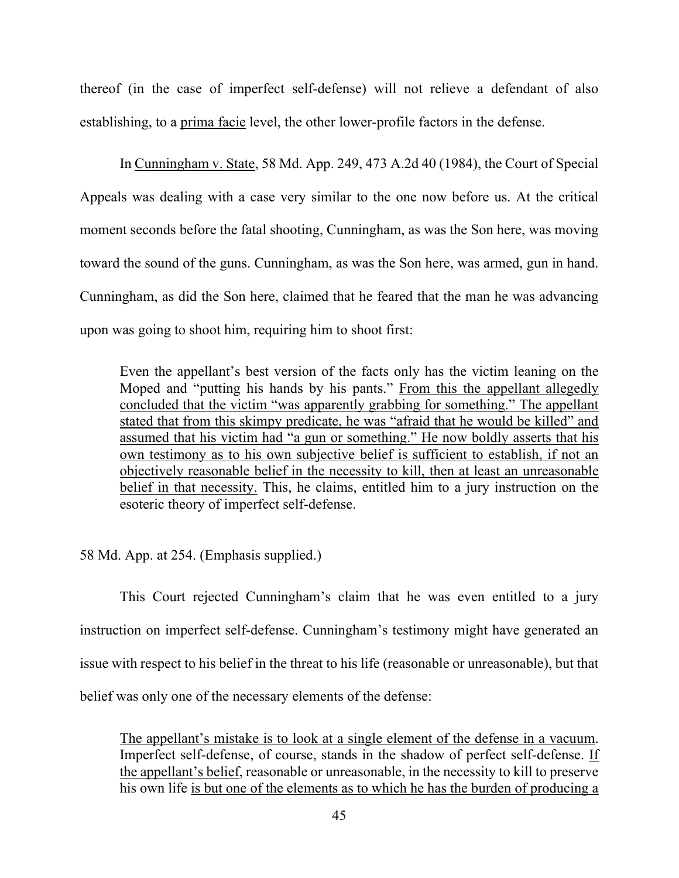thereof (in the case of imperfect self-defense) will not relieve a defendant of also establishing, to a prima facie level, the other lower-profile factors in the defense.

In Cunningham v. State, 58 Md. App. 249, 473 A.2d 40 (1984), the Court of Special Appeals was dealing with a case very similar to the one now before us. At the critical moment seconds before the fatal shooting, Cunningham, as was the Son here, was moving toward the sound of the guns. Cunningham, as was the Son here, was armed, gun in hand. Cunningham, as did the Son here, claimed that he feared that the man he was advancing upon was going to shoot him, requiring him to shoot first:

> Even the appellant's best version of the facts only has the victim leaning on the Moped and "putting his hands by his pants." From this the appellant allegedly concluded that the victim "was apparently grabbing for something." The appellant stated that from this skimpy predicate, he was "afraid that he would be killed" and assumed that his victim had "a gun or something." He now boldly asserts that his own testimony as to his own subjective belief is sufficient to establish, if not an objectively reasonable belief in the necessity to kill, then at least an unreasonable belief in that necessity. This, he claims, entitled him to a jury instruction on the esoteric theory of imperfect self-defense.

58 Md. App. at 254. (Emphasis supplied.)

This Court rejected Cunningham's claim that he was even entitled to a jury instruction on imperfect self-defense. Cunningham's testimony might have generated an issue with respect to his belief in the threat to his life (reasonable or unreasonable), but that belief was only one of the necessary elements of the defense:

> The appellant's mistake is to look at a single element of the defense in a vacuum. Imperfect self-defense, of course, stands in the shadow of perfect self-defense. If the appellant's belief, reasonable or unreasonable, in the necessity to kill to preserve his own life is but one of the elements as to which he has the burden of producing a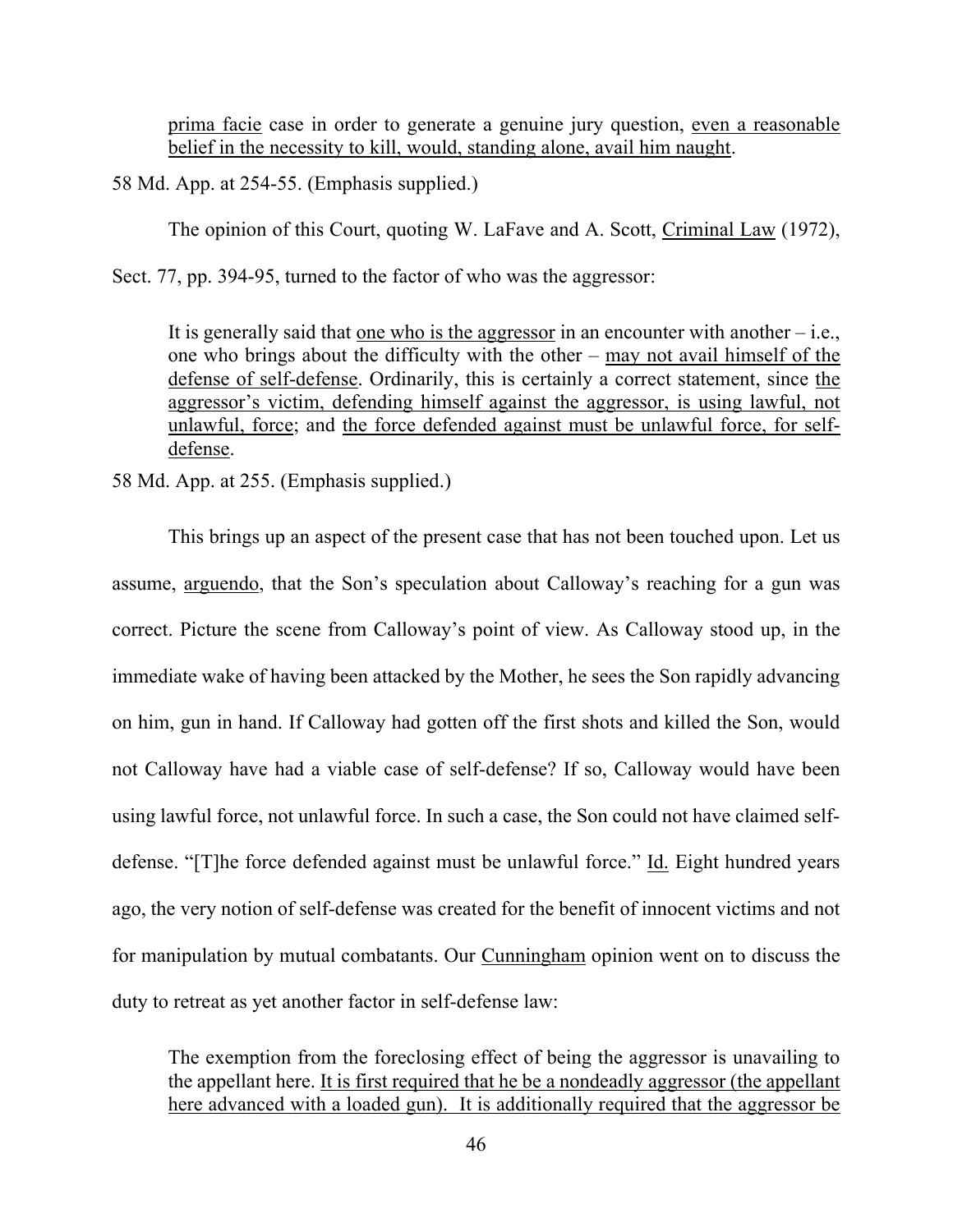> <u>prima facie</u> case in order to generate a genuine jury question, <u>even a reasonable belief in the necessity to kill, would, standing alone, avail him naught</u>.

58 Md. App. at 254-55. (Emphasis supplied.)

The opinion of this Court, quoting W. LaFave and A. Scott, <u>Criminal Law</u> (1972), Sect. 77, pp. 394-95, turned to the factor of who was the aggressor:

> It is generally said that <u>one who is the aggressor</u> in an encounter with another – i.e., one who brings about the difficulty with the other – <u>may not avail himself of the defense of self-defense</u>. Ordinarily, this is certainly a correct statement, since <u>the aggressor's victim, defending himself against the aggressor, is using lawful, not unlawful, force</u>; and <u>the force defended against must be unlawful force, for self-defense</u>.

58 Md. App. at 255. (Emphasis supplied.)

This brings up an aspect of the present case that has not been touched upon. Let us assume, <u>arguendo</u>, that the Son's speculation about Calloway's reaching for a gun was correct. Picture the scene from Calloway's point of view. As Calloway stood up, in the immediate wake of having been attacked by the Mother, he sees the Son rapidly advancing on him, gun in hand. If Calloway had gotten off the first shots and killed the Son, would not Calloway have had a viable case of self-defense? If so, Calloway would have been using lawful force, not unlawful force. In such a case, the Son could not have claimed self-defense. "[T]he force defended against must be unlawful force." <u>Id.</u> Eight hundred years ago, the very notion of self-defense was created for the benefit of innocent victims and not for manipulation by mutual combatants. Our <u>Cunningham</u> opinion went on to discuss the duty to retreat as yet another factor in self-defense law:

> The exemption from the foreclosing effect of being the aggressor is unavailing to the appellant here. <u>It is first required that he be a nondeadly aggressor (the appellant here advanced with a loaded gun). It is additionally required that the aggressor be</u>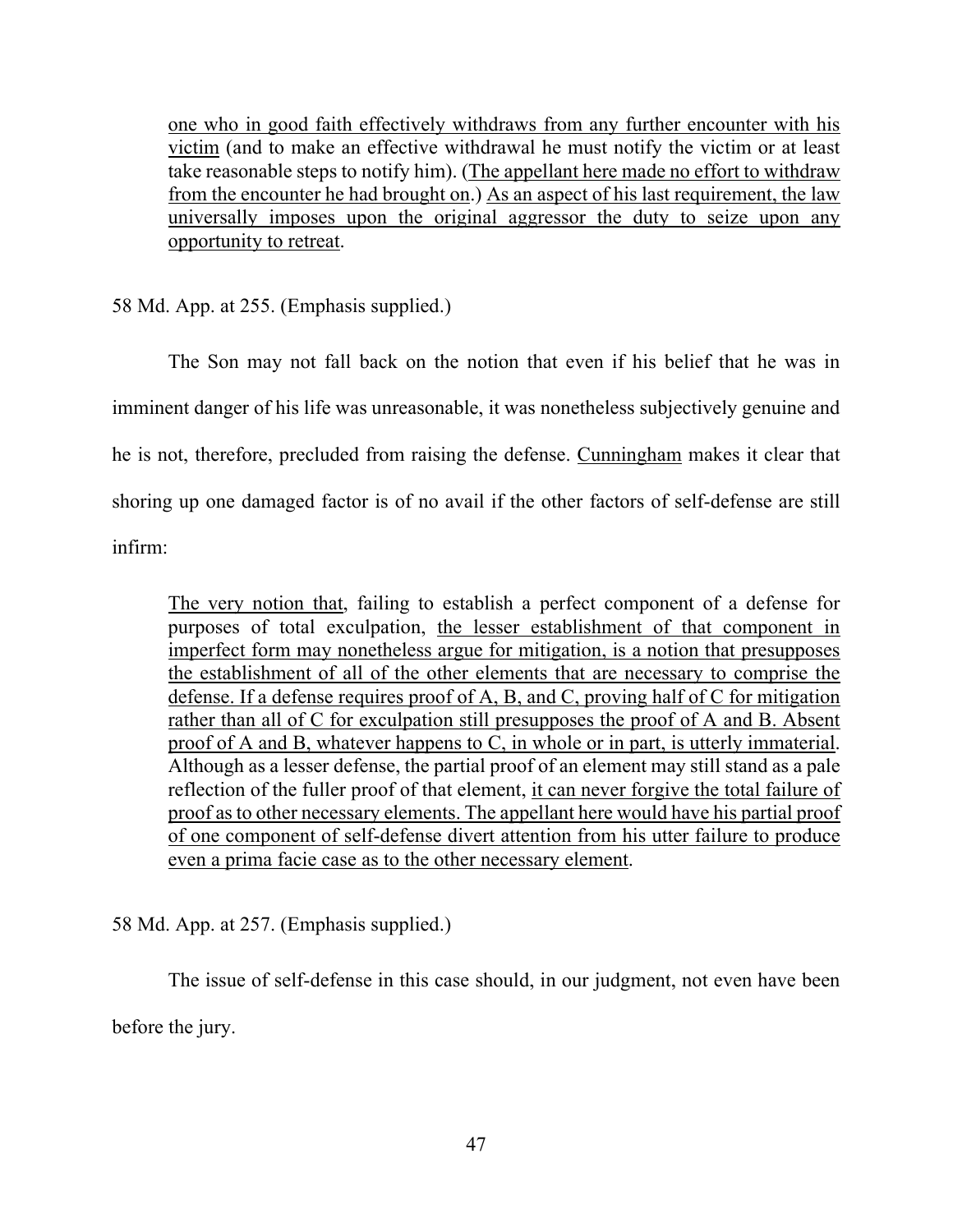> one who in good faith effectively withdraws from any further encounter with his victim (and to make an effective withdrawal he must notify the victim or at least take reasonable steps to notify him). (The appellant here made no effort to withdraw from the encounter he had brought on.) As an aspect of his last requirement, the law universally imposes upon the original aggressor the duty to seize upon any opportunity to retreat.

58 Md. App. at 255. (Emphasis supplied.)

The Son may not fall back on the notion that even if his belief that he was in imminent danger of his life was unreasonable, it was nonetheless subjectively genuine and he is not, therefore, precluded from raising the defense. Cunningham makes it clear that shoring up one damaged factor is of no avail if the other factors of self-defense are still infirm:

> The very notion that, failing to establish a perfect component of a defense for purposes of total exculpation, the lesser establishment of that component in imperfect form may nonetheless argue for mitigation, is a notion that presupposes the establishment of all of the other elements that are necessary to comprise the defense. If a defense requires proof of A, B, and C, proving half of C for mitigation rather than all of C for exculpation still presupposes the proof of A and B. Absent proof of A and B, whatever happens to C, in whole or in part, is utterly immaterial. Although as a lesser defense, the partial proof of an element may still stand as a pale reflection of the fuller proof of that element, it can never forgive the total failure of proof as to other necessary elements. The appellant here would have his partial proof of one component of self-defense divert attention from his utter failure to produce even a prima facie case as to the other necessary element.

58 Md. App. at 257. (Emphasis supplied.)

The issue of self-defense in this case should, in our judgment, not even have been before the jury.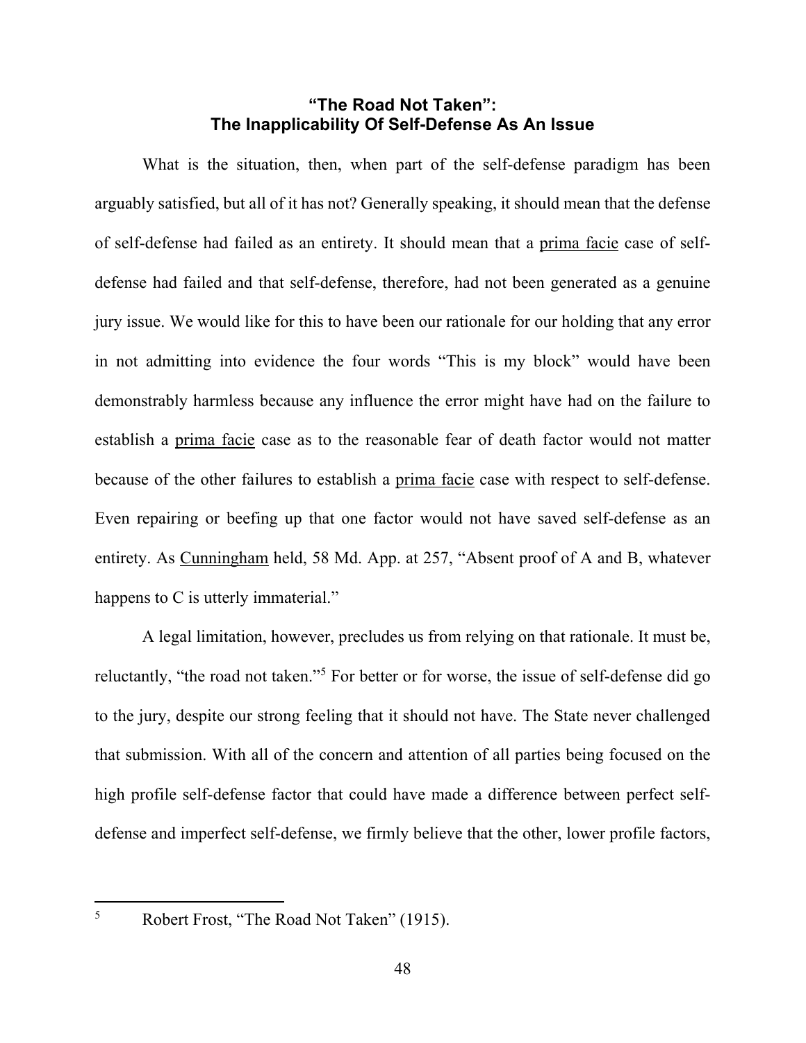### "The Road Not Taken": The Inapplicability Of Self-Defense As An Issue

What is the situation, then, when part of the self-defense paradigm has been arguably satisfied, but all of it has not? Generally speaking, it should mean that the defense of self-defense had failed as an entirety. It should mean that a prima facie case of self-defense had failed and that self-defense, therefore, had not been generated as a genuine jury issue. We would like for this to have been our rationale for our holding that any error in not admitting into evidence the four words "This is my block" would have been demonstrably harmless because any influence the error might have had on the failure to establish a prima facie case as to the reasonable fear of death factor would not matter because of the other failures to establish a prima facie case with respect to self-defense. Even repairing or beefing up that one factor would not have saved self-defense as an entirety. As Cunningham held, 58 Md. App. at 257, "Absent proof of A and B, whatever happens to C is utterly immaterial."

A legal limitation, however, precludes us from relying on that rationale. It must be, reluctantly, "the road not taken."[5] For better or for worse, the issue of self-defense did go to the jury, despite our strong feeling that it should not have. The State never challenged that submission. With all of the concern and attention of all parties being focused on the high profile self-defense factor that could have made a difference between perfect self-defense and imperfect self-defense, we firmly believe that the other, lower profile factors,

[5] Robert Frost, "The Road Not Taken" (1915).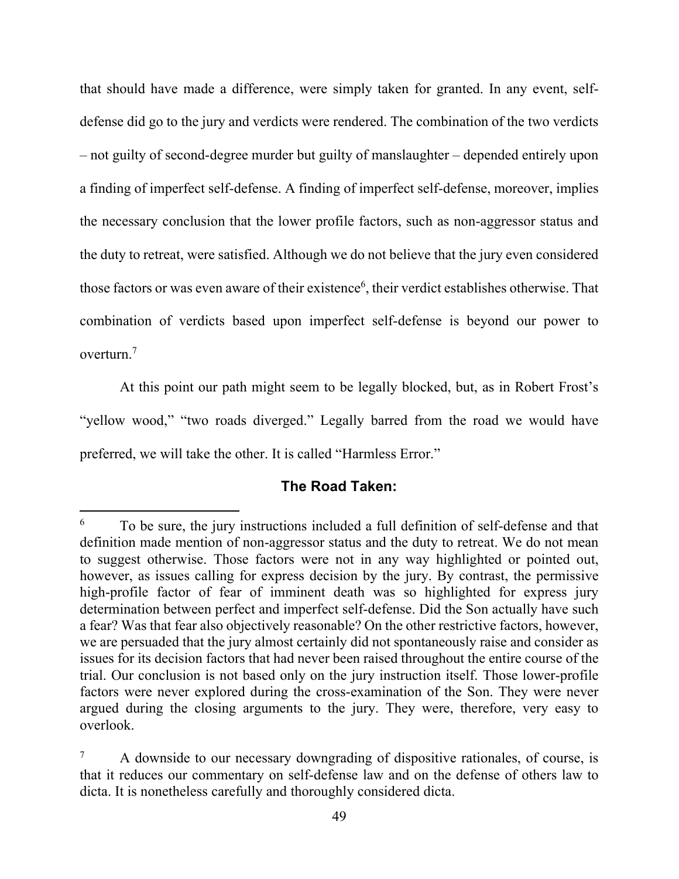that should have made a difference, were simply taken for granted. In any event, self-defense did go to the jury and verdicts were rendered. The combination of the two verdicts – not guilty of second-degree murder but guilty of manslaughter – depended entirely upon a finding of imperfect self-defense. A finding of imperfect self-defense, moreover, implies the necessary conclusion that the lower profile factors, such as non-aggressor status and the duty to retreat, were satisfied. Although we do not believe that the jury even considered those factors or was even aware of their existence[6], their verdict establishes otherwise. That combination of verdicts based upon imperfect self-defense is beyond our power to overturn.[7]

At this point our path might seem to be legally blocked, but, as in Robert Frost's "yellow wood," "two roads diverged." Legally barred from the road we would have preferred, we will take the other. It is called "Harmless Error."

### The Road Taken:

---

[6] To be sure, the jury instructions included a full definition of self-defense and that definition made mention of non-aggressor status and the duty to retreat. We do not mean to suggest otherwise. Those factors were not in any way highlighted or pointed out, however, as issues calling for express decision by the jury. By contrast, the permissive high-profile factor of fear of imminent death was so highlighted for express jury determination between perfect and imperfect self-defense. Did the Son actually have such a fear? Was that fear also objectively reasonable? On the other restrictive factors, however, we are persuaded that the jury almost certainly did not spontaneously raise and consider as issues for its decision factors that had never been raised throughout the entire course of the trial. Our conclusion is not based only on the jury instruction itself. Those lower-profile factors were never explored during the cross-examination of the Son. They were never argued during the closing arguments to the jury. They were, therefore, very easy to overlook.

[7] A downside to our necessary downgrading of dispositive rationales, of course, is that it reduces our commentary on self-defense law and on the defense of others law to dicta. It is nonetheless carefully and thoroughly considered dicta.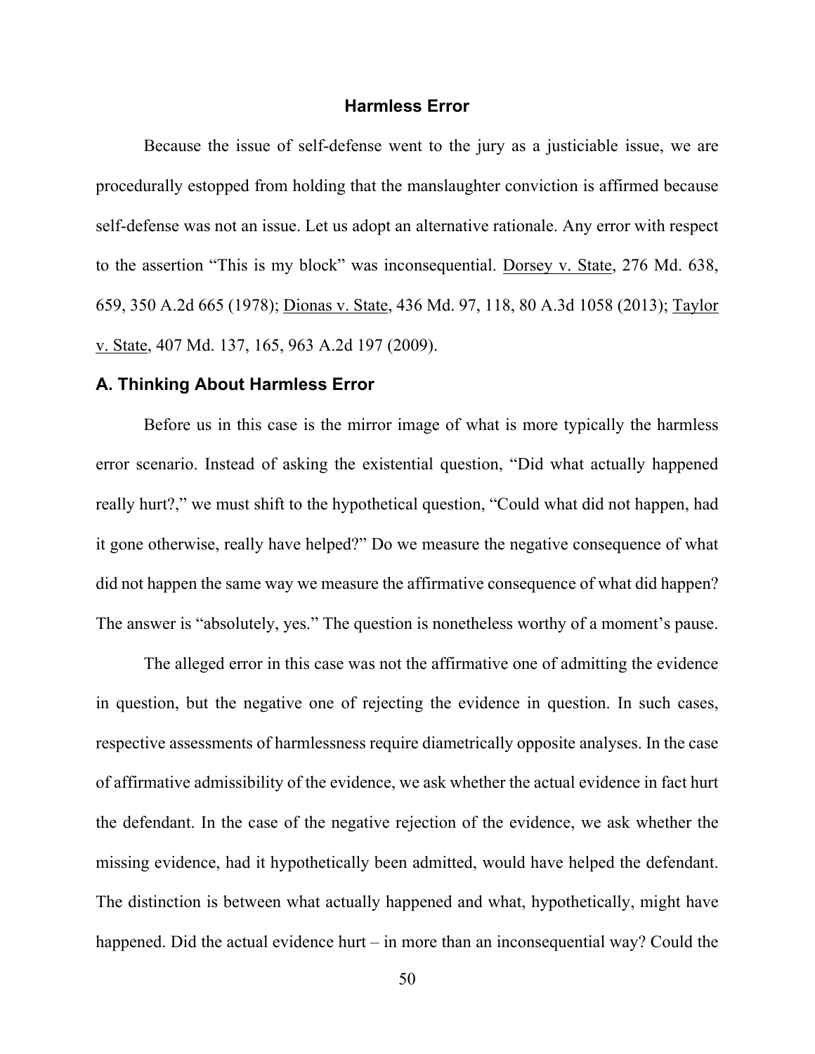## Harmless Error

Because the issue of self-defense went to the jury as a justiciable issue, we are procedurally estopped from holding that the manslaughter conviction is affirmed because self-defense was not an issue. Let us adopt an alternative rationale. Any error with respect to the assertion "This is my block" was inconsequential. <u>Dorsey v. State</u>, 276 Md. 638, 659, 350 A.2d 665 (1978); <u>Dionas v. State</u>, 436 Md. 97, 118, 80 A.3d 1058 (2013); <u>Taylor v. State</u>, 407 Md. 137, 165, 963 A.2d 197 (2009).

### A. Thinking About Harmless Error

Before us in this case is the mirror image of what is more typically the harmless error scenario. Instead of asking the existential question, "Did what actually happened really hurt?," we must shift to the hypothetical question, "Could what did not happen, had it gone otherwise, really have helped?" Do we measure the negative consequence of what did not happen the same way we measure the affirmative consequence of what did happen? The answer is "absolutely, yes." The question is nonetheless worthy of a moment's pause.

The alleged error in this case was not the affirmative one of admitting the evidence in question, but the negative one of rejecting the evidence in question. In such cases, respective assessments of harmlessness require diametrically opposite analyses. In the case of affirmative admissibility of the evidence, we ask whether the actual evidence in fact hurt the defendant. In the case of the negative rejection of the evidence, we ask whether the missing evidence, had it hypothetically been admitted, would have helped the defendant. The distinction is between what actually happened and what, hypothetically, might have happened. Did the actual evidence hurt – in more than an inconsequential way? Could the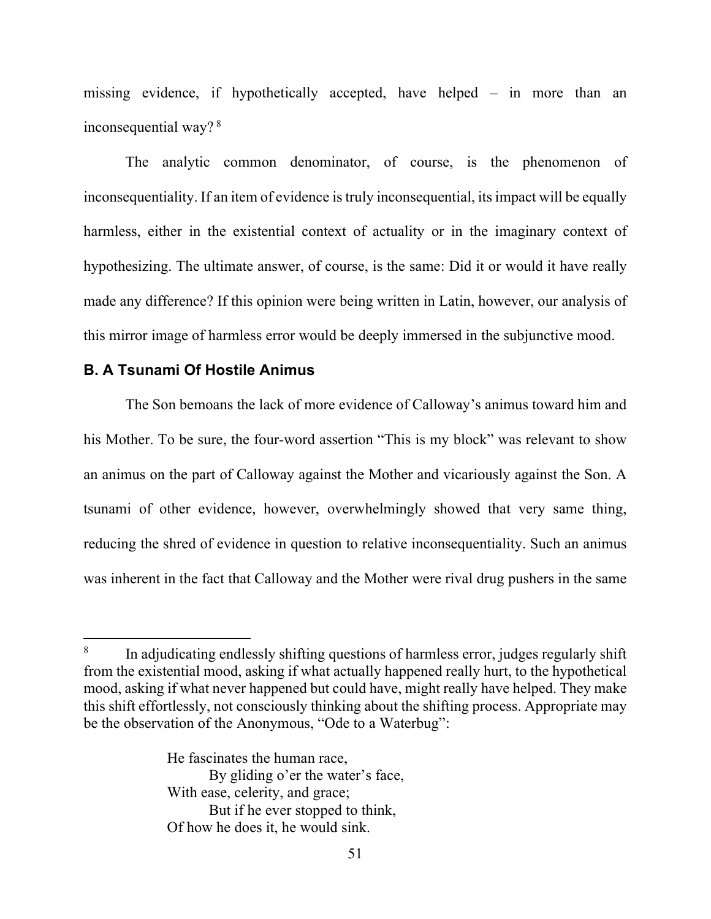missing evidence, if hypothetically accepted, have helped – in more than an inconsequential way? [8]

The analytic common denominator, of course, is the phenomenon of inconsequentiality. If an item of evidence is truly inconsequential, its impact will be equally harmless, either in the existential context of actuality or in the imaginary context of hypothesizing. The ultimate answer, of course, is the same: Did it or would it have really made any difference? If this opinion were being written in Latin, however, our analysis of this mirror image of harmless error would be deeply immersed in the subjunctive mood.

### B. A Tsunami Of Hostile Animus

The Son bemoans the lack of more evidence of Calloway's animus toward him and his Mother. To be sure, the four-word assertion "This is my block" was relevant to show an animus on the part of Calloway against the Mother and vicariously against the Son. A tsunami of other evidence, however, overwhelmingly showed that very same thing, reducing the shred of evidence in question to relative inconsequentiality. Such an animus was inherent in the fact that Calloway and the Mother were rival drug pushers in the same

---

[8] In adjudicating endlessly shifting questions of harmless error, judges regularly shift from the existential mood, asking if what actually happened really hurt, to the hypothetical mood, asking if what never happened but could have, might really have helped. They make this shift effortlessly, not consciously thinking about the shifting process. Appropriate may be the observation of the Anonymous, "Ode to a Waterbug":

> He fascinates the human race,
> By gliding o'er the water's face,
> With ease, celerity, and grace;
> But if he ever stopped to think,
> Of how he does it, he would sink.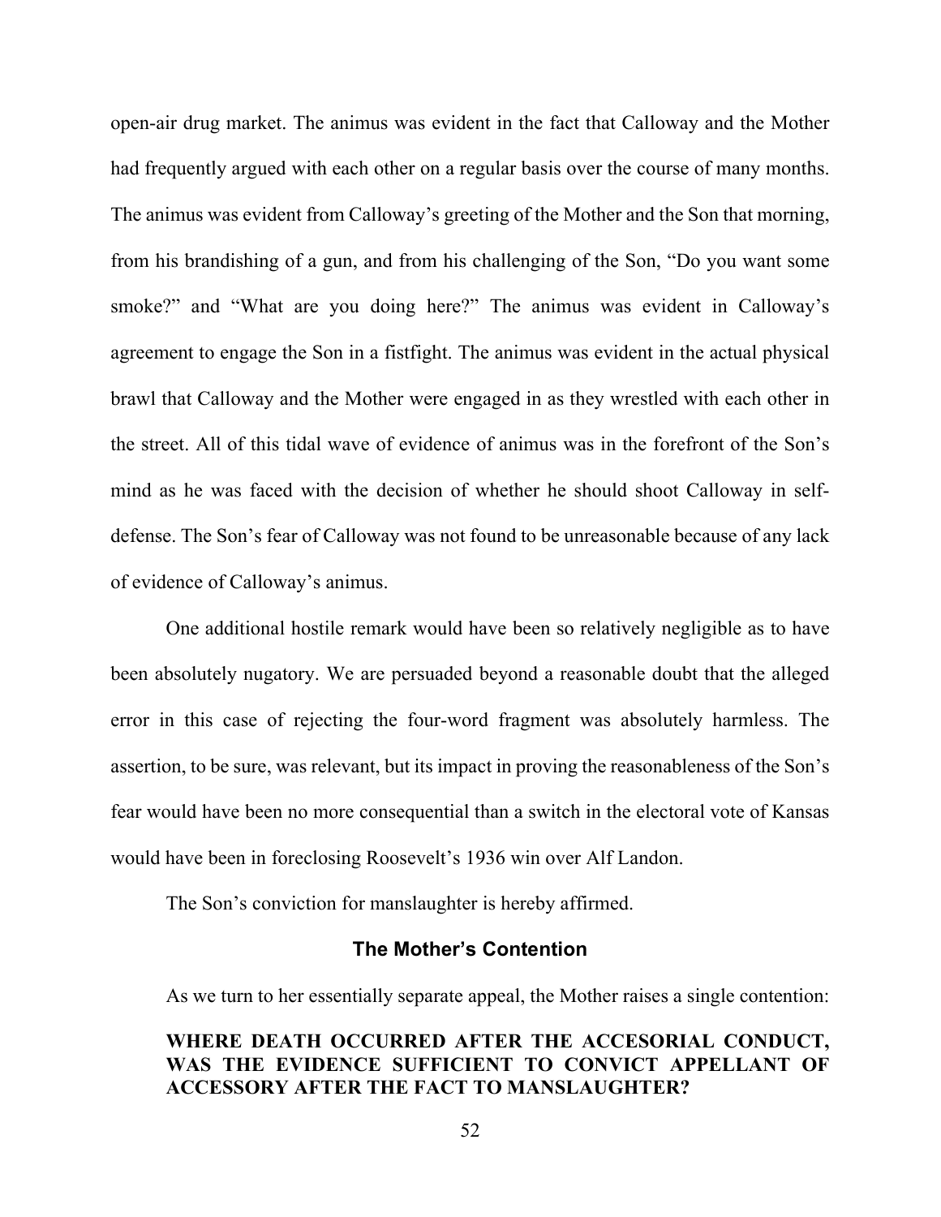open-air drug market. The animus was evident in the fact that Calloway and the Mother had frequently argued with each other on a regular basis over the course of many months. The animus was evident from Calloway's greeting of the Mother and the Son that morning, from his brandishing of a gun, and from his challenging of the Son, "Do you want some smoke?" and "What are you doing here?" The animus was evident in Calloway's agreement to engage the Son in a fistfight. The animus was evident in the actual physical brawl that Calloway and the Mother were engaged in as they wrestled with each other in the street. All of this tidal wave of evidence of animus was in the forefront of the Son's mind as he was faced with the decision of whether he should shoot Calloway in self-defense. The Son's fear of Calloway was not found to be unreasonable because of any lack of evidence of Calloway's animus.

One additional hostile remark would have been so relatively negligible as to have been absolutely nugatory. We are persuaded beyond a reasonable doubt that the alleged error in this case of rejecting the four-word fragment was absolutely harmless. The assertion, to be sure, was relevant, but its impact in proving the reasonableness of the Son's fear would have been no more consequential than a switch in the electoral vote of Kansas would have been in foreclosing Roosevelt's 1936 win over Alf Landon.

The Son's conviction for manslaughter is hereby affirmed.

## The Mother's Contention

As we turn to her essentially separate appeal, the Mother raises a single contention:

> **WHERE DEATH OCCURRED AFTER THE ACCESORIAL CONDUCT, WAS THE EVIDENCE SUFFICIENT TO CONVICT APPELLANT OF ACCESSORY AFTER THE FACT TO MANSLAUGHTER?**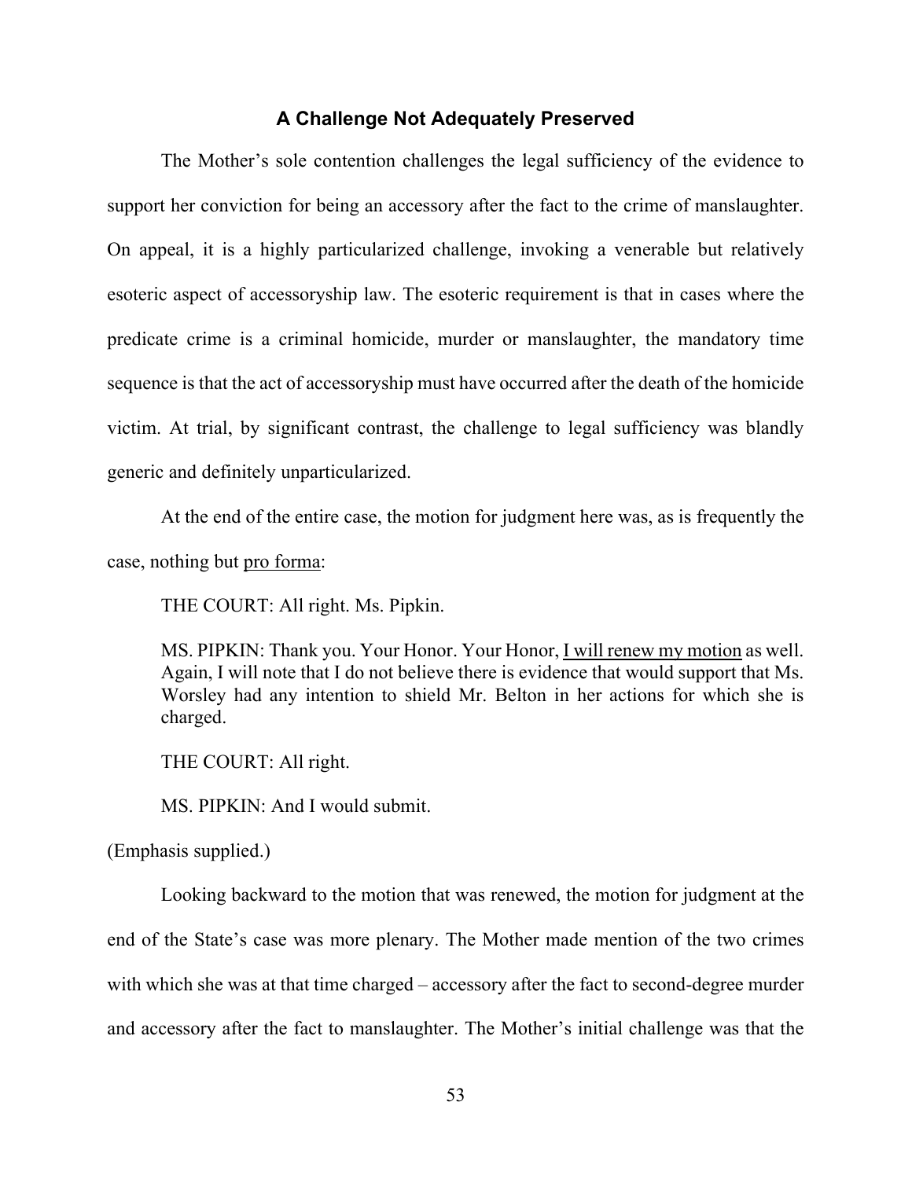### A Challenge Not Adequately Preserved

The Mother's sole contention challenges the legal sufficiency of the evidence to support her conviction for being an accessory after the fact to the crime of manslaughter. On appeal, it is a highly particularized challenge, invoking a venerable but relatively esoteric aspect of accessoryship law. The esoteric requirement is that in cases where the predicate crime is a criminal homicide, murder or manslaughter, the mandatory time sequence is that the act of accessoryship must have occurred after the death of the homicide victim. At trial, by significant contrast, the challenge to legal sufficiency was blandly generic and definitely unparticularized.

At the end of the entire case, the motion for judgment here was, as is frequently the case, nothing but <u>pro forma</u>:

> THE COURT: All right. Ms. Pipkin.
>
> MS. PIPKIN: Thank you. Your Honor. Your Honor, <u>I will renew my motion</u> as well. Again, I will note that I do not believe there is evidence that would support that Ms. Worsley had any intention to shield Mr. Belton in her actions for which she is charged.
>
> THE COURT: All right.
>
> MS. PIPKIN: And I would submit.

(Emphasis supplied.)

Looking backward to the motion that was renewed, the motion for judgment at the end of the State's case was more plenary. The Mother made mention of the two crimes with which she was at that time charged – accessory after the fact to second-degree murder and accessory after the fact to manslaughter. The Mother's initial challenge was that the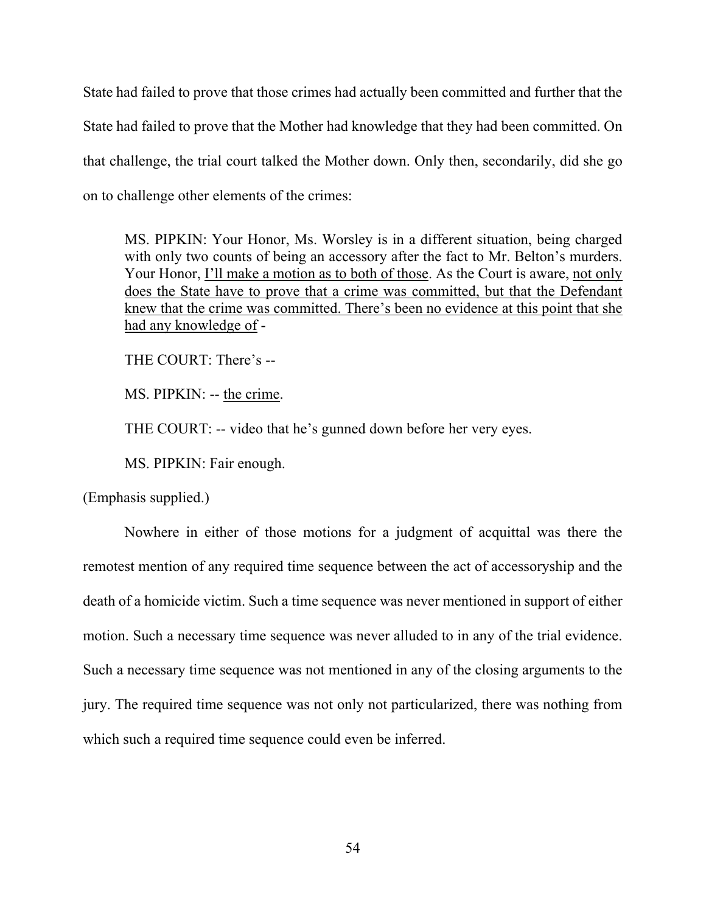State had failed to prove that those crimes had actually been committed and further that the State had failed to prove that the Mother had knowledge that they had been committed. On that challenge, the trial court talked the Mother down. Only then, secondarily, did she go on to challenge other elements of the crimes:

> MS. PIPKIN: Your Honor, Ms. Worsley is in a different situation, being charged with only two counts of being an accessory after the fact to Mr. Belton's murders. Your Honor, <u>I'll make a motion as to both of those</u>. As the Court is aware, <u>not only does the State have to prove that a crime was committed, but that the Defendant knew that the crime was committed. There's been no evidence at this point that she had any knowledge of</u> -
>
> THE COURT: There's --
>
> MS. PIPKIN: -- <u>the crime</u>.
>
> THE COURT: -- video that he's gunned down before her very eyes.
>
> MS. PIPKIN: Fair enough.

(Emphasis supplied.)

Nowhere in either of those motions for a judgment of acquittal was there the remotest mention of any required time sequence between the act of accessoryship and the death of a homicide victim. Such a time sequence was never mentioned in support of either motion. Such a necessary time sequence was never alluded to in any of the trial evidence. Such a necessary time sequence was not mentioned in any of the closing arguments to the jury. The required time sequence was not only not particularized, there was nothing from which such a required time sequence could even be inferred.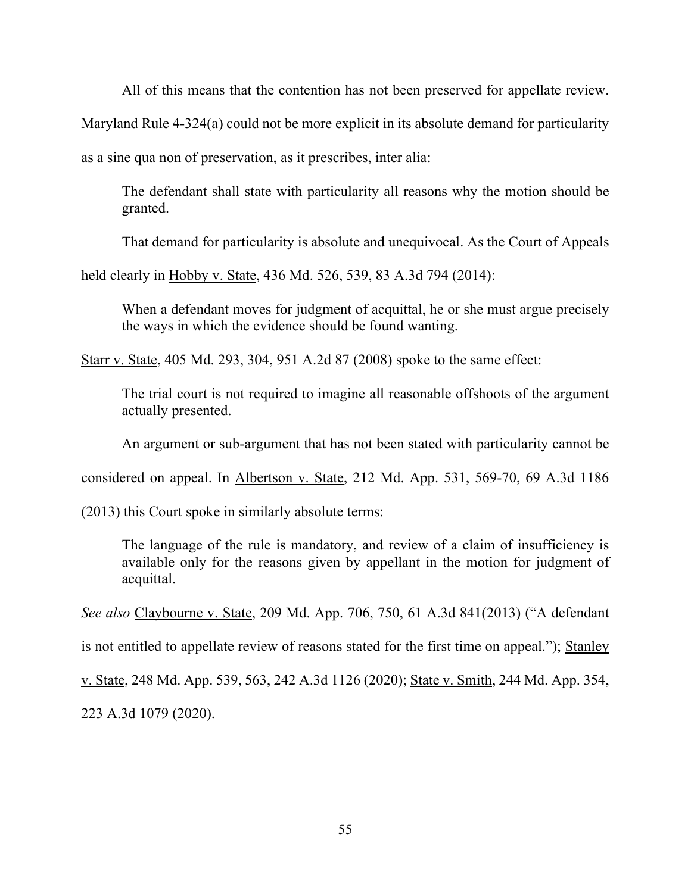All of this means that the contention has not been preserved for appellate review. Maryland Rule 4-324(a) could not be more explicit in its absolute demand for particularity as a sine qua non of preservation, as it prescribes, inter alia:

> The defendant shall state with particularity all reasons why the motion should be granted.

That demand for particularity is absolute and unequivocal. As the Court of Appeals held clearly in Hobby v. State, 436 Md. 526, 539, 83 A.3d 794 (2014):

> When a defendant moves for judgment of acquittal, he or she must argue precisely the ways in which the evidence should be found wanting.

Starr v. State, 405 Md. 293, 304, 951 A.2d 87 (2008) spoke to the same effect:

> The trial court is not required to imagine all reasonable offshoots of the argument actually presented.

An argument or sub-argument that has not been stated with particularity cannot be considered on appeal. In Albertson v. State, 212 Md. App. 531, 569-70, 69 A.3d 1186 (2013) this Court spoke in similarly absolute terms:

> The language of the rule is mandatory, and review of a claim of insufficiency is available only for the reasons given by appellant in the motion for judgment of acquittal.

*See also* Claybourne v. State, 209 Md. App. 706, 750, 61 A.3d 841(2013) ("A defendant is not entitled to appellate review of reasons stated for the first time on appeal."); Stanley v. State, 248 Md. App. 539, 563, 242 A.3d 1126 (2020); State v. Smith, 244 Md. App. 354, 223 A.3d 1079 (2020).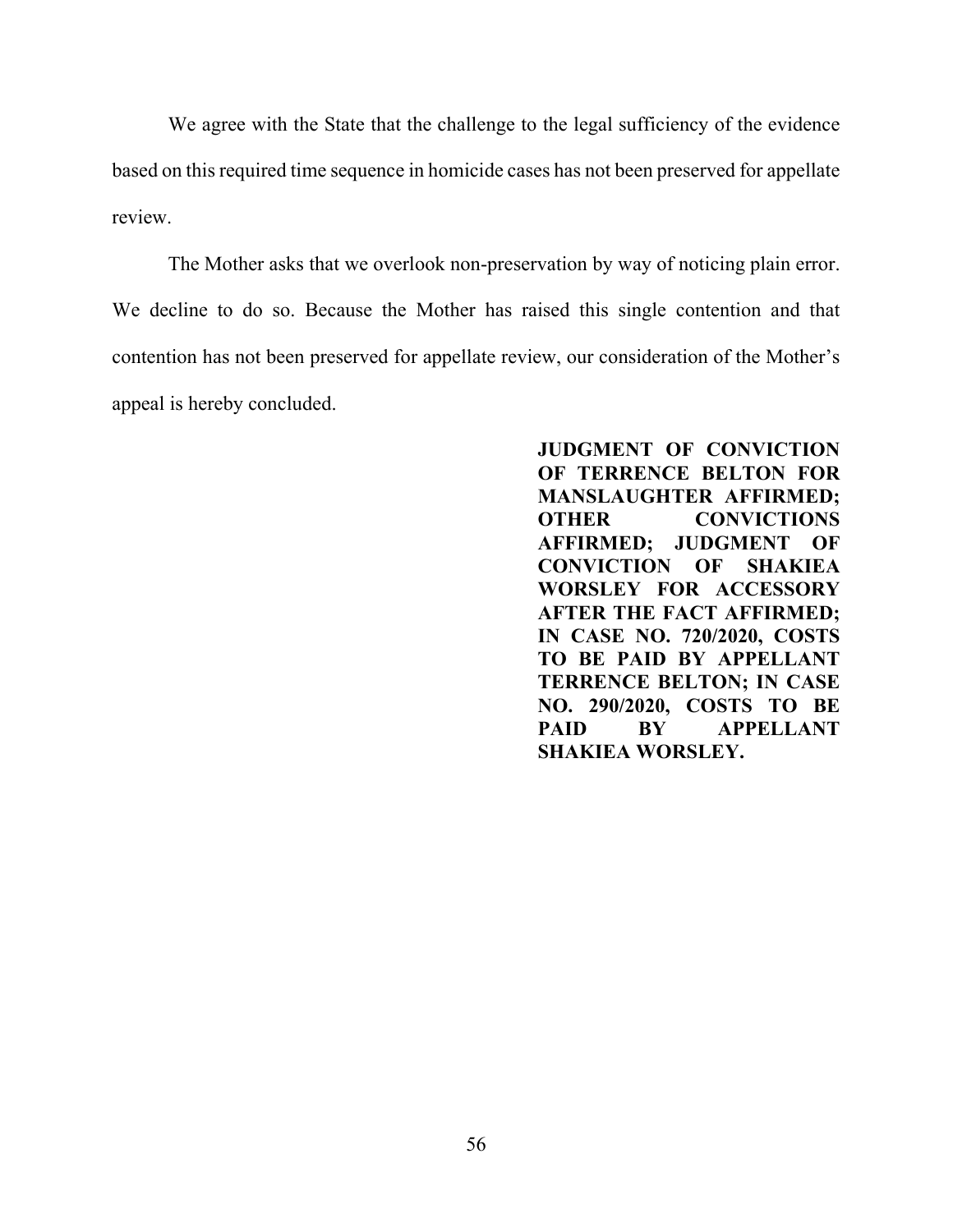We agree with the State that the challenge to the legal sufficiency of the evidence based on this required time sequence in homicide cases has not been preserved for appellate review.

The Mother asks that we overlook non-preservation by way of noticing plain error. We decline to do so. Because the Mother has raised this single contention and that contention has not been preserved for appellate review, our consideration of the Mother's appeal is hereby concluded.

**JUDGMENT OF CONVICTION OF TERRENCE BELTON FOR MANSLAUGHTER AFFIRMED; OTHER CONVICTIONS AFFIRMED; JUDGMENT OF CONVICTION OF SHAKIEA WORSLEY FOR ACCESSORY AFTER THE FACT AFFIRMED; IN CASE NO. 720/2020, COSTS TO BE PAID BY APPELLANT TERRENCE BELTON; IN CASE NO. 290/2020, COSTS TO BE PAID BY APPELLANT SHAKIEA WORSLEY.**